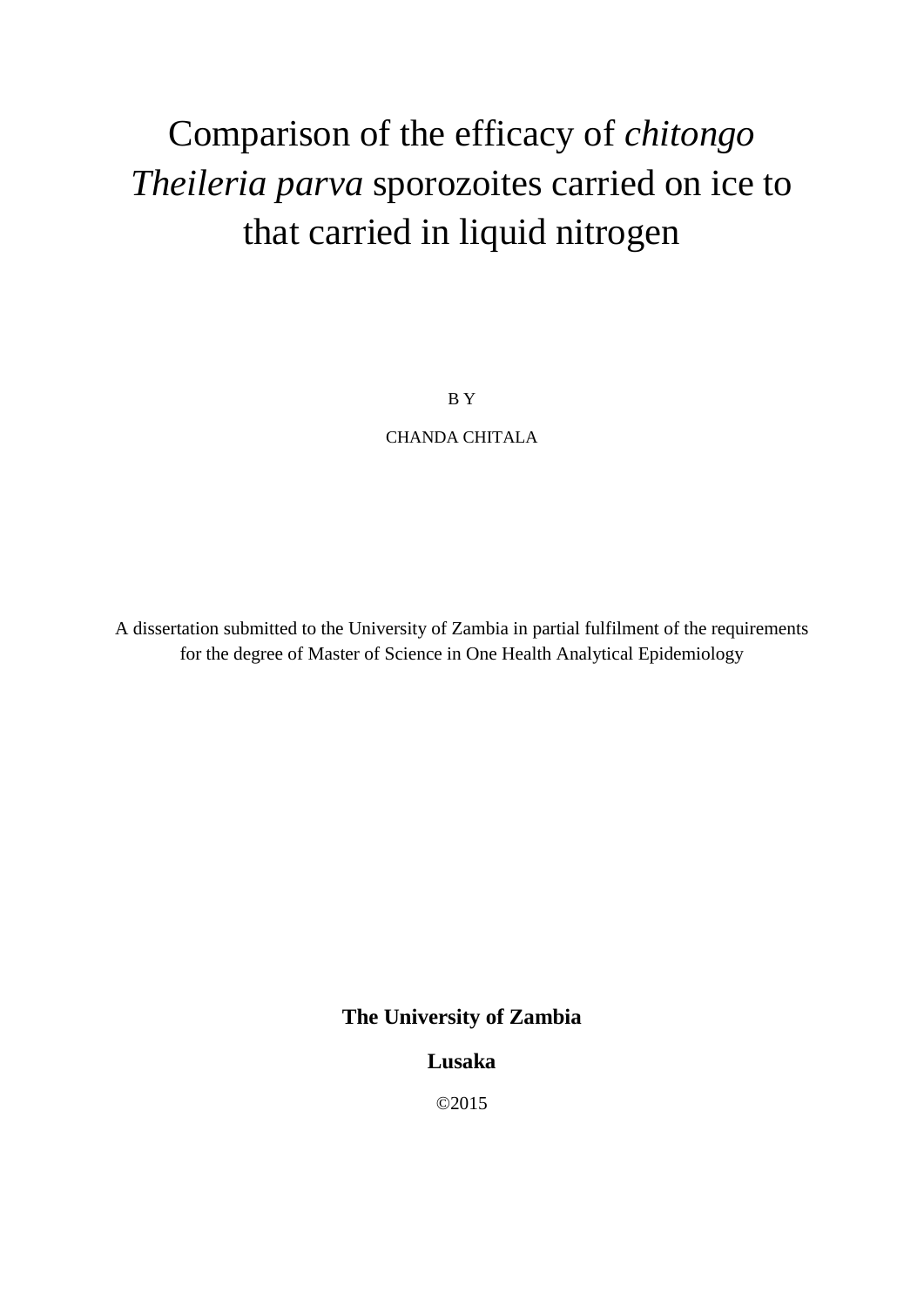# Comparison of the efficacy of *chitongo* *Theileria parva* sporozoites carried on ice to that carried in liquid nitrogen

B Y

CHANDA CHITALA

A dissertation submitted to the University of Zambia in partial fulfilment of the requirements for the degree of Master of Science in One Health Analytical Epidemiology

**The University of Zambia**

**Lusaka**

©2015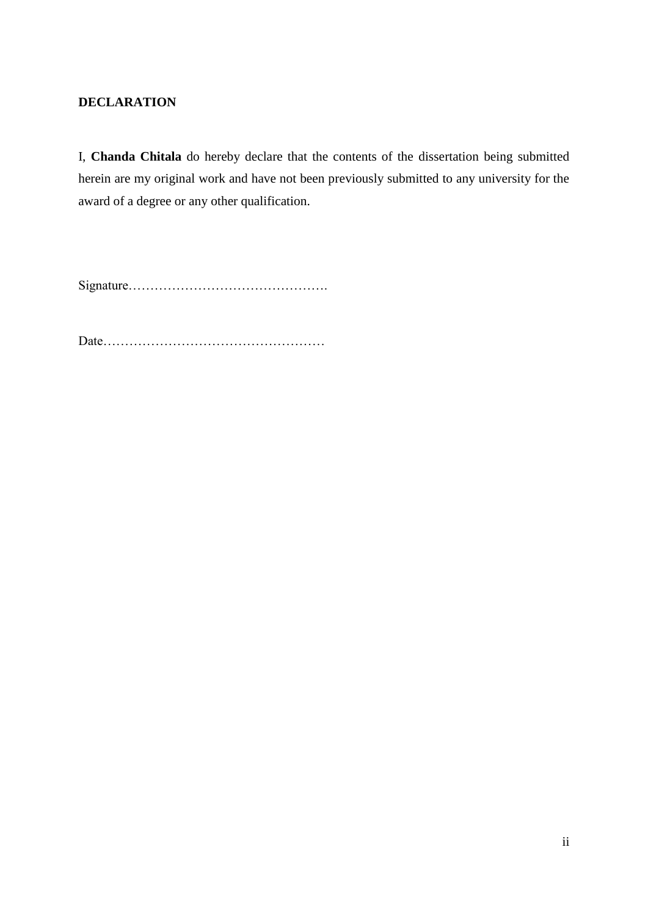# DECLARATION

I, **Chanda Chitala** do hereby declare that the contents of the dissertation being submitted herein are my original work and have not been previously submitted to any university for the award of a degree or any other qualification.

Signature……………………………………….

Date……………………………………………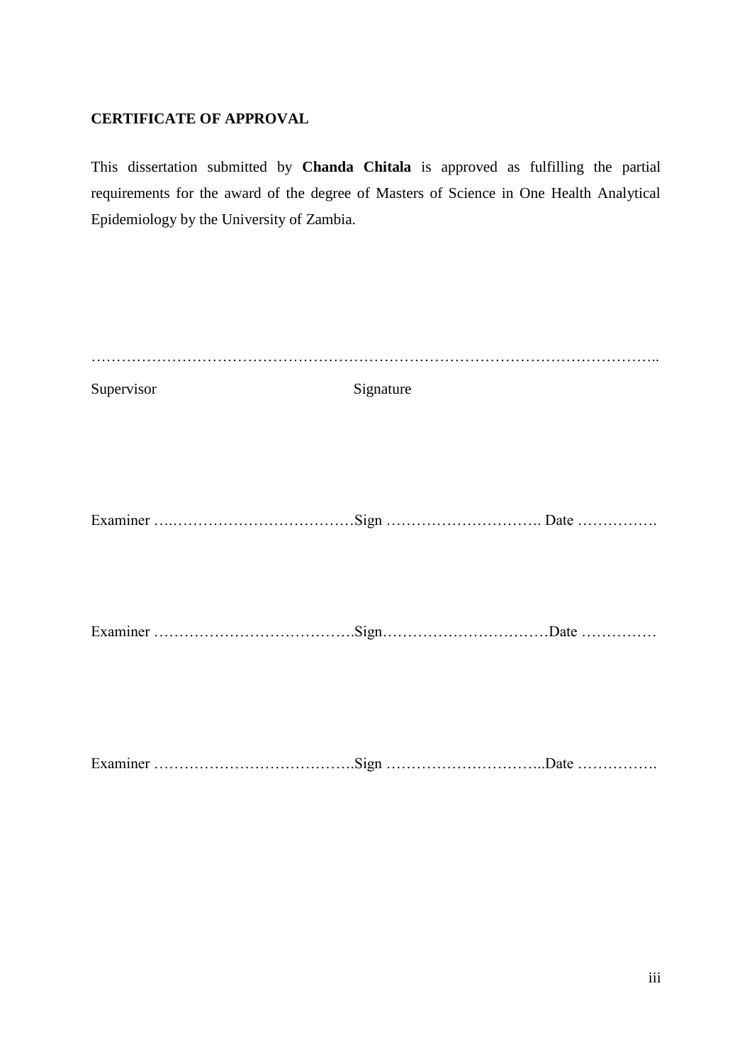**CERTIFICATE OF APPROVAL**

This dissertation submitted by **Chanda Chitala** is approved as fulfilling the partial requirements for the award of the degree of Masters of Science in One Health Analytical Epidemiology by the University of Zambia.

…………………………………………………………………………………………………..

Supervisor Signature

Examiner ….………………………………Sign …………………………. Date …………….

Examiner ………………………………….Sign……………………………Date ……………

Examiner ………………………………….Sign …………………………..Date …………….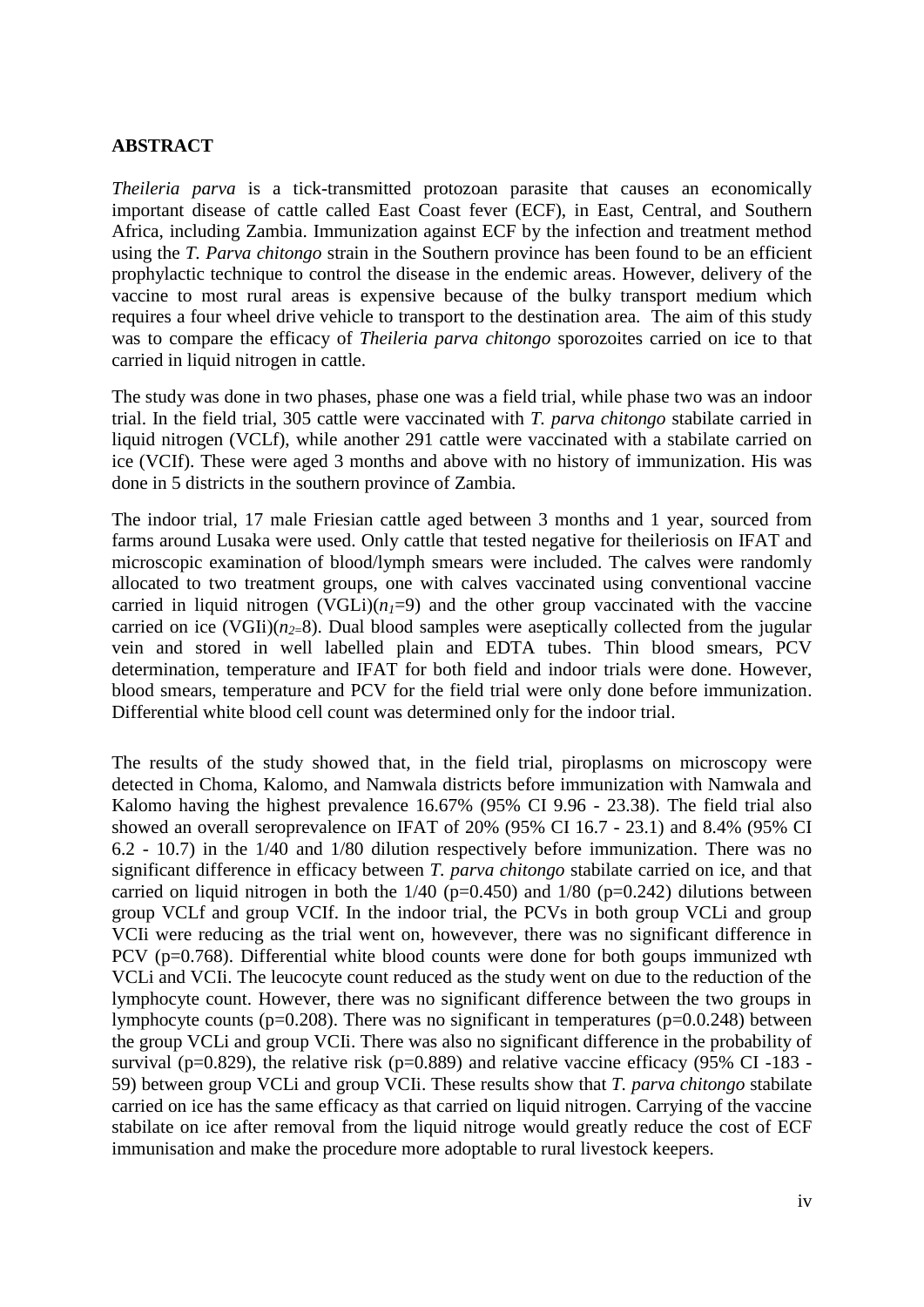**ABSTRACT**

*Theileria parva* is a tick-transmitted protozoan parasite that causes an economically important disease of cattle called East Coast fever (ECF), in East, Central, and Southern Africa, including Zambia. Immunization against ECF by the infection and treatment method using the *T. Parva chitongo* strain in the Southern province has been found to be an efficient prophylactic technique to control the disease in the endemic areas. However, delivery of the vaccine to most rural areas is expensive because of the bulky transport medium which requires a four wheel drive vehicle to transport to the destination area. The aim of this study was to compare the efficacy of *Theileria parva chitongo* sporozoites carried on ice to that carried in liquid nitrogen in cattle.

The study was done in two phases, phase one was a field trial, while phase two was an indoor trial. In the field trial, 305 cattle were vaccinated with *T. parva chitongo* stabilate carried in liquid nitrogen (VCLf), while another 291 cattle were vaccinated with a stabilate carried on ice (VCIf). These were aged 3 months and above with no history of immunization. His was done in 5 districts in the southern province of Zambia.

The indoor trial, 17 male Friesian cattle aged between 3 months and 1 year, sourced from farms around Lusaka were used. Only cattle that tested negative for theileriosis on IFAT and microscopic examination of blood/lymph smears were included. The calves were randomly allocated to two treatment groups, one with calves vaccinated using conventional vaccine carried in liquid nitrogen (VGLi)($n_1$=9) and the other group vaccinated with the vaccine carried on ice (VGIi)($n_2$=8). Dual blood samples were aseptically collected from the jugular vein and stored in well labelled plain and EDTA tubes. Thin blood smears, PCV determination, temperature and IFAT for both field and indoor trials were done. However, blood smears, temperature and PCV for the field trial were only done before immunization. Differential white blood cell count was determined only for the indoor trial.

The results of the study showed that, in the field trial, piroplasms on microscopy were detected in Choma, Kalomo, and Namwala districts before immunization with Namwala and Kalomo having the highest prevalence 16.67% (95% CI 9.96 - 23.38). The field trial also showed an overall seroprevalence on IFAT of 20% (95% CI 16.7 - 23.1) and 8.4% (95% CI 6.2 - 10.7) in the 1/40 and 1/80 dilution respectively before immunization. There was no significant difference in efficacy between *T. parva chitongo* stabilate carried on ice, and that carried on liquid nitrogen in both the 1/40 (p=0.450) and 1/80 (p=0.242) dilutions between group VCLf and group VCIf. In the indoor trial, the PCVs in both group VCLi and group VCIi were reducing as the trial went on, howevever, there was no significant difference in PCV (p=0.768). Differential white blood counts were done for both goups immunized wth VCLi and VCIi. The leucocyte count reduced as the study went on due to the reduction of the lymphocyte count. However, there was no significant difference between the two groups in lymphocyte counts (p=0.208). There was no significant in temperatures (p=0.0.248) between the group VCLi and group VCIi. There was also no significant difference in the probability of survival (p=0.829), the relative risk (p=0.889) and relative vaccine efficacy (95% CI -183 - 59) between group VCLi and group VCIi. These results show that *T. parva chitongo* stabilate carried on ice has the same efficacy as that carried on liquid nitrogen. Carrying of the vaccine stabilate on ice after removal from the liquid nitroge would greatly reduce the cost of ECF immunisation and make the procedure more adoptable to rural livestock keepers.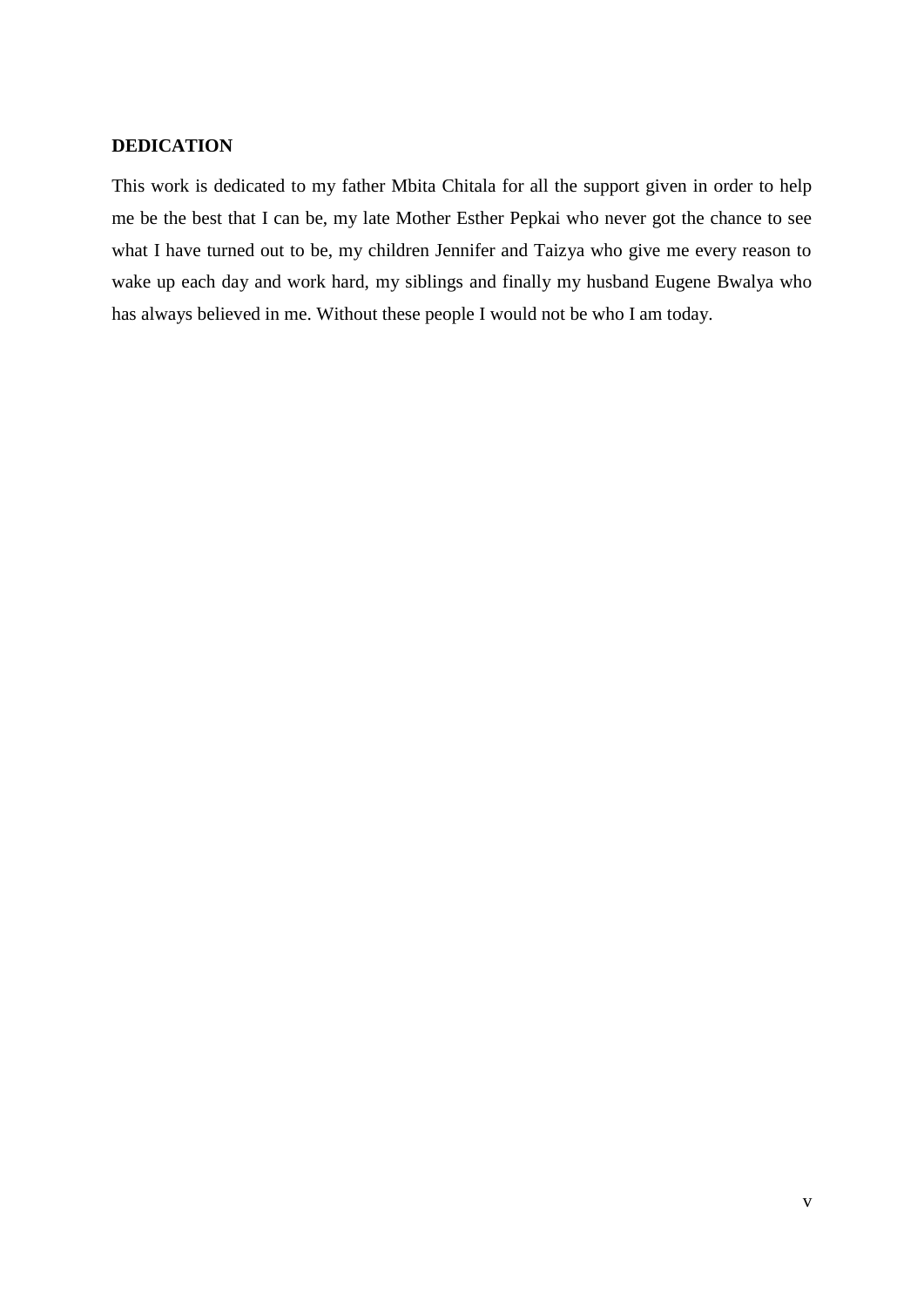## DEDICATION

This work is dedicated to my father Mbita Chitala for all the support given in order to help me be the best that I can be, my late Mother Esther Pepkai who never got the chance to see what I have turned out to be, my children Jennifer and Taizya who give me every reason to wake up each day and work hard, my siblings and finally my husband Eugene Bwalya who has always believed in me. Without these people I would not be who I am today.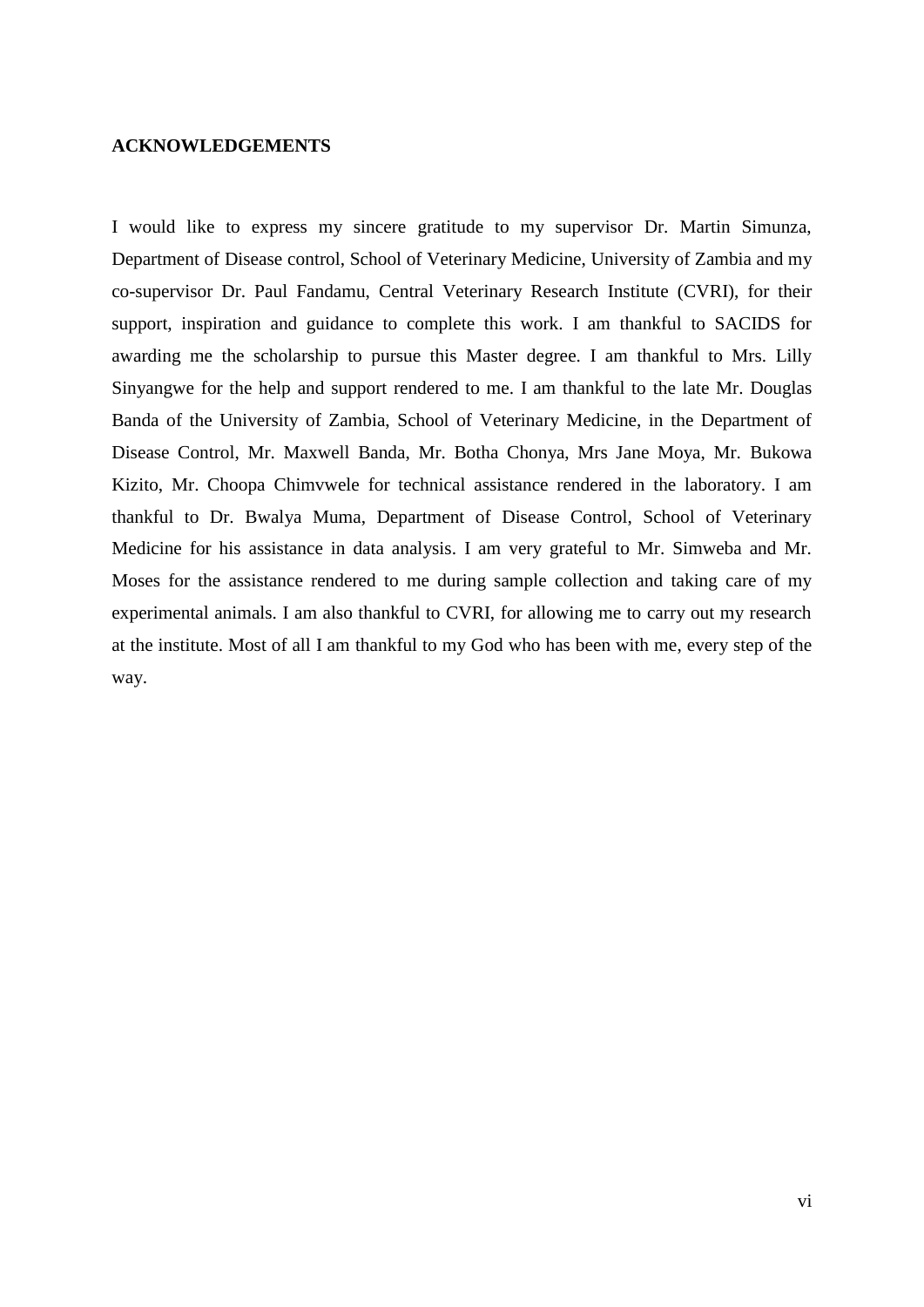## ACKNOWLEDGEMENTS

I would like to express my sincere gratitude to my supervisor Dr. Martin Simunza, Department of Disease control, School of Veterinary Medicine, University of Zambia and my co-supervisor Dr. Paul Fandamu, Central Veterinary Research Institute (CVRI), for their support, inspiration and guidance to complete this work. I am thankful to SACIDS for awarding me the scholarship to pursue this Master degree. I am thankful to Mrs. Lilly Sinyangwe for the help and support rendered to me. I am thankful to the late Mr. Douglas Banda of the University of Zambia, School of Veterinary Medicine, in the Department of Disease Control, Mr. Maxwell Banda, Mr. Botha Chonya, Mrs Jane Moya, Mr. Bukowa Kizito, Mr. Choopa Chimvwele for technical assistance rendered in the laboratory. I am thankful to Dr. Bwalya Muma, Department of Disease Control, School of Veterinary Medicine for his assistance in data analysis. I am very grateful to Mr. Simweba and Mr. Moses for the assistance rendered to me during sample collection and taking care of my experimental animals. I am also thankful to CVRI, for allowing me to carry out my research at the institute. Most of all I am thankful to my God who has been with me, every step of the way.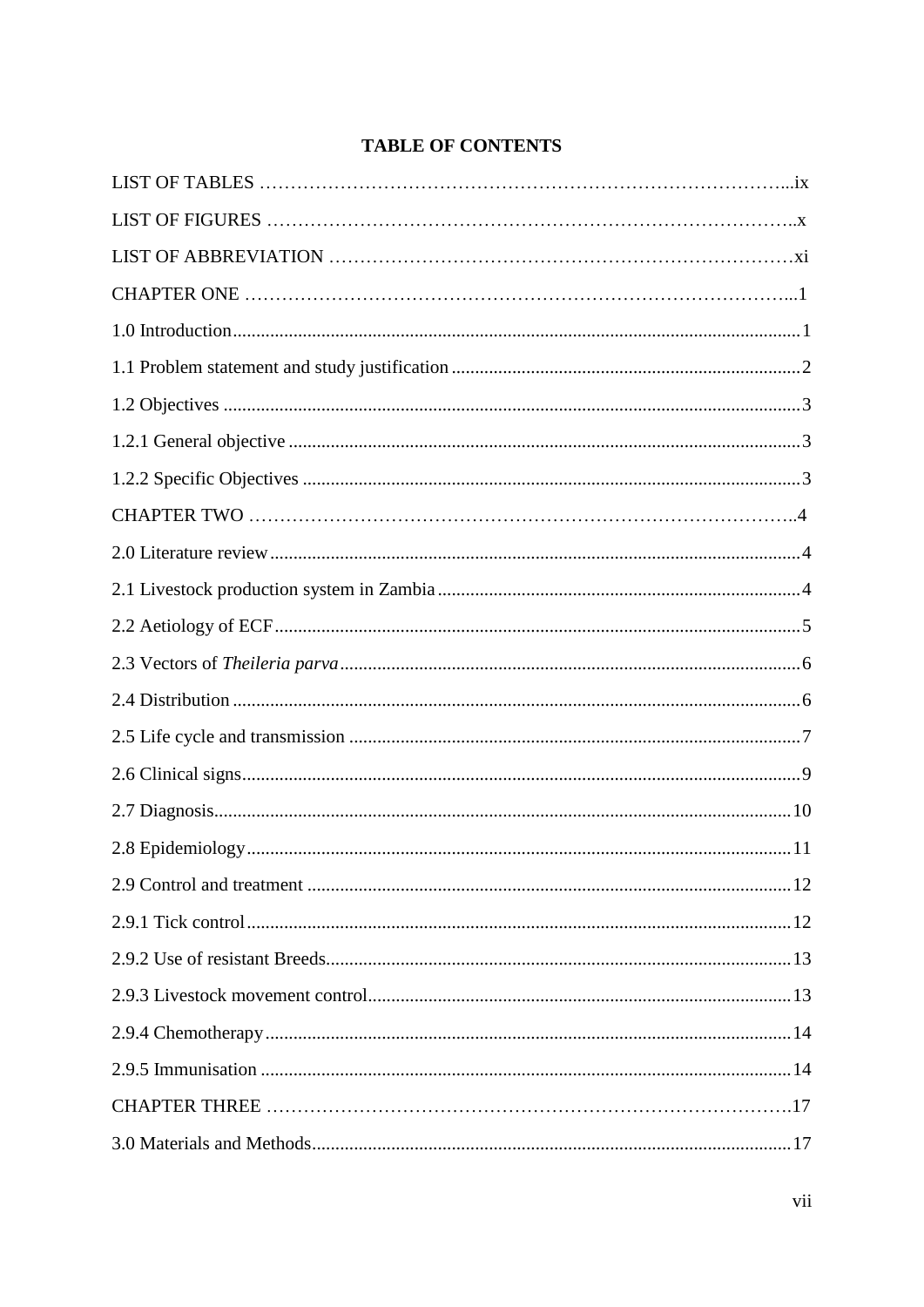# TABLE OF CONTENTS

LIST OF TABLES ....ix

LIST OF FIGURES ....x

LIST OF ABBREVIATION ....xi

CHAPTER ONE ....1

1.0 Introduction ....1

1.1 Problem statement and study justification ....2

1.2 Objectives ....3

1.2.1 General objective ....3

1.2.2 Specific Objectives ....3

CHAPTER TWO ....4

2.0 Literature review ....4

2.1 Livestock production system in Zambia ....4

2.2 Aetiology of ECF ....5

2.3 Vectors of *Theileria parva* ....6

2.4 Distribution ....6

2.5 Life cycle and transmission ....7

2.6 Clinical signs ....9

2.7 Diagnosis ....10

2.8 Epidemiology ....11

2.9 Control and treatment ....12

2.9.1 Tick control ....12

2.9.2 Use of resistant Breeds ....13

2.9.3 Livestock movement control ....13

2.9.4 Chemotherapy ....14

2.9.5 Immunisation ....14

CHAPTER THREE ....17

3.0 Materials and Methods ....17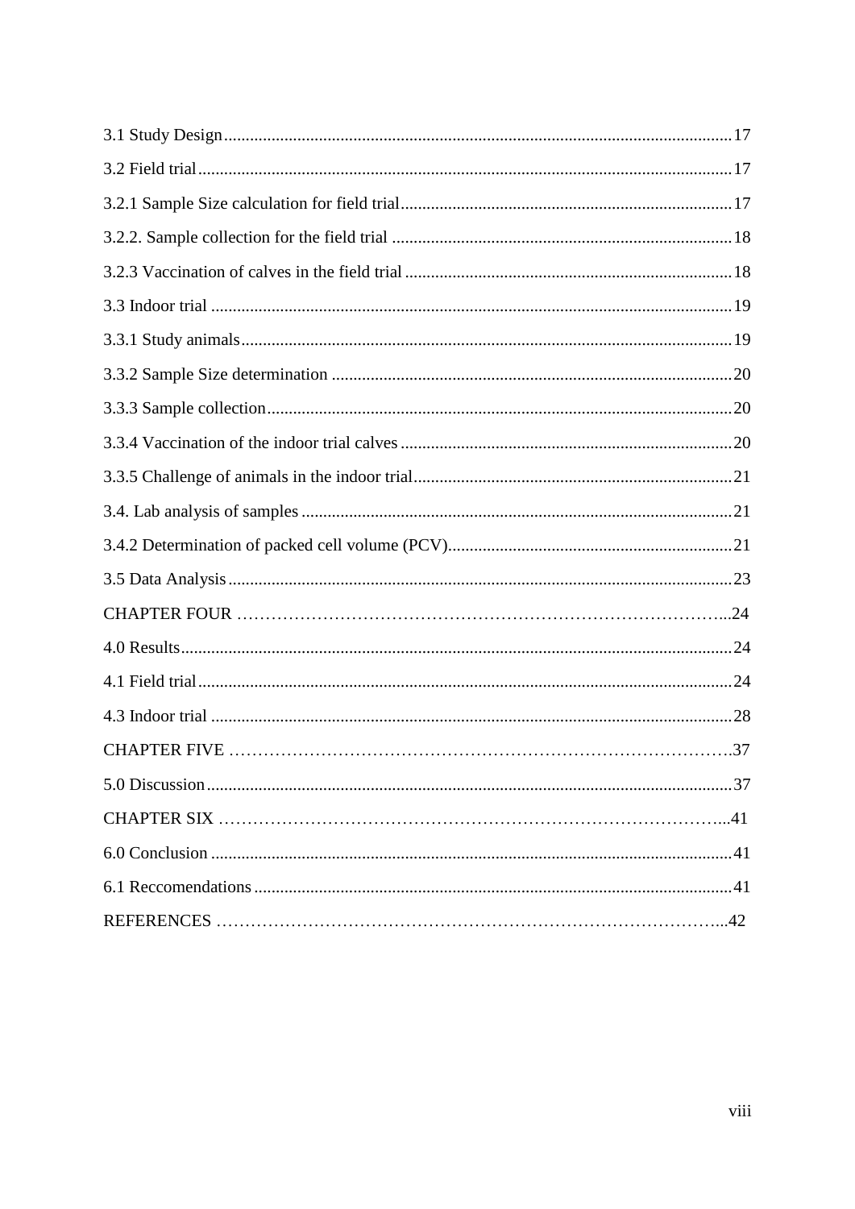3.1 Study Design......................................................................................................................17

3.2 Field trial...........................................................................................................................17

3.2.1 Sample Size calculation for field trial............................................................................17

3.2.2. Sample collection for the field trial ..............................................................................18

3.2.3 Vaccination of calves in the field trial ...........................................................................18

3.3 Indoor trial ........................................................................................................................19

3.3.1 Study animals.................................................................................................................19

3.3.2 Sample Size determination ............................................................................................20

3.3.3 Sample collection...........................................................................................................20

3.3.4 Vaccination of the indoor trial calves ............................................................................20

3.3.5 Challenge of animals in the indoor trial.........................................................................21

3.4. Lab analysis of samples ...................................................................................................21

3.4.2 Determination of packed cell volume (PCV).................................................................21

3.5 Data Analysis....................................................................................................................23

CHAPTER FOUR ……………………………………………………………………………...24

4.0 Results...............................................................................................................................24

4.1 Field trial...........................................................................................................................24

4.3 Indoor trial ........................................................................................................................28

CHAPTER FIVE …………………………………………………………………………….37

5.0 Discussion.........................................................................................................................37

CHAPTER SIX ……………………………………………………………………………...41

6.0 Conclusion ........................................................................................................................41

6.1 Reccomendations..............................................................................................................41

REFERENCES ……………………………………………………………………………...42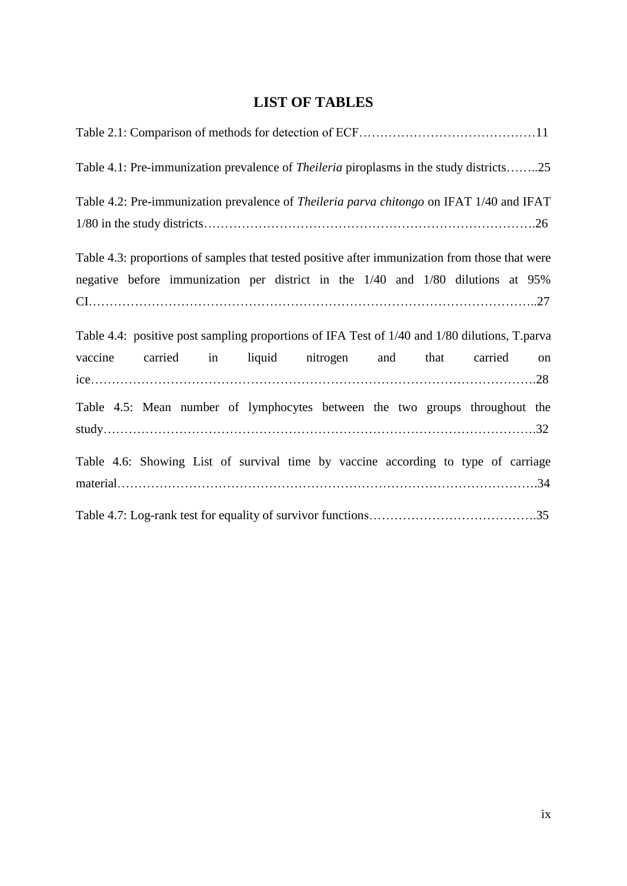# LIST OF TABLES

Table 2.1: Comparison of methods for detection of ECF……………………………………11

Table 4.1: Pre-immunization prevalence of *Theileria* piroplasms in the study districts……..25

Table 4.2: Pre-immunization prevalence of *Theileria parva chitongo* on IFAT 1/40 and IFAT 1/80 in the study districts………………………………………………………………….26

Table 4.3: proportions of samples that tested positive after immunization from those that were negative before immunization per district in the 1/40 and 1/80 dilutions at 95% CI…………………………………………………………………………………………..27

Table 4.4: positive post sampling proportions of IFA Test of 1/40 and 1/80 dilutions, T.parva vaccine carried in liquid nitrogen and that carried on ice………………………………………………………………………………………….28

Table 4.5: Mean number of lymphocytes between the two groups throughout the study………………………………………………………………………………………….32

Table 4.6: Showing List of survival time by vaccine according to type of carriage material……………………………………………………………………………………….34

Table 4.7: Log-rank test for equality of survivor functions………………………………….35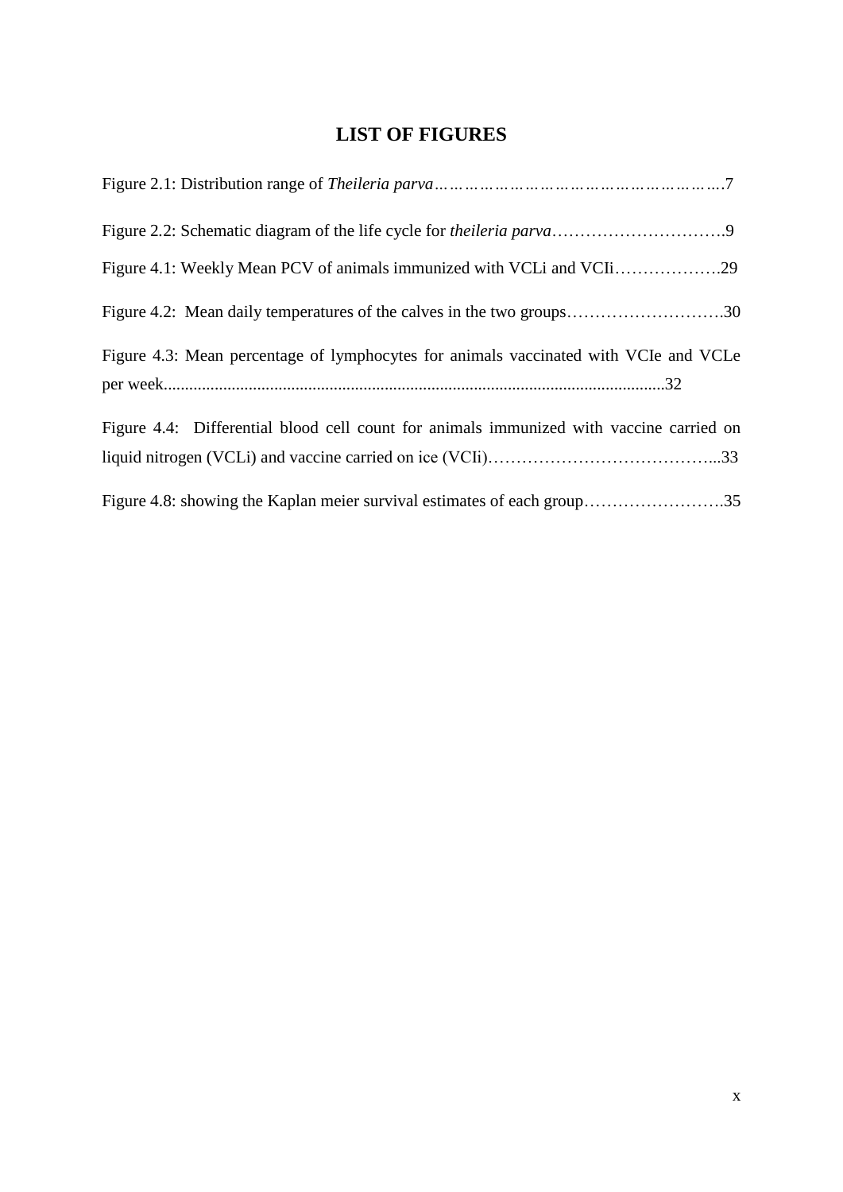# LIST OF FIGURES

Figure 2.1: Distribution range of *Theileria parva*……………………………………………….7

Figure 2.2: Schematic diagram of the life cycle for *theileria parva*………………………….9

Figure 4.1: Weekly Mean PCV of animals immunized with VCLi and VCIi……………….29

Figure 4.2: Mean daily temperatures of the calves in the two groups……………………….30

Figure 4.3: Mean percentage of lymphocytes for animals vaccinated with VCIe and VCLe per week......................................................................................................................32

Figure 4.4: Differential blood cell count for animals immunized with vaccine carried on liquid nitrogen (VCLi) and vaccine carried on ice (VCIi)…………………………………...33

Figure 4.8: showing the Kaplan meier survival estimates of each group…………………….35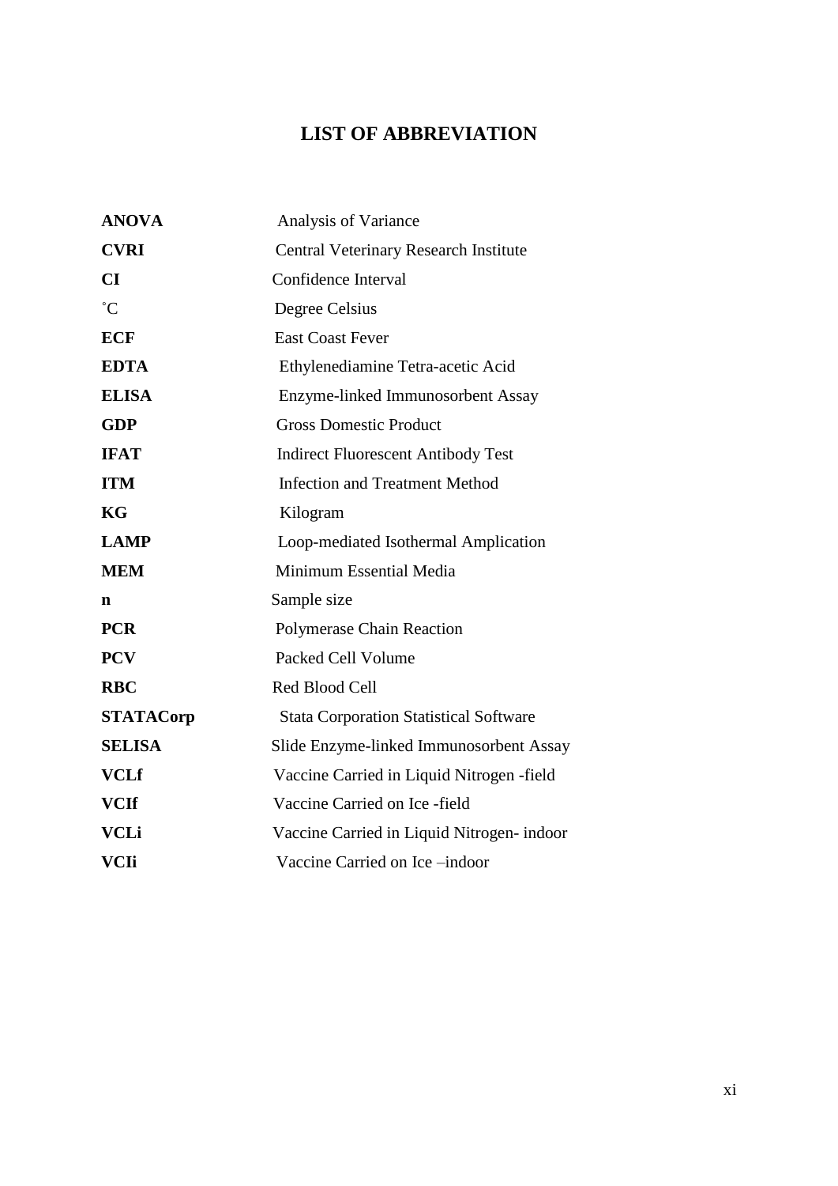# LIST OF ABBREVIATION

| | |
|---|---|
| **ANOVA** | Analysis of Variance |
| **CVRI** | Central Veterinary Research Institute |
| **CI** | Confidence Interval |
| ˚C | Degree Celsius |
| **ECF** | East Coast Fever |
| **EDTA** | Ethylenediamine Tetra-acetic Acid |
| **ELISA** | Enzyme-linked Immunosorbent Assay |
| **GDP** | Gross Domestic Product |
| **IFAT** | Indirect Fluorescent Antibody Test |
| **ITM** | Infection and Treatment Method |
| **KG** | Kilogram |
| **LAMP** | Loop-mediated Isothermal Amplication |
| **MEM** | Minimum Essential Media |
| **n** | Sample size |
| **PCR** | Polymerase Chain Reaction |
| **PCV** | Packed Cell Volume |
| **RBC** | Red Blood Cell |
| **STATACorp** | Stata Corporation Statistical Software |
| **SELISA** | Slide Enzyme-linked Immunosorbent Assay |
| **VCLf** | Vaccine Carried in Liquid Nitrogen -field |
| **VCIf** | Vaccine Carried on Ice -field |
| **VCLi** | Vaccine Carried in Liquid Nitrogen- indoor |
| **VCIi** | Vaccine Carried on Ice –indoor |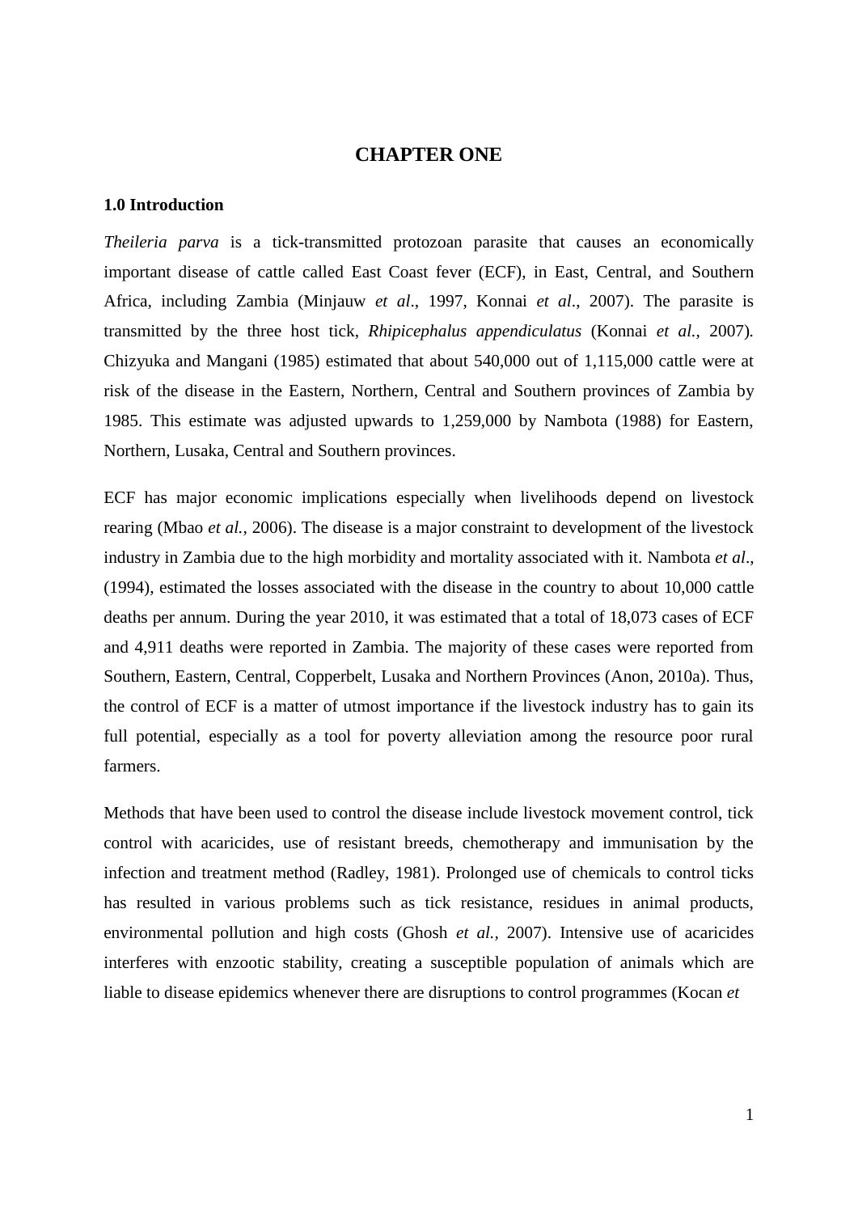# CHAPTER ONE

## 1.0 Introduction

*Theileria parva* is a tick-transmitted protozoan parasite that causes an economically important disease of cattle called East Coast fever (ECF), in East, Central, and Southern Africa, including Zambia (Minjauw *et al*., 1997, Konnai *et al*., 2007). The parasite is transmitted by the three host tick, *Rhipicephalus appendiculatus* (Konnai *et al.,* 2007). Chizyuka and Mangani (1985) estimated that about 540,000 out of 1,115,000 cattle were at risk of the disease in the Eastern, Northern, Central and Southern provinces of Zambia by 1985. This estimate was adjusted upwards to 1,259,000 by Nambota (1988) for Eastern, Northern, Lusaka, Central and Southern provinces.

ECF has major economic implications especially when livelihoods depend on livestock rearing (Mbao *et al.,* 2006). The disease is a major constraint to development of the livestock industry in Zambia due to the high morbidity and mortality associated with it. Nambota *et al*., (1994), estimated the losses associated with the disease in the country to about 10,000 cattle deaths per annum. During the year 2010, it was estimated that a total of 18,073 cases of ECF and 4,911 deaths were reported in Zambia. The majority of these cases were reported from Southern, Eastern, Central, Copperbelt, Lusaka and Northern Provinces (Anon, 2010a). Thus, the control of ECF is a matter of utmost importance if the livestock industry has to gain its full potential, especially as a tool for poverty alleviation among the resource poor rural farmers.

Methods that have been used to control the disease include livestock movement control, tick control with acaricides, use of resistant breeds, chemotherapy and immunisation by the infection and treatment method (Radley, 1981). Prolonged use of chemicals to control ticks has resulted in various problems such as tick resistance, residues in animal products, environmental pollution and high costs (Ghosh *et al.,* 2007). Intensive use of acaricides interferes with enzootic stability, creating a susceptible population of animals which are liable to disease epidemics whenever there are disruptions to control programmes (Kocan *et*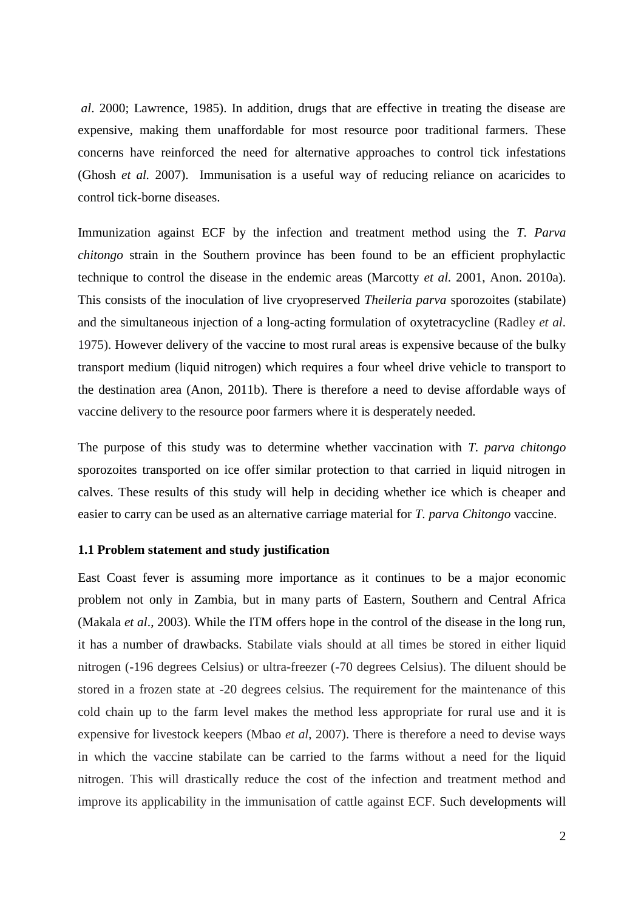*al*. 2000; Lawrence, 1985). In addition, drugs that are effective in treating the disease are expensive, making them unaffordable for most resource poor traditional farmers. These concerns have reinforced the need for alternative approaches to control tick infestations (Ghosh *et al.* 2007). Immunisation is a useful way of reducing reliance on acaricides to control tick-borne diseases.

Immunization against ECF by the infection and treatment method using the *T. Parva chitongo* strain in the Southern province has been found to be an efficient prophylactic technique to control the disease in the endemic areas (Marcotty *et al.* 2001, Anon. 2010a). This consists of the inoculation of live cryopreserved *Theileria parva* sporozoites (stabilate) and the simultaneous injection of a long-acting formulation of oxytetracycline (Radley *et al*. 1975). However delivery of the vaccine to most rural areas is expensive because of the bulky transport medium (liquid nitrogen) which requires a four wheel drive vehicle to transport to the destination area (Anon, 2011b). There is therefore a need to devise affordable ways of vaccine delivery to the resource poor farmers where it is desperately needed.

The purpose of this study was to determine whether vaccination with *T. parva chitongo* sporozoites transported on ice offer similar protection to that carried in liquid nitrogen in calves. These results of this study will help in deciding whether ice which is cheaper and easier to carry can be used as an alternative carriage material for *T. parva Chitongo* vaccine.

### 1.1 Problem statement and study justification

East Coast fever is assuming more importance as it continues to be a major economic problem not only in Zambia, but in many parts of Eastern, Southern and Central Africa (Makala *et al*., 2003). While the ITM offers hope in the control of the disease in the long run, it has a number of drawbacks. Stabilate vials should at all times be stored in either liquid nitrogen (-196 degrees Celsius) or ultra-freezer (-70 degrees Celsius). The diluent should be stored in a frozen state at -20 degrees celsius. The requirement for the maintenance of this cold chain up to the farm level makes the method less appropriate for rural use and it is expensive for livestock keepers (Mbao *et al*, 2007). There is therefore a need to devise ways in which the vaccine stabilate can be carried to the farms without a need for the liquid nitrogen. This will drastically reduce the cost of the infection and treatment method and improve its applicability in the immunisation of cattle against ECF. Such developments will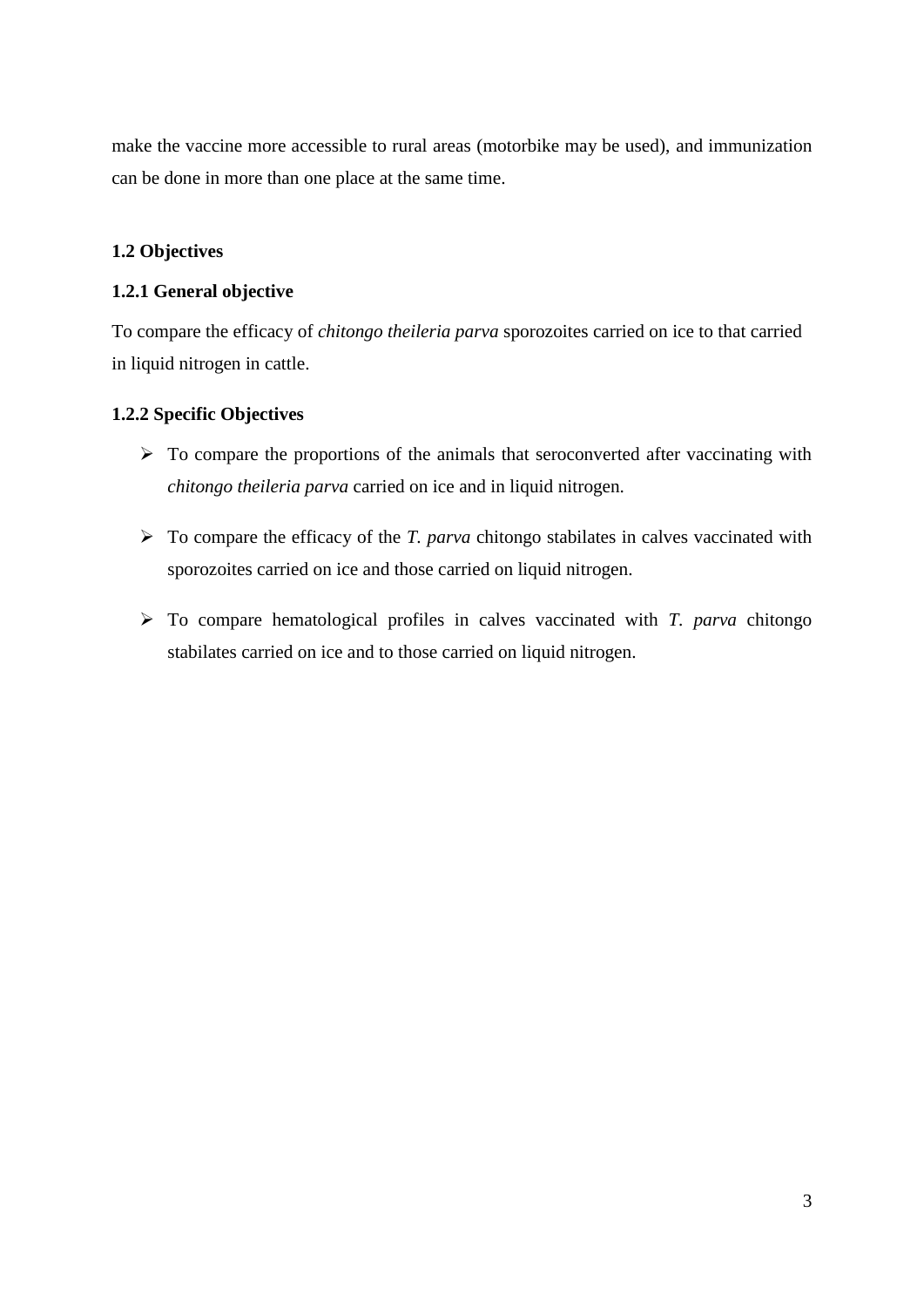make the vaccine more accessible to rural areas (motorbike may be used), and immunization can be done in more than one place at the same time.

### 1.2 Objectives

#### 1.2.1 General objective

To compare the efficacy of *chitongo theileria parva* sporozoites carried on ice to that carried in liquid nitrogen in cattle.

#### 1.2.2 Specific Objectives

- To compare the proportions of the animals that seroconverted after vaccinating with *chitongo theileria parva* carried on ice and in liquid nitrogen.
- To compare the efficacy of the *T. parva* chitongo stabilates in calves vaccinated with sporozoites carried on ice and those carried on liquid nitrogen.
- To compare hematological profiles in calves vaccinated with *T. parva* chitongo stabilates carried on ice and to those carried on liquid nitrogen.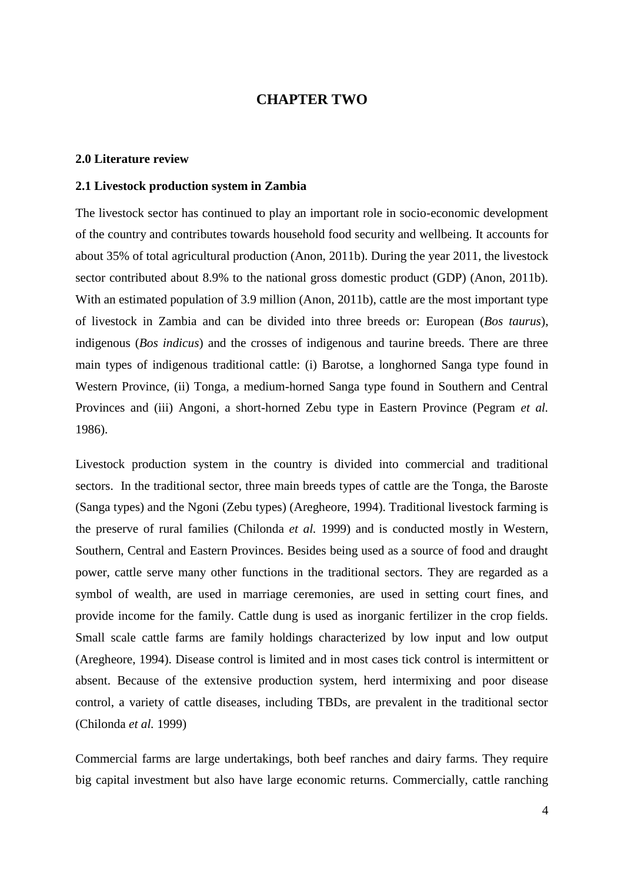# CHAPTER TWO

## 2.0 Literature review

### 2.1 Livestock production system in Zambia

The livestock sector has continued to play an important role in socio-economic development of the country and contributes towards household food security and wellbeing. It accounts for about 35% of total agricultural production (Anon, 2011b). During the year 2011, the livestock sector contributed about 8.9% to the national gross domestic product (GDP) (Anon, 2011b). With an estimated population of 3.9 million (Anon, 2011b), cattle are the most important type of livestock in Zambia and can be divided into three breeds or: European (*Bos taurus*), indigenous (*Bos indicus*) and the crosses of indigenous and taurine breeds. There are three main types of indigenous traditional cattle: (i) Barotse, a longhorned Sanga type found in Western Province, (ii) Tonga, a medium-horned Sanga type found in Southern and Central Provinces and (iii) Angoni, a short-horned Zebu type in Eastern Province (Pegram *et al.* 1986).

Livestock production system in the country is divided into commercial and traditional sectors. In the traditional sector, three main breeds types of cattle are the Tonga, the Baroste (Sanga types) and the Ngoni (Zebu types) (Aregheore, 1994). Traditional livestock farming is the preserve of rural families (Chilonda *et al.* 1999) and is conducted mostly in Western, Southern, Central and Eastern Provinces. Besides being used as a source of food and draught power, cattle serve many other functions in the traditional sectors. They are regarded as a symbol of wealth, are used in marriage ceremonies, are used in setting court fines, and provide income for the family. Cattle dung is used as inorganic fertilizer in the crop fields. Small scale cattle farms are family holdings characterized by low input and low output (Aregheore, 1994). Disease control is limited and in most cases tick control is intermittent or absent. Because of the extensive production system, herd intermixing and poor disease control, a variety of cattle diseases, including TBDs, are prevalent in the traditional sector (Chilonda *et al.* 1999)

Commercial farms are large undertakings, both beef ranches and dairy farms. They require big capital investment but also have large economic returns. Commercially, cattle ranching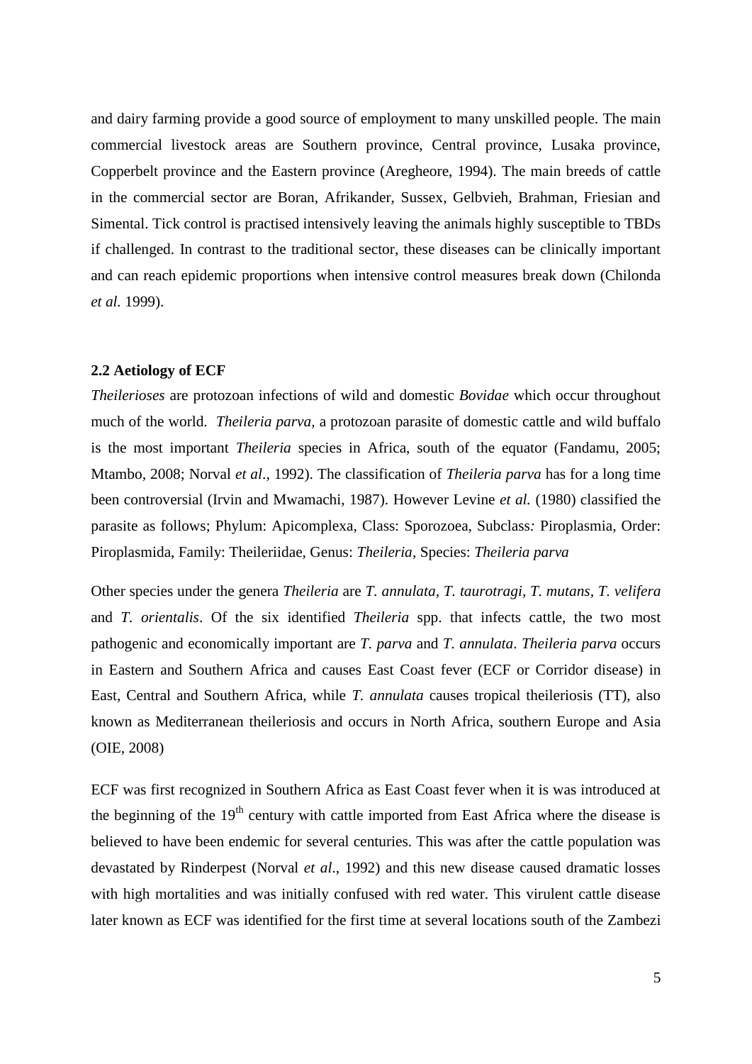and dairy farming provide a good source of employment to many unskilled people. The main commercial livestock areas are Southern province, Central province, Lusaka province, Copperbelt province and the Eastern province (Aregheore, 1994). The main breeds of cattle in the commercial sector are Boran, Afrikander, Sussex, Gelbvieh, Brahman, Friesian and Simental. Tick control is practised intensively leaving the animals highly susceptible to TBDs if challenged. In contrast to the traditional sector, these diseases can be clinically important and can reach epidemic proportions when intensive control measures break down (Chilonda *et al.* 1999).

## 2.2 Aetiology of ECF

*Theilerioses* are protozoan infections of wild and domestic *Bovidae* which occur throughout much of the world. *Theileria parva*, a protozoan parasite of domestic cattle and wild buffalo is the most important *Theileria* species in Africa, south of the equator (Fandamu, 2005; Mtambo, 2008; Norval *et al*., 1992). The classification of *Theileria parva* has for a long time been controversial (Irvin and Mwamachi, 1987). However Levine *et al.* (1980) classified the parasite as follows; Phylum: Apicomplexa, Class: Sporozoea, Subclass*:* Piroplasmia, Order: Piroplasmida, Family: Theileriidae, Genus: *Theileria*, Species: *Theileria parva*

Other species under the genera *Theileria* are *T. annulata*, *T. taurotragi*, *T. mutans*, *T. velifera* and *T. orientalis*. Of the six identified *Theileria* spp. that infects cattle, the two most pathogenic and economically important are *T. parva* and *T. annulata*. *Theileria parva* occurs in Eastern and Southern Africa and causes East Coast fever (ECF or Corridor disease) in East, Central and Southern Africa, while *T. annulata* causes tropical theileriosis (TT), also known as Mediterranean theileriosis and occurs in North Africa, southern Europe and Asia (OIE, 2008)

ECF was first recognized in Southern Africa as East Coast fever when it is was introduced at the beginning of the 19$^{th}$ century with cattle imported from East Africa where the disease is believed to have been endemic for several centuries. This was after the cattle population was devastated by Rinderpest (Norval *et al*., 1992) and this new disease caused dramatic losses with high mortalities and was initially confused with red water. This virulent cattle disease later known as ECF was identified for the first time at several locations south of the Zambezi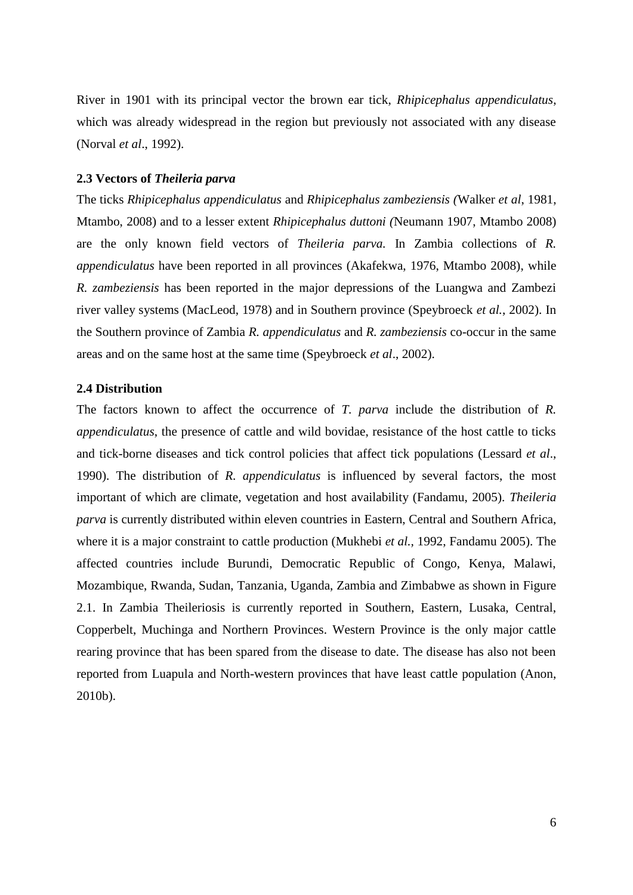River in 1901 with its principal vector the brown ear tick, *Rhipicephalus appendiculatus*, which was already widespread in the region but previously not associated with any disease (Norval *et al*., 1992).

### 2.3 Vectors of *Theileria parva*

The ticks *Rhipicephalus appendiculatus* and *Rhipicephalus zambeziensis (*Walker *et al*, 1981, Mtambo, 2008) and to a lesser extent *Rhipicephalus duttoni (*Neumann 1907, Mtambo 2008) are the only known field vectors of *Theileria parva.* In Zambia collections of *R. appendiculatus* have been reported in all provinces (Akafekwa, 1976, Mtambo 2008), while *R. zambeziensis* has been reported in the major depressions of the Luangwa and Zambezi river valley systems (MacLeod, 1978) and in Southern province (Speybroeck *et al.*, 2002). In the Southern province of Zambia *R. appendiculatus* and *R. zambeziensis* co-occur in the same areas and on the same host at the same time (Speybroeck *et al*., 2002).

### 2.4 Distribution

The factors known to affect the occurrence of *T. parva* include the distribution of *R. appendiculatus*, the presence of cattle and wild bovidae, resistance of the host cattle to ticks and tick-borne diseases and tick control policies that affect tick populations (Lessard *et al*., 1990). The distribution of *R. appendiculatus* is influenced by several factors, the most important of which are climate, vegetation and host availability (Fandamu, 2005). *Theileria parva* is currently distributed within eleven countries in Eastern, Central and Southern Africa, where it is a major constraint to cattle production (Mukhebi *et al.,* 1992, Fandamu 2005). The affected countries include Burundi, Democratic Republic of Congo, Kenya, Malawi, Mozambique, Rwanda, Sudan, Tanzania, Uganda, Zambia and Zimbabwe as shown in Figure 2.1. In Zambia Theileriosis is currently reported in Southern, Eastern, Lusaka, Central, Copperbelt, Muchinga and Northern Provinces. Western Province is the only major cattle rearing province that has been spared from the disease to date. The disease has also not been reported from Luapula and North-western provinces that have least cattle population (Anon, 2010b).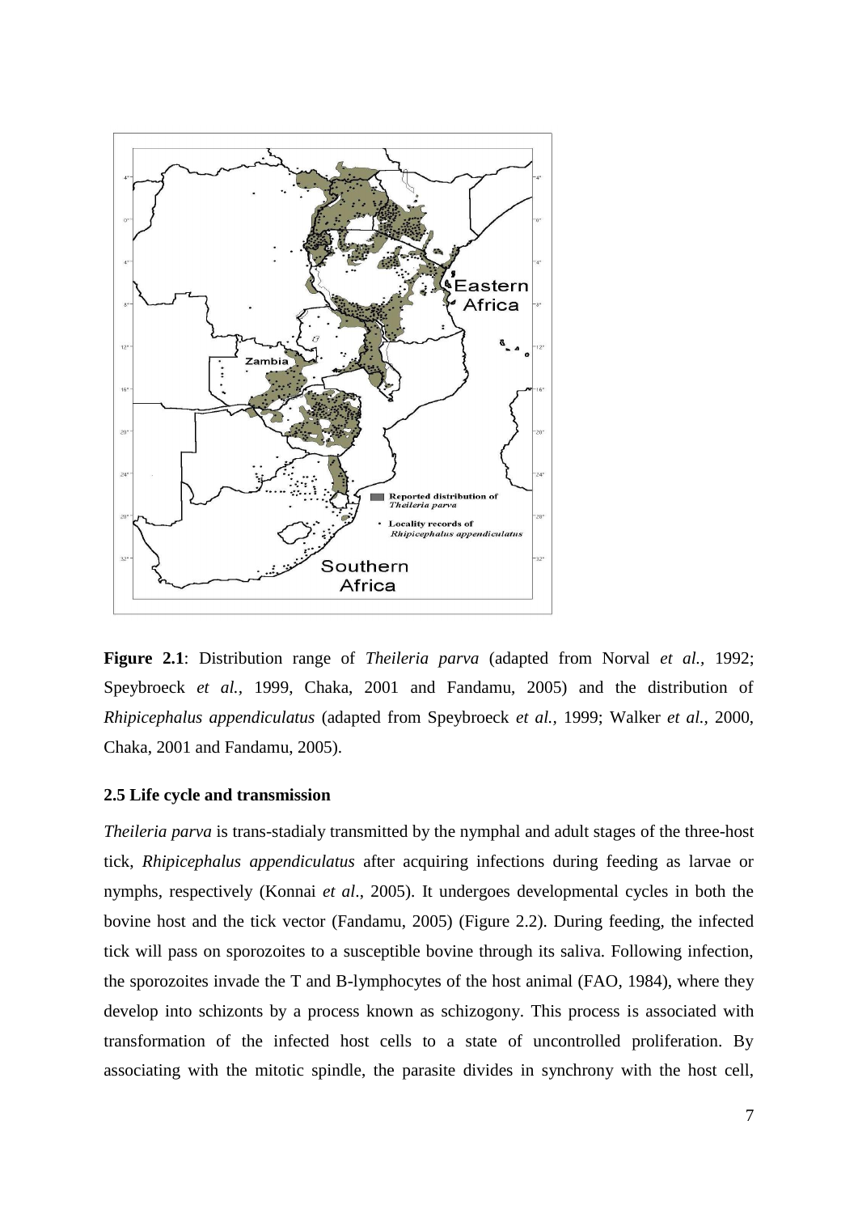**Figure 2.1**: Distribution range of *Theileria parva* (adapted from Norval *et al.,* 1992; Speybroeck *et al.,* 1999, Chaka, 2001 and Fandamu, 2005) and the distribution of *Rhipicephalus appendiculatus* (adapted from Speybroeck *et al.,* 1999; Walker *et al.,* 2000, Chaka, 2001 and Fandamu, 2005).

### 2.5 Life cycle and transmission

*Theileria parva* is trans-stadialy transmitted by the nymphal and adult stages of the three-host tick, *Rhipicephalus appendiculatus* after acquiring infections during feeding as larvae or nymphs, respectively (Konnai *et al*., 2005). It undergoes developmental cycles in both the bovine host and the tick vector (Fandamu, 2005) (Figure 2.2). During feeding, the infected tick will pass on sporozoites to a susceptible bovine through its saliva. Following infection, the sporozoites invade the T and B-lymphocytes of the host animal (FAO, 1984), where they develop into schizonts by a process known as schizogony. This process is associated with transformation of the infected host cells to a state of uncontrolled proliferation. By associating with the mitotic spindle, the parasite divides in synchrony with the host cell,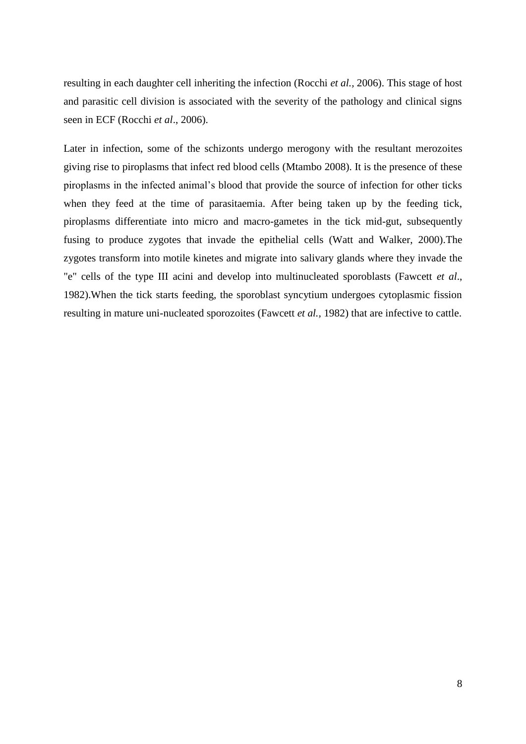resulting in each daughter cell inheriting the infection (Rocchi *et al.,* 2006). This stage of host and parasitic cell division is associated with the severity of the pathology and clinical signs seen in ECF (Rocchi *et al*., 2006).

Later in infection, some of the schizonts undergo merogony with the resultant merozoites giving rise to piroplasms that infect red blood cells (Mtambo 2008). It is the presence of these piroplasms in the infected animal's blood that provide the source of infection for other ticks when they feed at the time of parasitaemia. After being taken up by the feeding tick, piroplasms differentiate into micro and macro-gametes in the tick mid-gut, subsequently fusing to produce zygotes that invade the epithelial cells (Watt and Walker, 2000).The zygotes transform into motile kinetes and migrate into salivary glands where they invade the "e" cells of the type III acini and develop into multinucleated sporoblasts (Fawcett *et al*., 1982).When the tick starts feeding, the sporoblast syncytium undergoes cytoplasmic fission resulting in mature uni-nucleated sporozoites (Fawcett *et al.*, 1982) that are infective to cattle.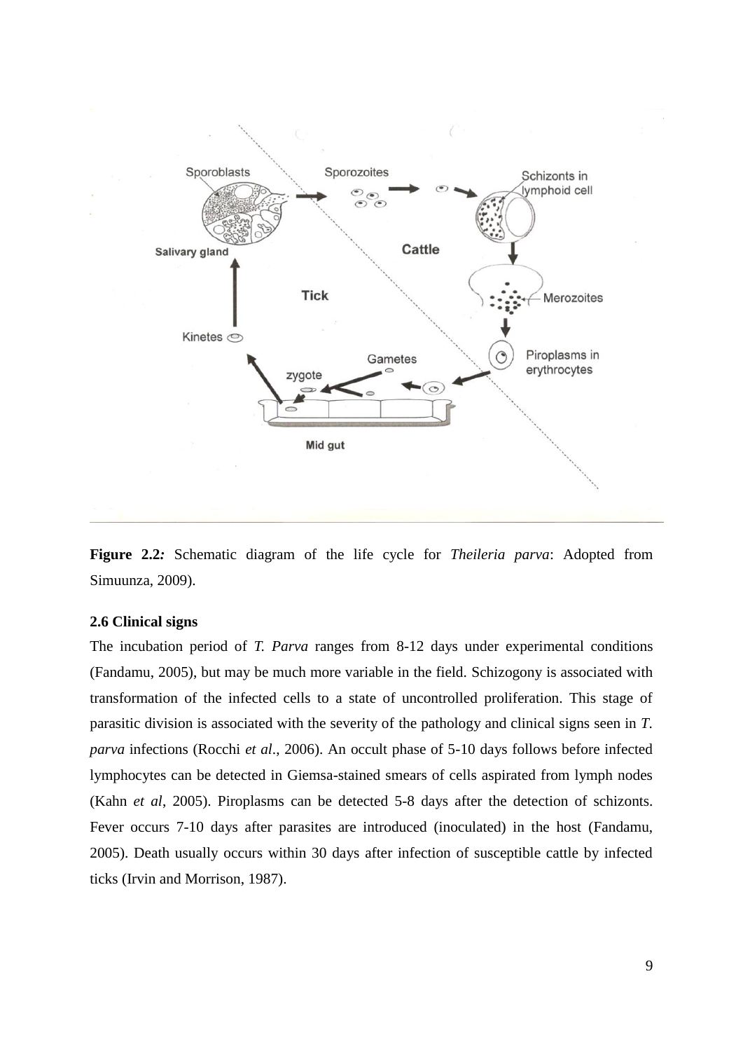**Figure 2.2***:* Schematic diagram of the life cycle for *Theileria parva*: Adopted from Simuunza, 2009).

**2.6 Clinical signs**

The incubation period of *T. Parva* ranges from 8-12 days under experimental conditions (Fandamu, 2005), but may be much more variable in the field. Schizogony is associated with transformation of the infected cells to a state of uncontrolled proliferation. This stage of parasitic division is associated with the severity of the pathology and clinical signs seen in *T. parva* infections (Rocchi *et al*., 2006). An occult phase of 5-10 days follows before infected lymphocytes can be detected in Giemsa-stained smears of cells aspirated from lymph nodes (Kahn *et al*, 2005). Piroplasms can be detected 5-8 days after the detection of schizonts. Fever occurs 7-10 days after parasites are introduced (inoculated) in the host (Fandamu, 2005). Death usually occurs within 30 days after infection of susceptible cattle by infected ticks (Irvin and Morrison, 1987).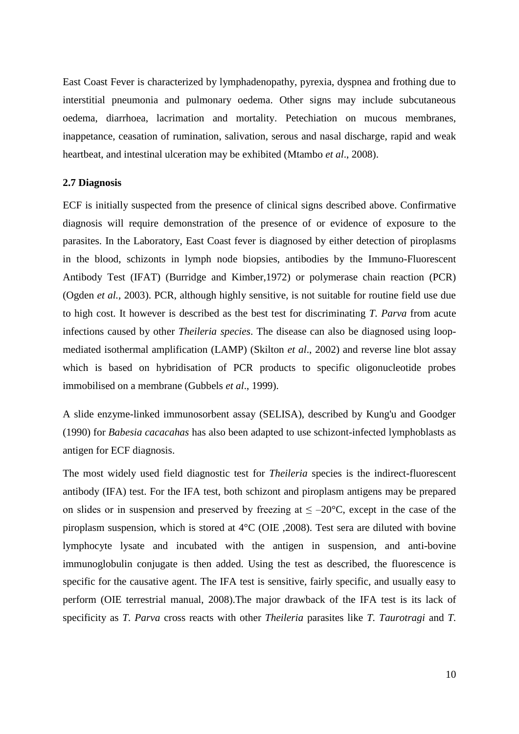East Coast Fever is characterized by lymphadenopathy, pyrexia, dyspnea and frothing due to interstitial pneumonia and pulmonary oedema. Other signs may include subcutaneous oedema, diarrhoea, lacrimation and mortality. Petechiation on mucous membranes, inappetance, ceasation of rumination, salivation, serous and nasal discharge, rapid and weak heartbeat, and intestinal ulceration may be exhibited (Mtambo *et al*., 2008).

### 2.7 Diagnosis

ECF is initially suspected from the presence of clinical signs described above. Confirmative diagnosis will require demonstration of the presence of or evidence of exposure to the parasites. In the Laboratory, East Coast fever is diagnosed by either detection of piroplasms in the blood, schizonts in lymph node biopsies, antibodies by the Immuno-Fluorescent Antibody Test (IFAT) (Burridge and Kimber,1972) or polymerase chain reaction (PCR) (Ogden *et al.*, 2003). PCR, although highly sensitive, is not suitable for routine field use due to high cost. It however is described as the best test for discriminating *T. Parva* from acute infections caused by other *Theileria species*. The disease can also be diagnosed using loop-mediated isothermal amplification (LAMP) (Skilton *et al*., 2002) and reverse line blot assay which is based on hybridisation of PCR products to specific oligonucleotide probes immobilised on a membrane (Gubbels *et al*., 1999).

A slide enzyme-linked immunosorbent assay (SELISA), described by Kung'u and Goodger (1990) for *Babesia cacacahas* has also been adapted to use schizont-infected lymphoblasts as antigen for ECF diagnosis.

The most widely used field diagnostic test for *Theileria* species is the indirect-fluorescent antibody (IFA) test. For the IFA test, both schizont and piroplasm antigens may be prepared on slides or in suspension and preserved by freezing at $\leq -20°C$, except in the case of the piroplasm suspension, which is stored at 4°C (OIE ,2008). Test sera are diluted with bovine lymphocyte lysate and incubated with the antigen in suspension, and anti-bovine immunoglobulin conjugate is then added. Using the test as described, the fluorescence is specific for the causative agent. The IFA test is sensitive, fairly specific, and usually easy to perform (OIE terrestrial manual, 2008).The major drawback of the IFA test is its lack of specificity as *T. Parva* cross reacts with other *Theileria* parasites like *T. Taurotragi* and *T.*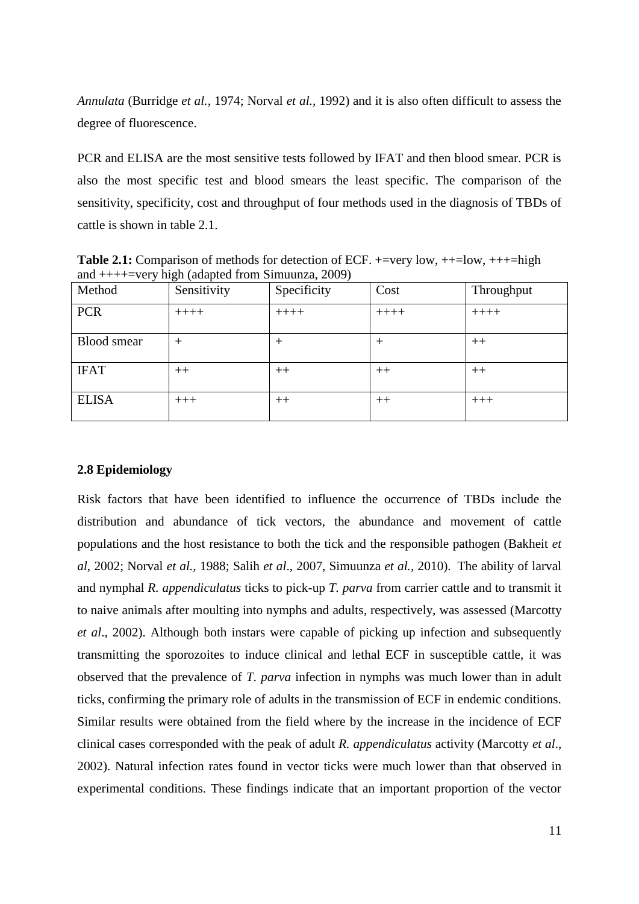*Annulata* (Burridge *et al.,* 1974; Norval *et al.,* 1992) and it is also often difficult to assess the degree of fluorescence.

PCR and ELISA are the most sensitive tests followed by IFAT and then blood smear. PCR is also the most specific test and blood smears the least specific. The comparison of the sensitivity, specificity, cost and throughput of four methods used in the diagnosis of TBDs of cattle is shown in table 2.1.

**Table 2.1:** Comparison of methods for detection of ECF. +=very low, ++=low, +++=high and ++++=very high (adapted from Simuunza, 2009)

| Method | Sensitivity | Specificity | Cost | Throughput |
|---|---|---|---|---|
| PCR | ++++ | ++++ | ++++ | ++++ |
| Blood smear | + | + | + | ++ |
| IFAT | ++ | ++ | ++ | ++ |
| ELISA | +++ | ++ | ++ | +++ |

### 2.8 Epidemiology

Risk factors that have been identified to influence the occurrence of TBDs include the distribution and abundance of tick vectors, the abundance and movement of cattle populations and the host resistance to both the tick and the responsible pathogen (Bakheit *et al*, 2002; Norval *et al.,* 1988; Salih *et al*., 2007, Simuunza *et al.,* 2010). The ability of larval and nymphal *R. appendiculatus* ticks to pick-up *T. parva* from carrier cattle and to transmit it to naive animals after moulting into nymphs and adults, respectively, was assessed (Marcotty *et al*., 2002). Although both instars were capable of picking up infection and subsequently transmitting the sporozoites to induce clinical and lethal ECF in susceptible cattle, it was observed that the prevalence of *T. parva* infection in nymphs was much lower than in adult ticks, confirming the primary role of adults in the transmission of ECF in endemic conditions. Similar results were obtained from the field where by the increase in the incidence of ECF clinical cases corresponded with the peak of adult *R. appendiculatus* activity (Marcotty *et al*., 2002). Natural infection rates found in vector ticks were much lower than that observed in experimental conditions. These findings indicate that an important proportion of the vector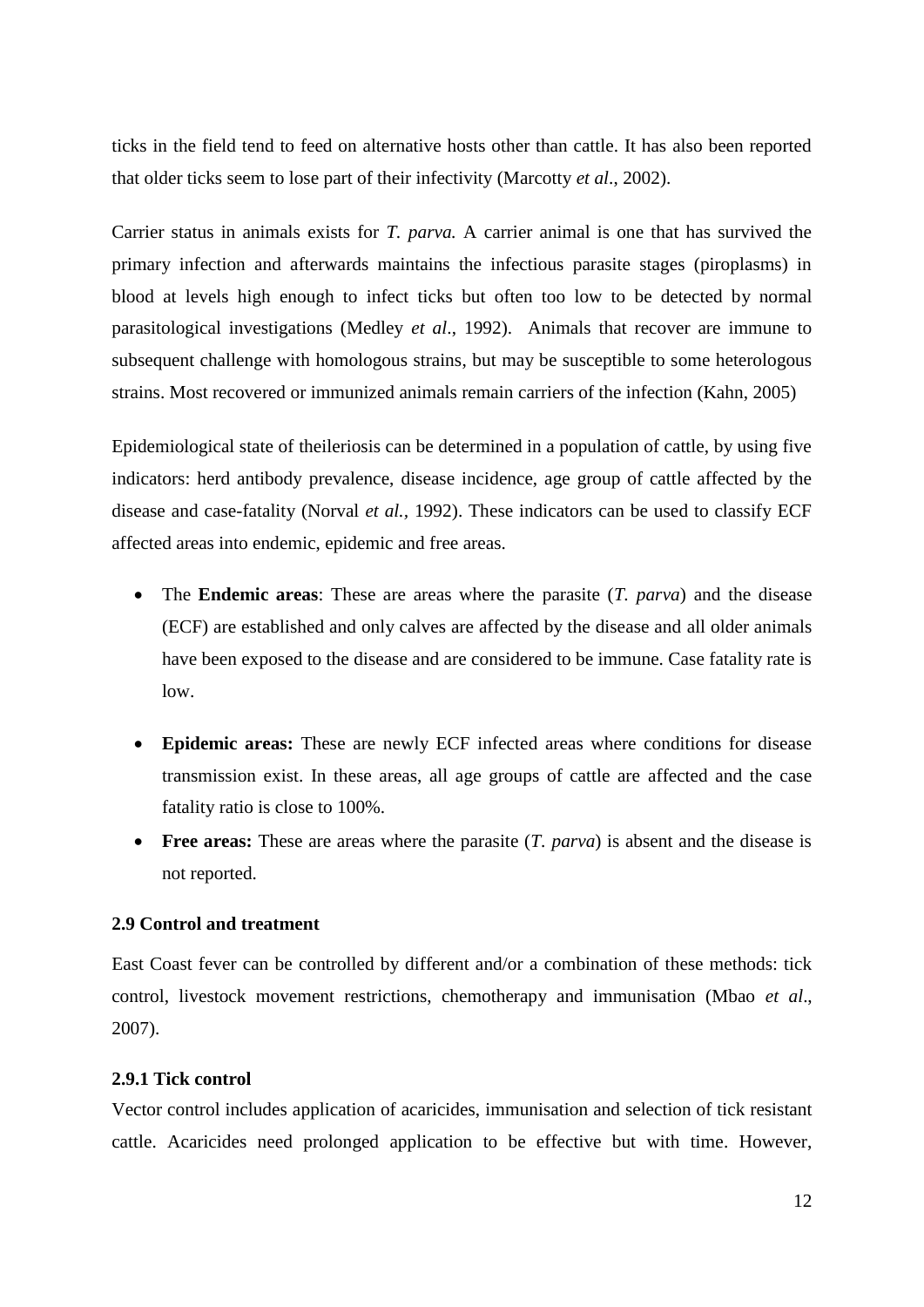ticks in the field tend to feed on alternative hosts other than cattle. It has also been reported that older ticks seem to lose part of their infectivity (Marcotty *et al*., 2002).

Carrier status in animals exists for *T. parva.* A carrier animal is one that has survived the primary infection and afterwards maintains the infectious parasite stages (piroplasms) in blood at levels high enough to infect ticks but often too low to be detected by normal parasitological investigations (Medley *et al*., 1992). Animals that recover are immune to subsequent challenge with homologous strains, but may be susceptible to some heterologous strains. Most recovered or immunized animals remain carriers of the infection (Kahn, 2005)

Epidemiological state of theileriosis can be determined in a population of cattle, by using five indicators: herd antibody prevalence, disease incidence, age group of cattle affected by the disease and case-fatality (Norval *et al.,* 1992). These indicators can be used to classify ECF affected areas into endemic, epidemic and free areas.

- The **Endemic areas**: These are areas where the parasite (*T. parva*) and the disease (ECF) are established and only calves are affected by the disease and all older animals have been exposed to the disease and are considered to be immune. Case fatality rate is low.
- **Epidemic areas:** These are newly ECF infected areas where conditions for disease transmission exist. In these areas, all age groups of cattle are affected and the case fatality ratio is close to 100%.
- **Free areas:** These are areas where the parasite (*T. parva*) is absent and the disease is not reported.

### 2.9 Control and treatment

East Coast fever can be controlled by different and/or a combination of these methods: tick control, livestock movement restrictions, chemotherapy and immunisation (Mbao *et al*., 2007).

#### 2.9.1 Tick control

Vector control includes application of acaricides, immunisation and selection of tick resistant cattle. Acaricides need prolonged application to be effective but with time. However,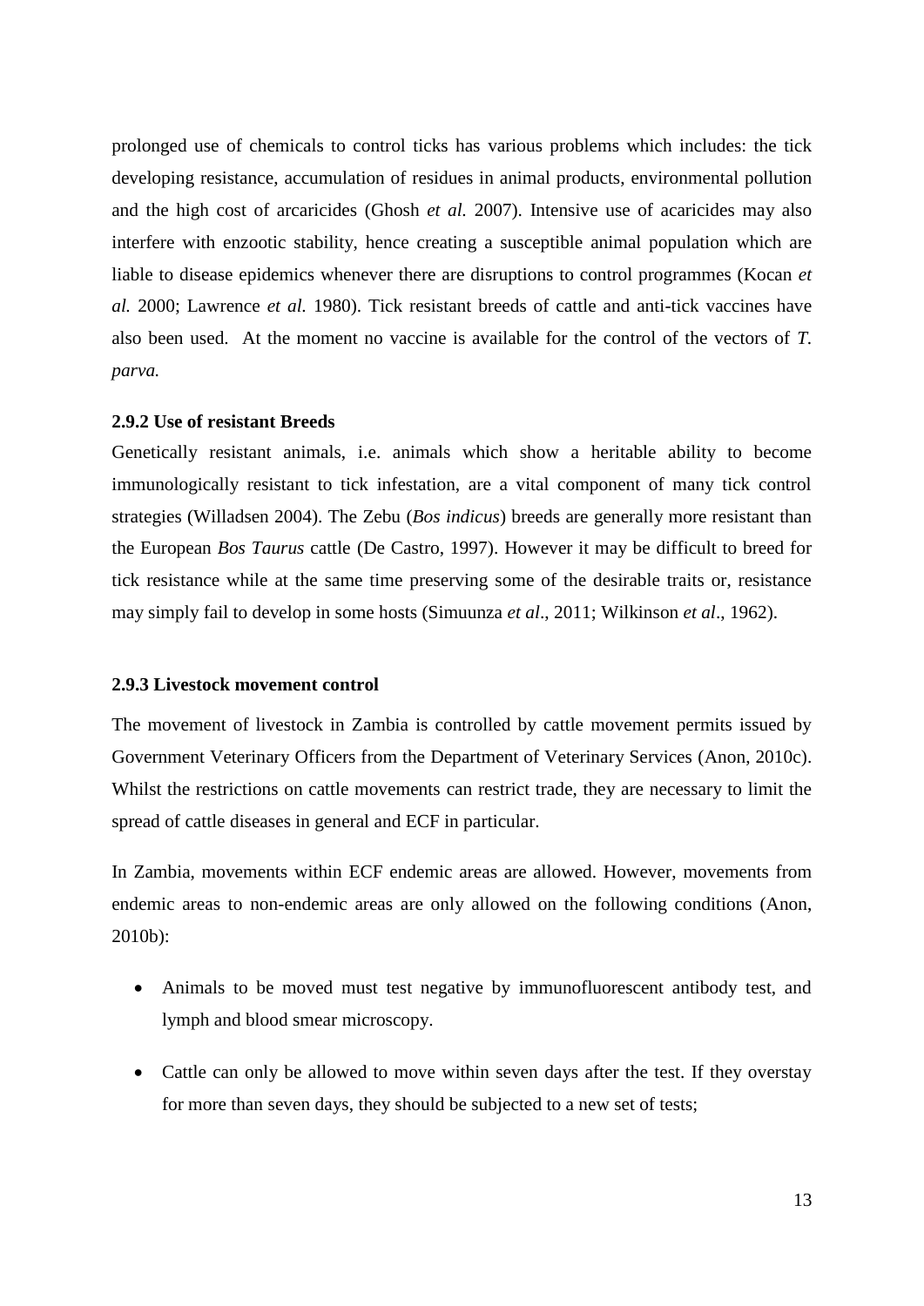prolonged use of chemicals to control ticks has various problems which includes: the tick developing resistance, accumulation of residues in animal products, environmental pollution and the high cost of arcaricides (Ghosh *et al.* 2007). Intensive use of acaricides may also interfere with enzootic stability, hence creating a susceptible animal population which are liable to disease epidemics whenever there are disruptions to control programmes (Kocan *et al.* 2000; Lawrence *et al.* 1980). Tick resistant breeds of cattle and anti-tick vaccines have also been used. At the moment no vaccine is available for the control of the vectors of *T. parva.*

### 2.9.2 Use of resistant Breeds

Genetically resistant animals, i.e. animals which show a heritable ability to become immunologically resistant to tick infestation, are a vital component of many tick control strategies (Willadsen 2004). The Zebu (*Bos indicus*) breeds are generally more resistant than the European *Bos Taurus* cattle (De Castro, 1997). However it may be difficult to breed for tick resistance while at the same time preserving some of the desirable traits or, resistance may simply fail to develop in some hosts (Simuunza *et al*., 2011; Wilkinson *et al*., 1962).

### 2.9.3 Livestock movement control

The movement of livestock in Zambia is controlled by cattle movement permits issued by Government Veterinary Officers from the Department of Veterinary Services (Anon, 2010c). Whilst the restrictions on cattle movements can restrict trade, they are necessary to limit the spread of cattle diseases in general and ECF in particular.

In Zambia, movements within ECF endemic areas are allowed. However, movements from endemic areas to non-endemic areas are only allowed on the following conditions (Anon, 2010b):

- Animals to be moved must test negative by immunofluorescent antibody test, and lymph and blood smear microscopy.
- Cattle can only be allowed to move within seven days after the test. If they overstay for more than seven days, they should be subjected to a new set of tests;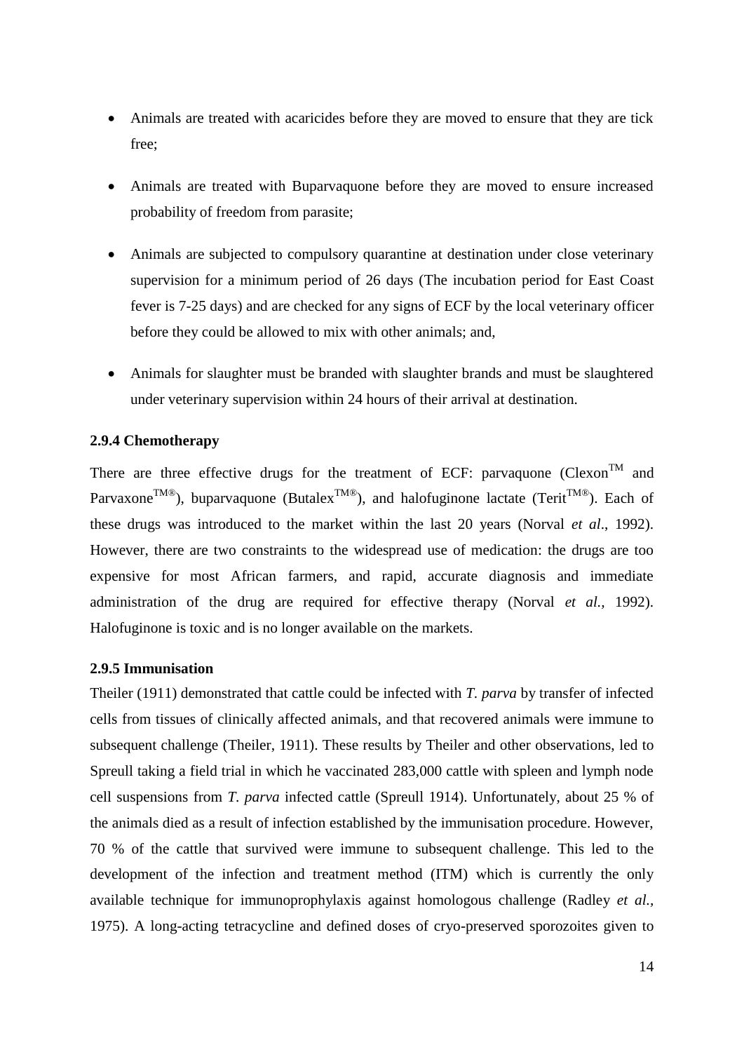- Animals are treated with acaricides before they are moved to ensure that they are tick free;
- Animals are treated with Buparvaquone before they are moved to ensure increased probability of freedom from parasite;
- Animals are subjected to compulsory quarantine at destination under close veterinary supervision for a minimum period of 26 days (The incubation period for East Coast fever is 7-25 days) and are checked for any signs of ECF by the local veterinary officer before they could be allowed to mix with other animals; and,
- Animals for slaughter must be branded with slaughter brands and must be slaughtered under veterinary supervision within 24 hours of their arrival at destination.

### 2.9.4 Chemotherapy

There are three effective drugs for the treatment of ECF: parvaquone (Clexon™ and Parvaxone™®), buparvaquone (Butalex™®), and halofuginone lactate (Terit™®). Each of these drugs was introduced to the market within the last 20 years (Norval *et al*., 1992). However, there are two constraints to the widespread use of medication: the drugs are too expensive for most African farmers, and rapid, accurate diagnosis and immediate administration of the drug are required for effective therapy (Norval *et al.,* 1992). Halofuginone is toxic and is no longer available on the markets.

### 2.9.5 Immunisation

Theiler (1911) demonstrated that cattle could be infected with *T. parva* by transfer of infected cells from tissues of clinically affected animals, and that recovered animals were immune to subsequent challenge (Theiler, 1911). These results by Theiler and other observations, led to Spreull taking a field trial in which he vaccinated 283,000 cattle with spleen and lymph node cell suspensions from *T. parva* infected cattle (Spreull 1914). Unfortunately, about 25 % of the animals died as a result of infection established by the immunisation procedure. However, 70 % of the cattle that survived were immune to subsequent challenge. This led to the development of the infection and treatment method (ITM) which is currently the only available technique for immunoprophylaxis against homologous challenge (Radley *et al.,* 1975). A long-acting tetracycline and defined doses of cryo-preserved sporozoites given to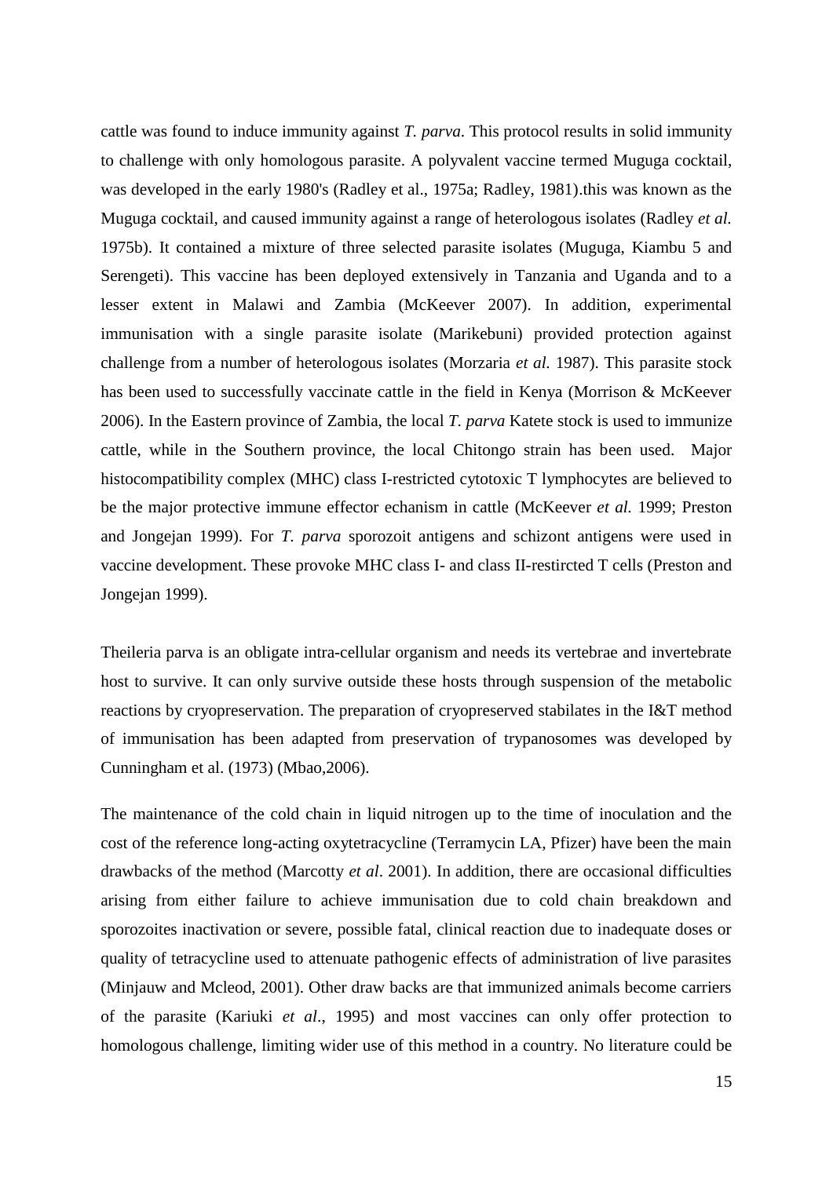cattle was found to induce immunity against *T. parva*. This protocol results in solid immunity to challenge with only homologous parasite. A polyvalent vaccine termed Muguga cocktail, was developed in the early 1980's (Radley et al., 1975a; Radley, 1981).this was known as the Muguga cocktail, and caused immunity against a range of heterologous isolates (Radley *et al.* 1975b). It contained a mixture of three selected parasite isolates (Muguga, Kiambu 5 and Serengeti). This vaccine has been deployed extensively in Tanzania and Uganda and to a lesser extent in Malawi and Zambia (McKeever 2007). In addition, experimental immunisation with a single parasite isolate (Marikebuni) provided protection against challenge from a number of heterologous isolates (Morzaria *et al.* 1987). This parasite stock has been used to successfully vaccinate cattle in the field in Kenya (Morrison & McKeever 2006). In the Eastern province of Zambia, the local *T. parva* Katete stock is used to immunize cattle, while in the Southern province, the local Chitongo strain has been used. Major histocompatibility complex (MHC) class I-restricted cytotoxic T lymphocytes are believed to be the major protective immune effector echanism in cattle (McKeever *et al.* 1999; Preston and Jongejan 1999). For *T. parva* sporozoit antigens and schizont antigens were used in vaccine development. These provoke MHC class I- and class II-restircted T cells (Preston and Jongejan 1999).

Theileria parva is an obligate intra-cellular organism and needs its vertebrae and invertebrate host to survive. It can only survive outside these hosts through suspension of the metabolic reactions by cryopreservation. The preparation of cryopreserved stabilates in the I&T method of immunisation has been adapted from preservation of trypanosomes was developed by Cunningham et al. (1973) (Mbao,2006).

The maintenance of the cold chain in liquid nitrogen up to the time of inoculation and the cost of the reference long-acting oxytetracycline (Terramycin LA, Pfizer) have been the main drawbacks of the method (Marcotty *et al*. 2001). In addition, there are occasional difficulties arising from either failure to achieve immunisation due to cold chain breakdown and sporozoites inactivation or severe, possible fatal, clinical reaction due to inadequate doses or quality of tetracycline used to attenuate pathogenic effects of administration of live parasites (Minjauw and Mcleod, 2001). Other draw backs are that immunized animals become carriers of the parasite (Kariuki *et al*., 1995) and most vaccines can only offer protection to homologous challenge, limiting wider use of this method in a country. No literature could be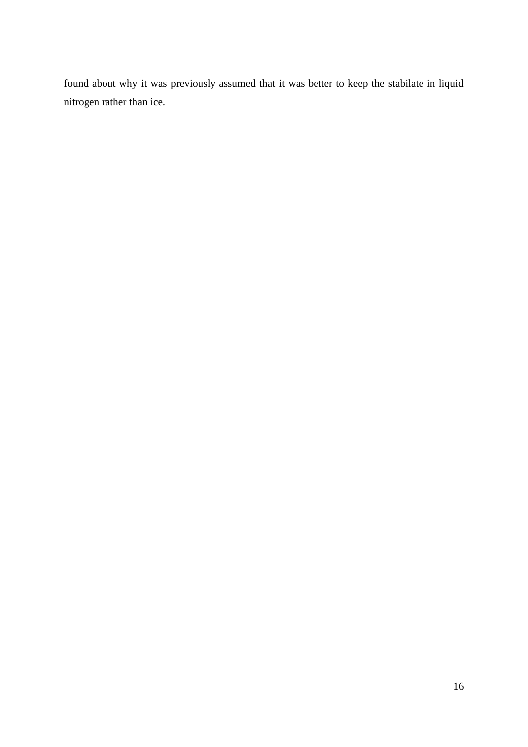found about why it was previously assumed that it was better to keep the stabilate in liquid nitrogen rather than ice.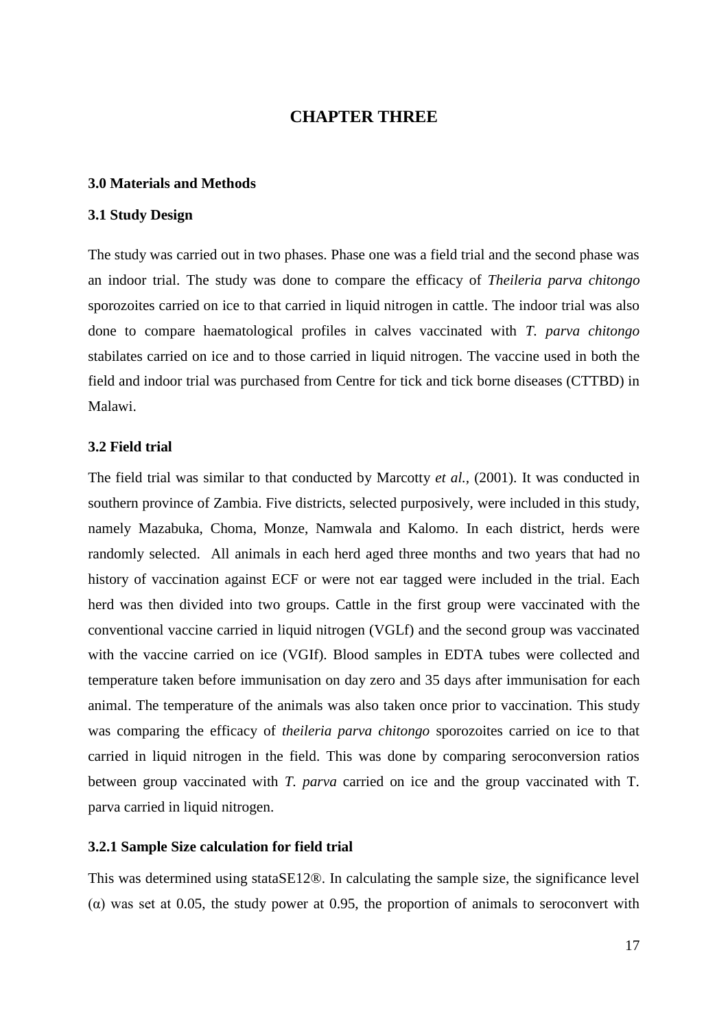# CHAPTER THREE

## 3.0 Materials and Methods

### 3.1 Study Design

The study was carried out in two phases. Phase one was a field trial and the second phase was an indoor trial. The study was done to compare the efficacy of *Theileria parva chitongo* sporozoites carried on ice to that carried in liquid nitrogen in cattle. The indoor trial was also done to compare haematological profiles in calves vaccinated with *T. parva chitongo* stabilates carried on ice and to those carried in liquid nitrogen. The vaccine used in both the field and indoor trial was purchased from Centre for tick and tick borne diseases (CTTBD) in Malawi.

### 3.2 Field trial

The field trial was similar to that conducted by Marcotty *et al.*, (2001). It was conducted in southern province of Zambia. Five districts, selected purposively, were included in this study, namely Mazabuka, Choma, Monze, Namwala and Kalomo. In each district, herds were randomly selected. All animals in each herd aged three months and two years that had no history of vaccination against ECF or were not ear tagged were included in the trial. Each herd was then divided into two groups. Cattle in the first group were vaccinated with the conventional vaccine carried in liquid nitrogen (VGLf) and the second group was vaccinated with the vaccine carried on ice (VGIf). Blood samples in EDTA tubes were collected and temperature taken before immunisation on day zero and 35 days after immunisation for each animal. The temperature of the animals was also taken once prior to vaccination. This study was comparing the efficacy of *theileria parva chitongo* sporozoites carried on ice to that carried in liquid nitrogen in the field. This was done by comparing seroconversion ratios between group vaccinated with *T. parva* carried on ice and the group vaccinated with T. parva carried in liquid nitrogen.

#### 3.2.1 Sample Size calculation for field trial

This was determined using stataSE12®. In calculating the sample size, the significance level (α) was set at 0.05, the study power at 0.95, the proportion of animals to seroconvert with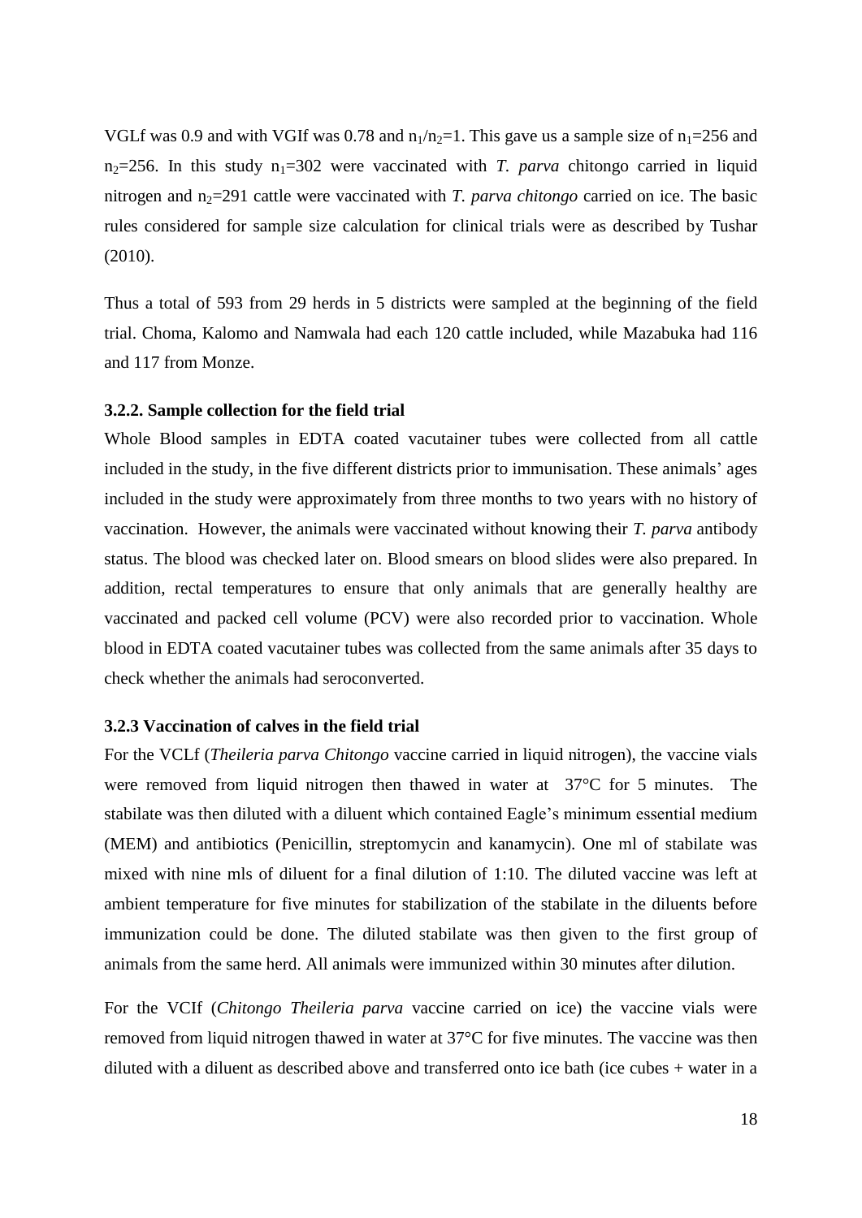VGLf was 0.9 and with VGIf was 0.78 and $n_1/n_2=1$. This gave us a sample size of $n_1=256$ and $n_2=256$. In this study $n_1=302$ were vaccinated with *T. parva* chitongo carried in liquid nitrogen and $n_2=291$ cattle were vaccinated with *T. parva chitongo* carried on ice. The basic rules considered for sample size calculation for clinical trials were as described by Tushar (2010).

Thus a total of 593 from 29 herds in 5 districts were sampled at the beginning of the field trial. Choma, Kalomo and Namwala had each 120 cattle included, while Mazabuka had 116 and 117 from Monze.

### 3.2.2. Sample collection for the field trial

Whole Blood samples in EDTA coated vacutainer tubes were collected from all cattle included in the study, in the five different districts prior to immunisation. These animals' ages included in the study were approximately from three months to two years with no history of vaccination. However, the animals were vaccinated without knowing their *T. parva* antibody status. The blood was checked later on. Blood smears on blood slides were also prepared. In addition, rectal temperatures to ensure that only animals that are generally healthy are vaccinated and packed cell volume (PCV) were also recorded prior to vaccination. Whole blood in EDTA coated vacutainer tubes was collected from the same animals after 35 days to check whether the animals had seroconverted.

### 3.2.3 Vaccination of calves in the field trial

For the VCLf (*Theileria parva Chitongo* vaccine carried in liquid nitrogen), the vaccine vials were removed from liquid nitrogen then thawed in water at 37°C for 5 minutes. The stabilate was then diluted with a diluent which contained Eagle's minimum essential medium (MEM) and antibiotics (Penicillin, streptomycin and kanamycin). One ml of stabilate was mixed with nine mls of diluent for a final dilution of 1:10. The diluted vaccine was left at ambient temperature for five minutes for stabilization of the stabilate in the diluents before immunization could be done. The diluted stabilate was then given to the first group of animals from the same herd. All animals were immunized within 30 minutes after dilution.

For the VCIf (*Chitongo Theileria parva* vaccine carried on ice) the vaccine vials were removed from liquid nitrogen thawed in water at 37°C for five minutes. The vaccine was then diluted with a diluent as described above and transferred onto ice bath (ice cubes + water in a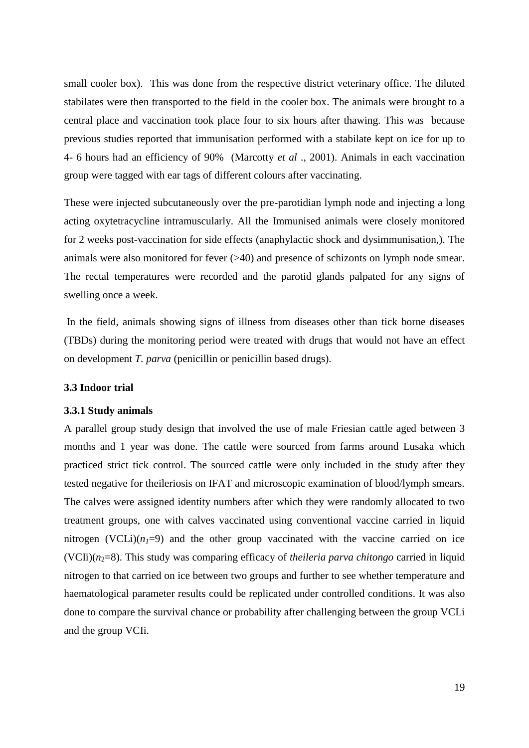small cooler box). This was done from the respective district veterinary office. The diluted stabilates were then transported to the field in the cooler box. The animals were brought to a central place and vaccination took place four to six hours after thawing. This was because previous studies reported that immunisation performed with a stabilate kept on ice for up to 4- 6 hours had an efficiency of 90% (Marcotty *et al* ., 2001). Animals in each vaccination group were tagged with ear tags of different colours after vaccinating.

These were injected subcutaneously over the pre-parotidian lymph node and injecting a long acting oxytetracycline intramuscularly. All the Immunised animals were closely monitored for 2 weeks post-vaccination for side effects (anaphylactic shock and dysimmunisation,). The animals were also monitored for fever (>40) and presence of schizonts on lymph node smear. The rectal temperatures were recorded and the parotid glands palpated for any signs of swelling once a week.

In the field, animals showing signs of illness from diseases other than tick borne diseases (TBDs) during the monitoring period were treated with drugs that would not have an effect on development *T. parva* (penicillin or penicillin based drugs).

### 3.3 Indoor trial

#### 3.3.1 Study animals

A parallel group study design that involved the use of male Friesian cattle aged between 3 months and 1 year was done. The cattle were sourced from farms around Lusaka which practiced strict tick control. The sourced cattle were only included in the study after they tested negative for theileriosis on IFAT and microscopic examination of blood/lymph smears. The calves were assigned identity numbers after which they were randomly allocated to two treatment groups, one with calves vaccinated using conventional vaccine carried in liquid nitrogen (VCLi)($n_1$=9) and the other group vaccinated with the vaccine carried on ice (VCIi)($n_2$=8). This study was comparing efficacy of *theileria parva chitongo* carried in liquid nitrogen to that carried on ice between two groups and further to see whether temperature and haematological parameter results could be replicated under controlled conditions. It was also done to compare the survival chance or probability after challenging between the group VCLi and the group VCIi.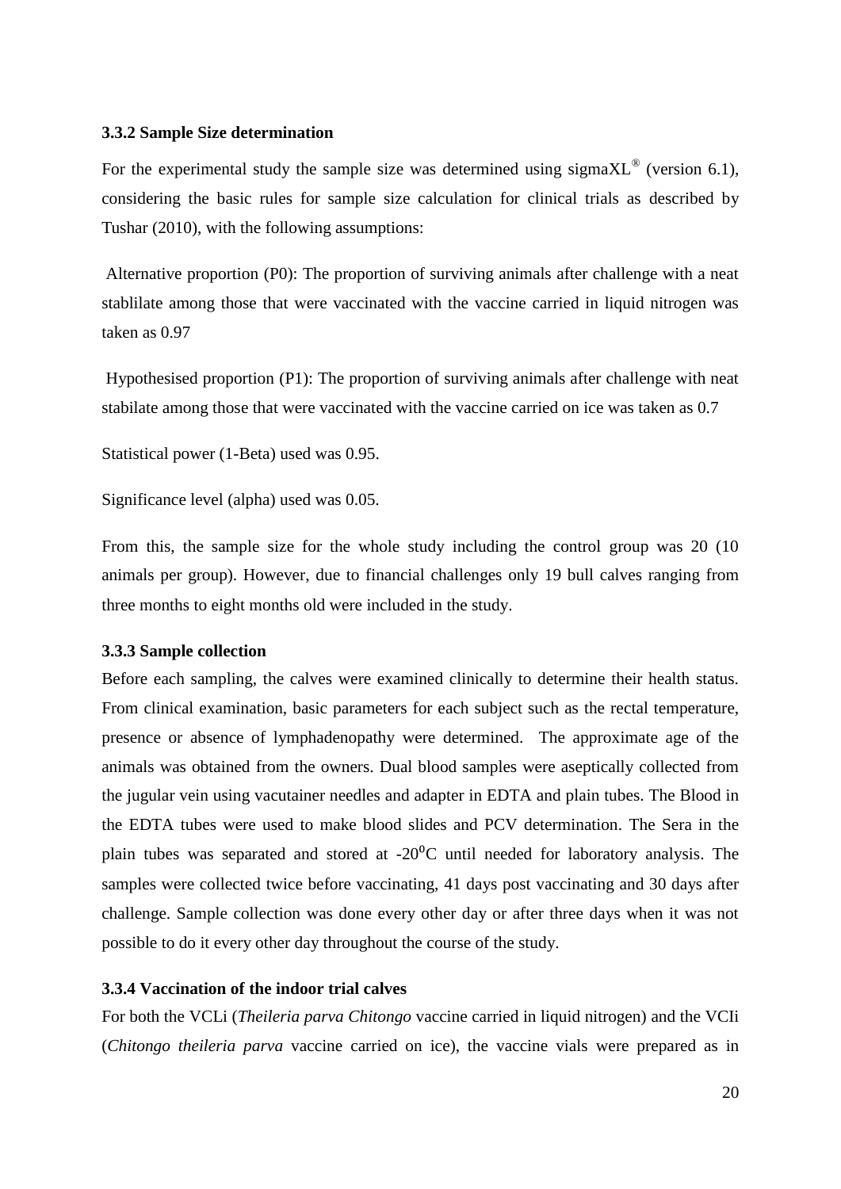### 3.3.2 Sample Size determination

For the experimental study the sample size was determined using sigmaXL® (version 6.1), considering the basic rules for sample size calculation for clinical trials as described by Tushar (2010), with the following assumptions:

Alternative proportion (P0): The proportion of surviving animals after challenge with a neat stablilate among those that were vaccinated with the vaccine carried in liquid nitrogen was taken as 0.97

Hypothesised proportion (P1): The proportion of surviving animals after challenge with neat stabilate among those that were vaccinated with the vaccine carried on ice was taken as 0.7

Statistical power (1-Beta) used was 0.95.

Significance level (alpha) used was 0.05.

From this, the sample size for the whole study including the control group was 20 (10 animals per group). However, due to financial challenges only 19 bull calves ranging from three months to eight months old were included in the study.

### 3.3.3 Sample collection

Before each sampling, the calves were examined clinically to determine their health status. From clinical examination, basic parameters for each subject such as the rectal temperature, presence or absence of lymphadenopathy were determined. The approximate age of the animals was obtained from the owners. Dual blood samples were aseptically collected from the jugular vein using vacutainer needles and adapter in EDTA and plain tubes. The Blood in the EDTA tubes were used to make blood slides and PCV determination. The Sera in the plain tubes was separated and stored at -20$^0$C until needed for laboratory analysis. The samples were collected twice before vaccinating, 41 days post vaccinating and 30 days after challenge. Sample collection was done every other day or after three days when it was not possible to do it every other day throughout the course of the study.

### 3.3.4 Vaccination of the indoor trial calves

For both the VCLi (*Theileria parva Chitongo* vaccine carried in liquid nitrogen) and the VCIi (*Chitongo theileria parva* vaccine carried on ice), the vaccine vials were prepared as in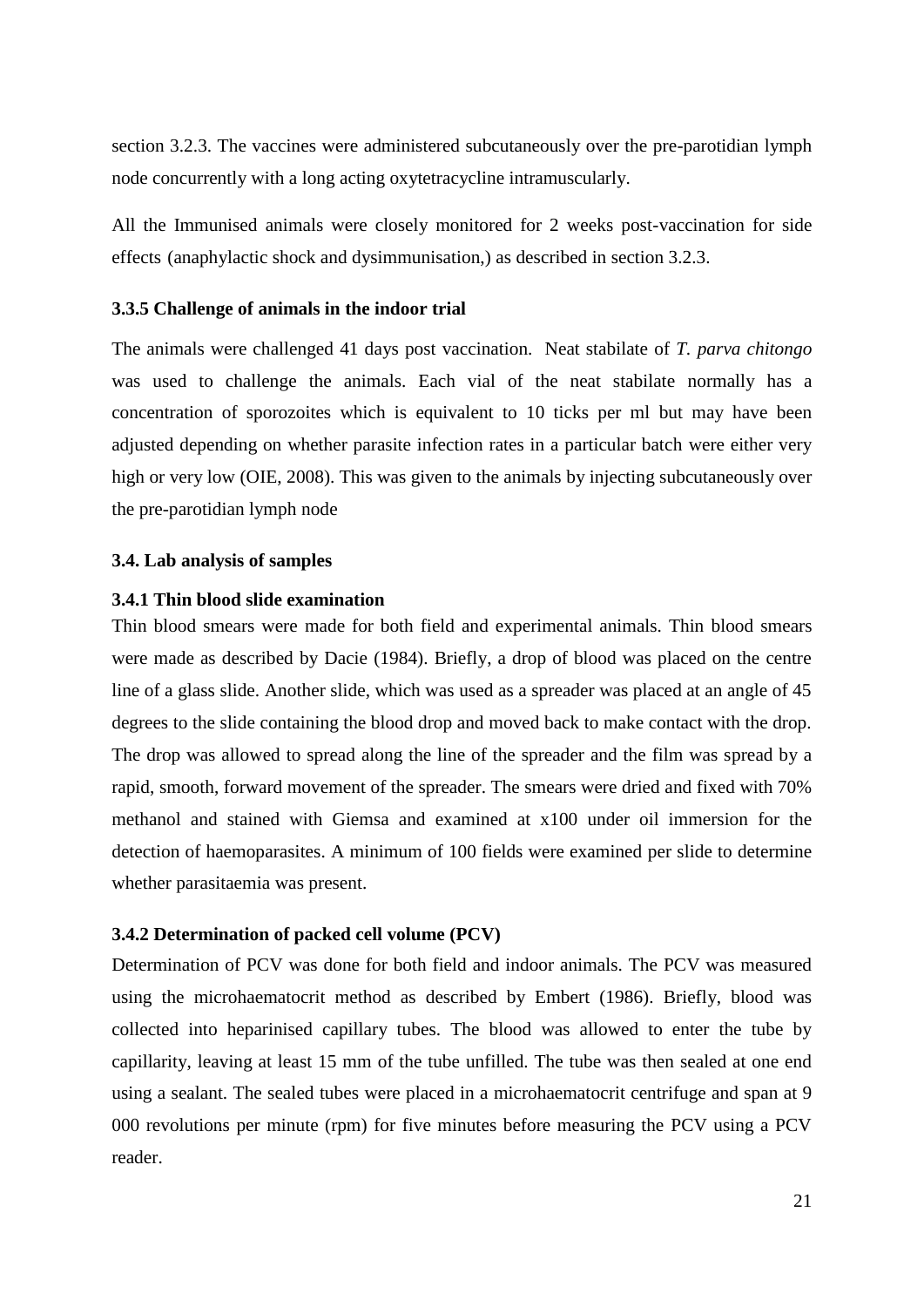section 3.2.3. The vaccines were administered subcutaneously over the pre-parotidian lymph node concurrently with a long acting oxytetracycline intramuscularly.

All the Immunised animals were closely monitored for 2 weeks post-vaccination for side effects (anaphylactic shock and dysimmunisation,) as described in section 3.2.3.

### 3.3.5 Challenge of animals in the indoor trial

The animals were challenged 41 days post vaccination. Neat stabilate of *T. parva chitongo* was used to challenge the animals. Each vial of the neat stabilate normally has a concentration of sporozoites which is equivalent to 10 ticks per ml but may have been adjusted depending on whether parasite infection rates in a particular batch were either very high or very low (OIE, 2008). This was given to the animals by injecting subcutaneously over the pre-parotidian lymph node

## 3.4. Lab analysis of samples

### 3.4.1 Thin blood slide examination

Thin blood smears were made for both field and experimental animals. Thin blood smears were made as described by Dacie (1984). Briefly, a drop of blood was placed on the centre line of a glass slide. Another slide, which was used as a spreader was placed at an angle of 45 degrees to the slide containing the blood drop and moved back to make contact with the drop. The drop was allowed to spread along the line of the spreader and the film was spread by a rapid, smooth, forward movement of the spreader. The smears were dried and fixed with 70% methanol and stained with Giemsa and examined at x100 under oil immersion for the detection of haemoparasites. A minimum of 100 fields were examined per slide to determine whether parasitaemia was present.

### 3.4.2 Determination of packed cell volume (PCV)

Determination of PCV was done for both field and indoor animals. The PCV was measured using the microhaematocrit method as described by Embert (1986). Briefly, blood was collected into heparinised capillary tubes. The blood was allowed to enter the tube by capillarity, leaving at least 15 mm of the tube unfilled. The tube was then sealed at one end using a sealant. The sealed tubes were placed in a microhaematocrit centrifuge and span at 9 000 revolutions per minute (rpm) for five minutes before measuring the PCV using a PCV reader.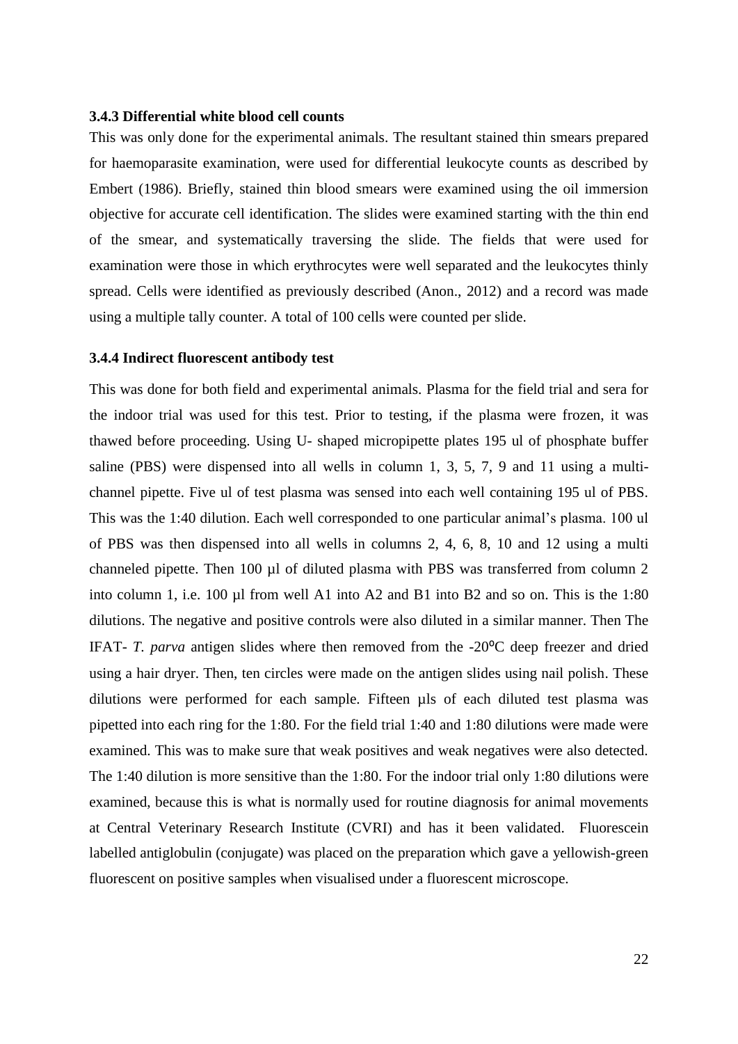### 3.4.3 Differential white blood cell counts

This was only done for the experimental animals. The resultant stained thin smears prepared for haemoparasite examination, were used for differential leukocyte counts as described by Embert (1986). Briefly, stained thin blood smears were examined using the oil immersion objective for accurate cell identification. The slides were examined starting with the thin end of the smear, and systematically traversing the slide. The fields that were used for examination were those in which erythrocytes were well separated and the leukocytes thinly spread. Cells were identified as previously described (Anon., 2012) and a record was made using a multiple tally counter. A total of 100 cells were counted per slide.

### 3.4.4 Indirect fluorescent antibody test

This was done for both field and experimental animals. Plasma for the field trial and sera for the indoor trial was used for this test. Prior to testing, if the plasma were frozen, it was thawed before proceeding. Using U- shaped micropipette plates 195 ul of phosphate buffer saline (PBS) were dispensed into all wells in column 1, 3, 5, 7, 9 and 11 using a multi-channel pipette. Five ul of test plasma was sensed into each well containing 195 ul of PBS. This was the 1:40 dilution. Each well corresponded to one particular animal's plasma. 100 ul of PBS was then dispensed into all wells in columns 2, 4, 6, 8, 10 and 12 using a multi channeled pipette. Then 100 µl of diluted plasma with PBS was transferred from column 2 into column 1, i.e. 100 µl from well A1 into A2 and B1 into B2 and so on. This is the 1:80 dilutions. The negative and positive controls were also diluted in a similar manner. Then The IFAT- *T. parva* antigen slides where then removed from the -20ºC deep freezer and dried using a hair dryer. Then, ten circles were made on the antigen slides using nail polish. These dilutions were performed for each sample. Fifteen µls of each diluted test plasma was pipetted into each ring for the 1:80. For the field trial 1:40 and 1:80 dilutions were made were examined. This was to make sure that weak positives and weak negatives were also detected. The 1:40 dilution is more sensitive than the 1:80. For the indoor trial only 1:80 dilutions were examined, because this is what is normally used for routine diagnosis for animal movements at Central Veterinary Research Institute (CVRI) and has it been validated. Fluorescein labelled antiglobulin (conjugate) was placed on the preparation which gave a yellowish-green fluorescent on positive samples when visualised under a fluorescent microscope.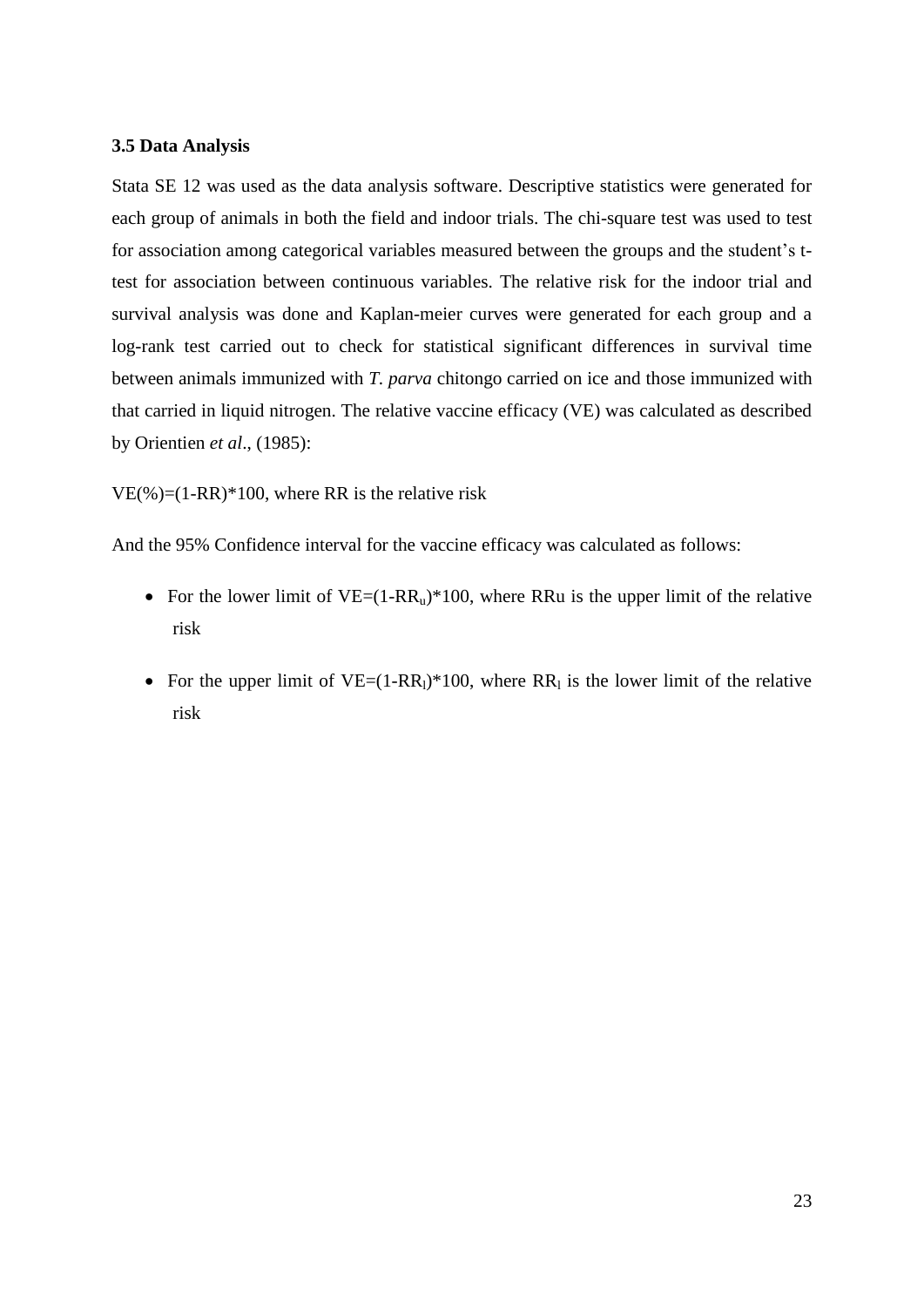### 3.5 Data Analysis

Stata SE 12 was used as the data analysis software. Descriptive statistics were generated for each group of animals in both the field and indoor trials. The chi-square test was used to test for association among categorical variables measured between the groups and the student's t-test for association between continuous variables. The relative risk for the indoor trial and survival analysis was done and Kaplan-meier curves were generated for each group and a log-rank test carried out to check for statistical significant differences in survival time between animals immunized with *T. parva* chitongo carried on ice and those immunized with that carried in liquid nitrogen. The relative vaccine efficacy (VE) was calculated as described by Orientien *et al*., (1985):

VE(%)=(1-RR)*100, where RR is the relative risk

And the 95% Confidence interval for the vaccine efficacy was calculated as follows:

- For the lower limit of VE=$(1-RR_u)$*100, where RRu is the upper limit of the relative risk
- For the upper limit of VE=$(1-RR_l)$*100, where $RR_l$ is the lower limit of the relative risk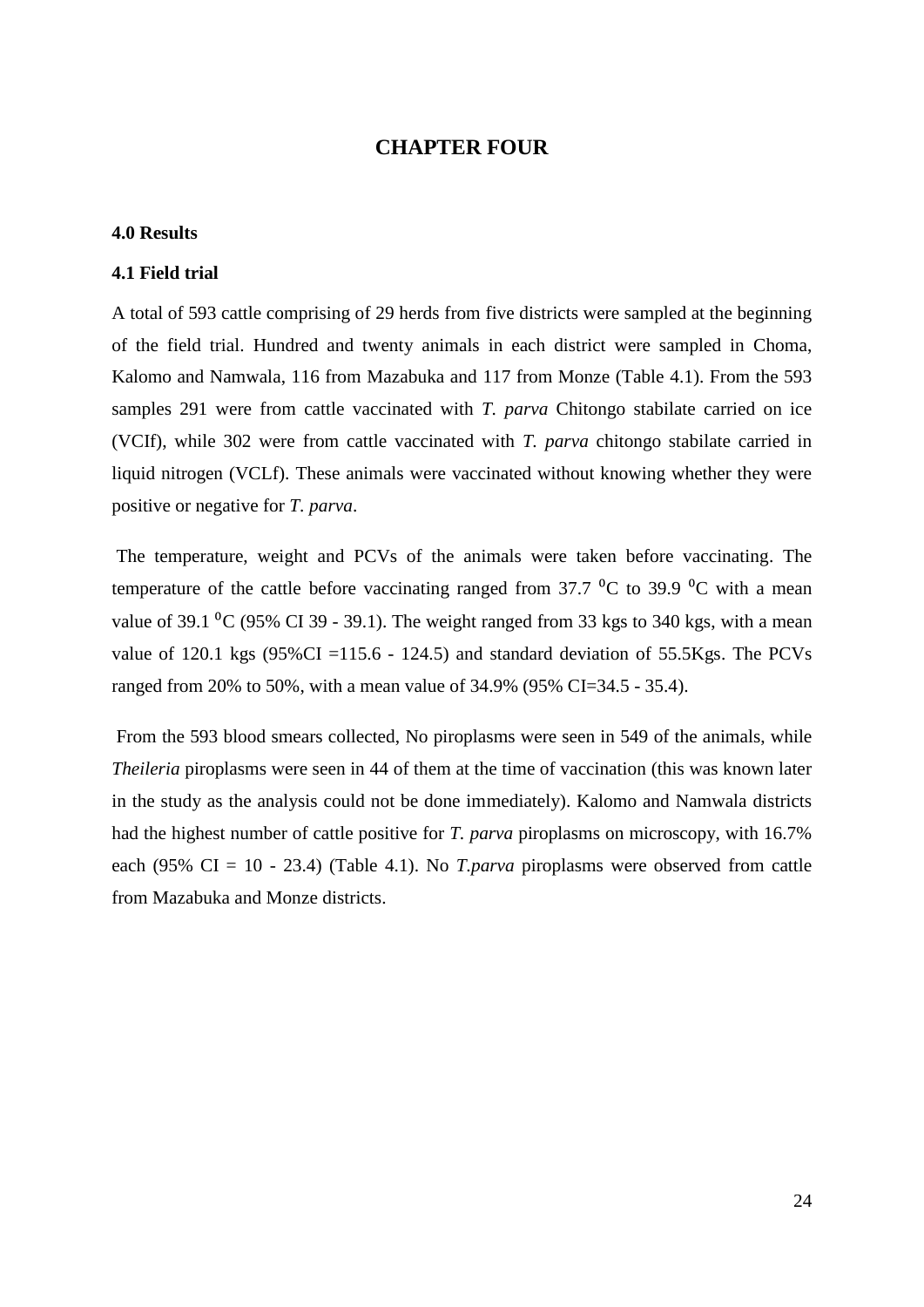# CHAPTER FOUR

## 4.0 Results

### 4.1 Field trial

A total of 593 cattle comprising of 29 herds from five districts were sampled at the beginning of the field trial. Hundred and twenty animals in each district were sampled in Choma, Kalomo and Namwala, 116 from Mazabuka and 117 from Monze (Table 4.1). From the 593 samples 291 were from cattle vaccinated with *T. parva* Chitongo stabilate carried on ice (VCIf), while 302 were from cattle vaccinated with *T. parva* chitongo stabilate carried in liquid nitrogen (VCLf). These animals were vaccinated without knowing whether they were positive or negative for *T. parva*.

The temperature, weight and PCVs of the animals were taken before vaccinating. The temperature of the cattle before vaccinating ranged from 37.7 $^0$C to 39.9 $^0$C with a mean value of 39.1 $^0$C (95% CI 39 - 39.1). The weight ranged from 33 kgs to 340 kgs, with a mean value of 120.1 kgs (95%CI =115.6 - 124.5) and standard deviation of 55.5Kgs. The PCVs ranged from 20% to 50%, with a mean value of 34.9% (95% CI=34.5 - 35.4).

From the 593 blood smears collected, No piroplasms were seen in 549 of the animals, while *Theileria* piroplasms were seen in 44 of them at the time of vaccination (this was known later in the study as the analysis could not be done immediately). Kalomo and Namwala districts had the highest number of cattle positive for *T. parva* piroplasms on microscopy, with 16.7% each (95% CI = 10 - 23.4) (Table 4.1). No *T.parva* piroplasms were observed from cattle from Mazabuka and Monze districts.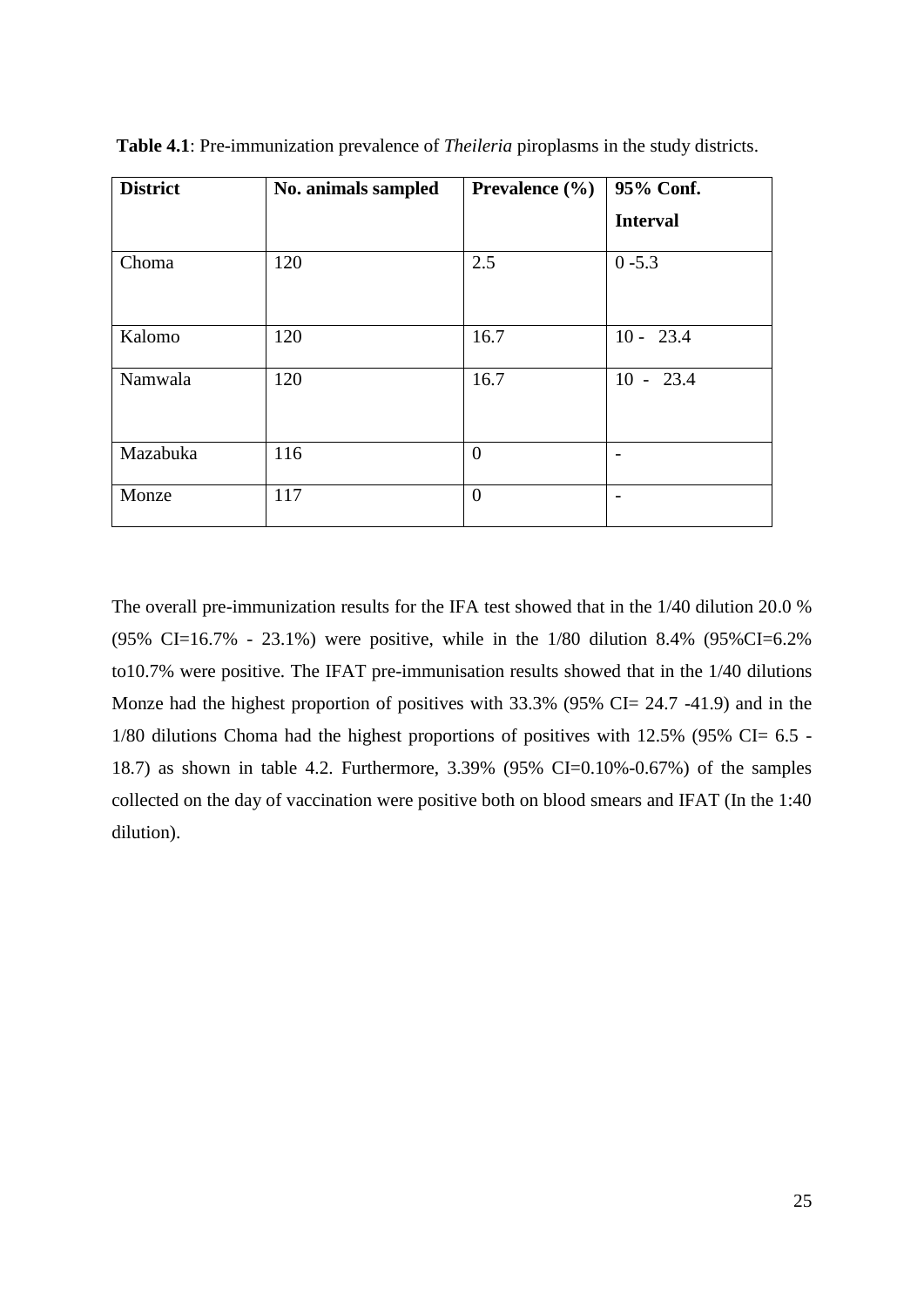**Table 4.1**: Pre-immunization prevalence of *Theileria* piroplasms in the study districts.

| District | No. animals sampled | Prevalence (%) | 95% Conf. Interval |
|---|---|---|---|
| Choma | 120 | 2.5 | 0 -5.3 |
| Kalomo | 120 | 16.7 | 10 - 23.4 |
| Namwala | 120 | 16.7 | 10 - 23.4 |
| Mazabuka | 116 | 0 | - |
| Monze | 117 | 0 | - |

The overall pre-immunization results for the IFA test showed that in the 1/40 dilution 20.0 % (95% CI=16.7% - 23.1%) were positive, while in the 1/80 dilution 8.4% (95%CI=6.2% to10.7% were positive. The IFAT pre-immunisation results showed that in the 1/40 dilutions Monze had the highest proportion of positives with 33.3% (95% CI= 24.7 -41.9) and in the 1/80 dilutions Choma had the highest proportions of positives with 12.5% (95% CI= 6.5 - 18.7) as shown in table 4.2. Furthermore, 3.39% (95% CI=0.10%-0.67%) of the samples collected on the day of vaccination were positive both on blood smears and IFAT (In the 1:40 dilution).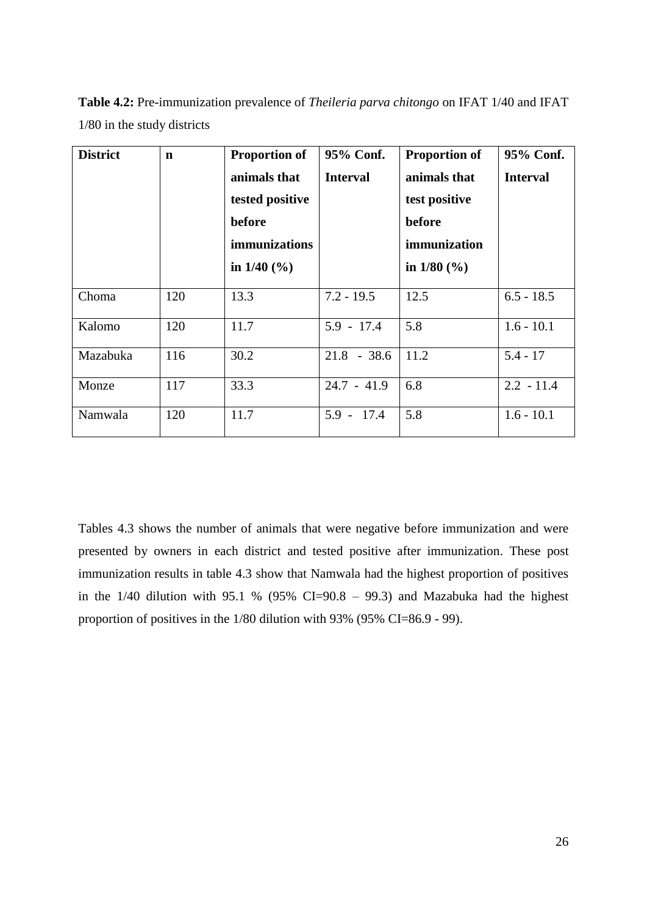**Table 4.2:** Pre-immunization prevalence of *Theileria parva chitongo* on IFAT 1/40 and IFAT 1/80 in the study districts

| District | n | Proportion of animals that tested positive before immunizations in 1/40 (%) | 95% Conf. Interval | Proportion of animals that test positive before immunization in 1/80 (%) | 95% Conf. Interval |
|---|---|---|---|---|---|
| Choma | 120 | 13.3 | 7.2 - 19.5 | 12.5 | 6.5 - 18.5 |
| Kalomo | 120 | 11.7 | 5.9 - 17.4 | 5.8 | 1.6 - 10.1 |
| Mazabuka | 116 | 30.2 | 21.8 - 38.6 | 11.2 | 5.4 - 17 |
| Monze | 117 | 33.3 | 24.7 - 41.9 | 6.8 | 2.2 - 11.4 |
| Namwala | 120 | 11.7 | 5.9 - 17.4 | 5.8 | 1.6 - 10.1 |

Tables 4.3 shows the number of animals that were negative before immunization and were presented by owners in each district and tested positive after immunization. These post immunization results in table 4.3 show that Namwala had the highest proportion of positives in the 1/40 dilution with 95.1 % (95% CI=90.8 – 99.3) and Mazabuka had the highest proportion of positives in the 1/80 dilution with 93% (95% CI=86.9 - 99).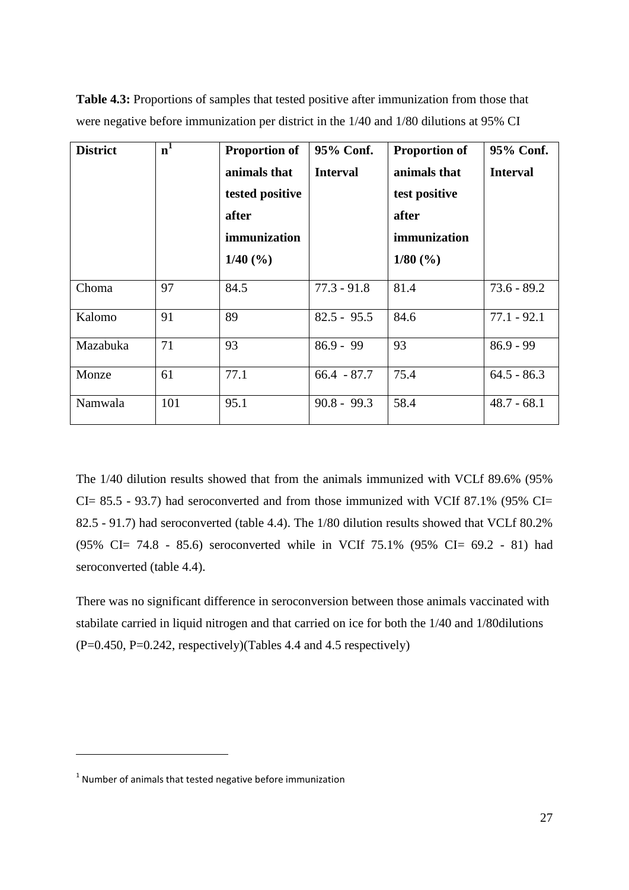**Table 4.3:** Proportions of samples that tested positive after immunization from those that were negative before immunization per district in the 1/40 and 1/80 dilutions at 95% CI

| District | n[1] | Proportion of animals that tested positive after immunization 1/40 (%) | 95% Conf. Interval | Proportion of animals that test positive after immunization 1/80 (%) | 95% Conf. Interval |
|---|---|---|---|---|---|
| Choma | 97 | 84.5 | 77.3 - 91.8 | 81.4 | 73.6 - 89.2 |
| Kalomo | 91 | 89 | 82.5 - 95.5 | 84.6 | 77.1 - 92.1 |
| Mazabuka | 71 | 93 | 86.9 - 99 | 93 | 86.9 - 99 |
| Monze | 61 | 77.1 | 66.4 - 87.7 | 75.4 | 64.5 - 86.3 |
| Namwala | 101 | 95.1 | 90.8 - 99.3 | 58.4 | 48.7 - 68.1 |

The 1/40 dilution results showed that from the animals immunized with VCLf 89.6% (95% CI= 85.5 - 93.7) had seroconverted and from those immunized with VCIf 87.1% (95% CI= 82.5 - 91.7) had seroconverted (table 4.4). The 1/80 dilution results showed that VCLf 80.2% (95% CI= 74.8 - 85.6) seroconverted while in VCIf 75.1% (95% CI= 69.2 - 81) had seroconverted (table 4.4).

There was no significant difference in seroconversion between those animals vaccinated with stabilate carried in liquid nitrogen and that carried on ice for both the 1/40 and 1/80dilutions (P=0.450, P=0.242, respectively)(Tables 4.4 and 4.5 respectively)

[1] Number of animals that tested negative before immunization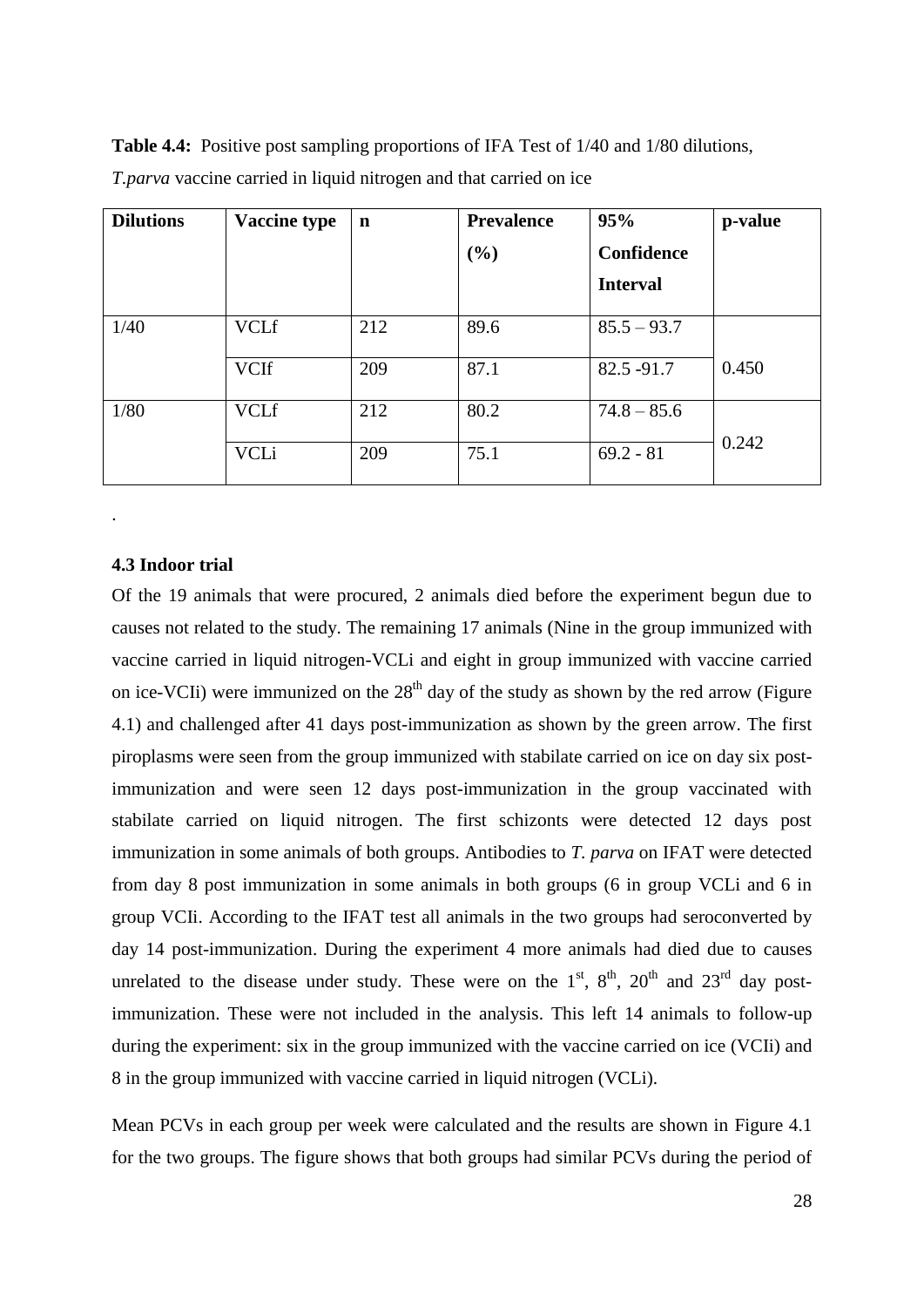**Table 4.4:** Positive post sampling proportions of IFA Test of 1/40 and 1/80 dilutions, *T.parva* vaccine carried in liquid nitrogen and that carried on ice

| Dilutions | Vaccine type | n | Prevalence (%) | 95% Confidence Interval | p-value |
|---|---|---|---|---|---|
| 1/40 | VCLf | 212 | 89.6 | 85.5 – 93.7 | 0.450 |
| | VCIf | 209 | 87.1 | 82.5 -91.7 | |
| 1/80 | VCLf | 212 | 80.2 | 74.8 – 85.6 | 0.242 |
| | VCLi | 209 | 75.1 | 69.2 - 81 | |

.

### 4.3 Indoor trial

Of the 19 animals that were procured, 2 animals died before the experiment begun due to causes not related to the study. The remaining 17 animals (Nine in the group immunized with vaccine carried in liquid nitrogen-VCLi and eight in group immunized with vaccine carried on ice-VCIi) were immunized on the 28$^{th}$ day of the study as shown by the red arrow (Figure 4.1) and challenged after 41 days post-immunization as shown by the green arrow. The first piroplasms were seen from the group immunized with stabilate carried on ice on day six post-immunization and were seen 12 days post-immunization in the group vaccinated with stabilate carried on liquid nitrogen. The first schizonts were detected 12 days post immunization in some animals of both groups. Antibodies to *T. parva* on IFAT were detected from day 8 post immunization in some animals in both groups (6 in group VCLi and 6 in group VCIi. According to the IFAT test all animals in the two groups had seroconverted by day 14 post-immunization. During the experiment 4 more animals had died due to causes unrelated to the disease under study. These were on the 1$^{st}$, 8$^{th}$, 20$^{th}$ and 23$^{rd}$ day post-immunization. These were not included in the analysis. This left 14 animals to follow-up during the experiment: six in the group immunized with the vaccine carried on ice (VCIi) and 8 in the group immunized with vaccine carried in liquid nitrogen (VCLi).

Mean PCVs in each group per week were calculated and the results are shown in Figure 4.1 for the two groups. The figure shows that both groups had similar PCVs during the period of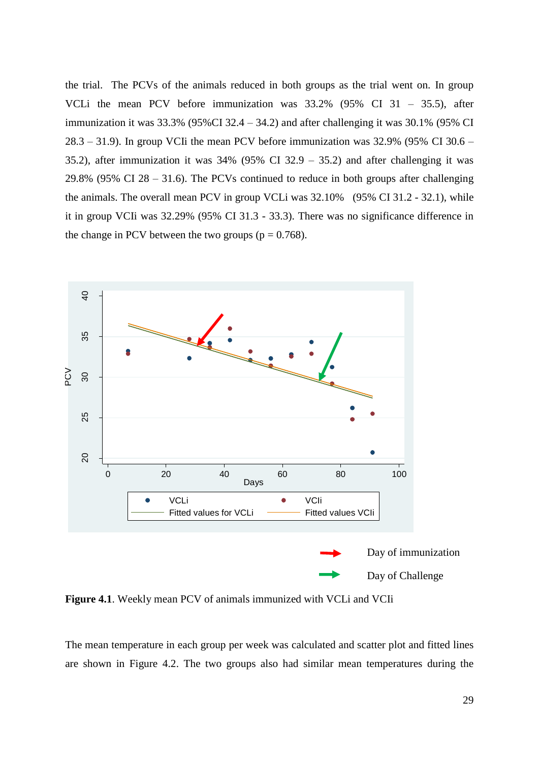the trial. The PCVs of the animals reduced in both groups as the trial went on. In group VCLi the mean PCV before immunization was 33.2% (95% CI 31 – 35.5), after immunization it was 33.3% (95%CI 32.4 – 34.2) and after challenging it was 30.1% (95% CI 28.3 – 31.9). In group VCIi the mean PCV before immunization was 32.9% (95% CI 30.6 – 35.2), after immunization it was 34% (95% CI 32.9 – 35.2) and after challenging it was 29.8% (95% CI 28 – 31.6). The PCVs continued to reduce in both groups after challenging the animals. The overall mean PCV in group VCLi was 32.10% (95% CI 31.2 - 32.1), while it in group VCIi was 32.29% (95% CI 31.3 - 33.3). There was no significance difference in the change in PCV between the two groups (p = 0.768).

Day of immunization

Day of Challenge

**Figure 4.1**. Weekly mean PCV of animals immunized with VCLi and VCIi

The mean temperature in each group per week was calculated and scatter plot and fitted lines are shown in Figure 4.2. The two groups also had similar mean temperatures during the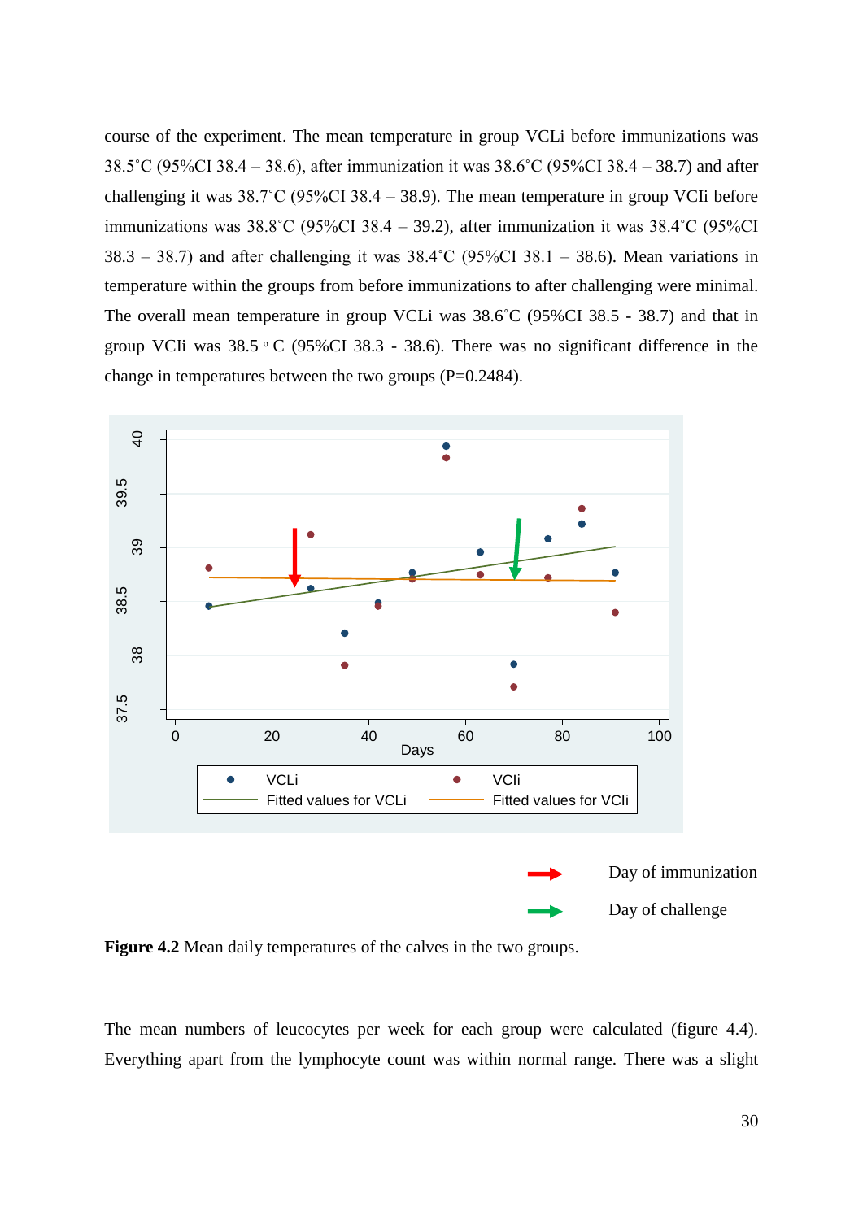course of the experiment. The mean temperature in group VCLi before immunizations was 38.5˚C (95%CI 38.4 – 38.6), after immunization it was 38.6˚C (95%CI 38.4 – 38.7) and after challenging it was 38.7˚C (95%CI 38.4 – 38.9). The mean temperature in group VCIi before immunizations was 38.8˚C (95%CI 38.4 – 39.2), after immunization it was 38.4˚C (95%CI 38.3 – 38.7) and after challenging it was 38.4˚C (95%CI 38.1 – 38.6). Mean variations in temperature within the groups from before immunizations to after challenging were minimal. The overall mean temperature in group VCLi was 38.6˚C (95%CI 38.5 - 38.7) and that in group VCIi was 38.5 º C (95%CI 38.3 - 38.6). There was no significant difference in the change in temperatures between the two groups (P=0.2484).

Day of immunization

Day of challenge

**Figure 4.2** Mean daily temperatures of the calves in the two groups.

The mean numbers of leucocytes per week for each group were calculated (figure 4.4). Everything apart from the lymphocyte count was within normal range. There was a slight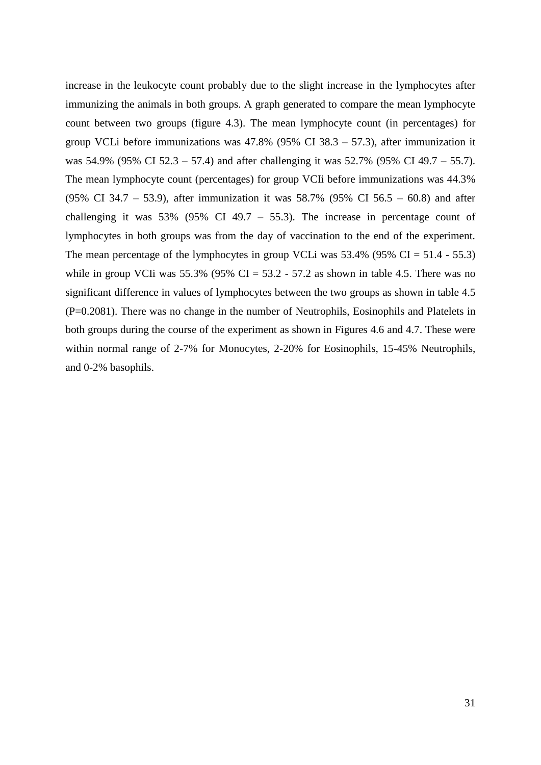increase in the leukocyte count probably due to the slight increase in the lymphocytes after immunizing the animals in both groups. A graph generated to compare the mean lymphocyte count between two groups (figure 4.3). The mean lymphocyte count (in percentages) for group VCLi before immunizations was 47.8% (95% CI 38.3 – 57.3), after immunization it was 54.9% (95% CI 52.3 – 57.4) and after challenging it was 52.7% (95% CI 49.7 – 55.7). The mean lymphocyte count (percentages) for group VCIi before immunizations was 44.3% (95% CI 34.7 – 53.9), after immunization it was 58.7% (95% CI 56.5 – 60.8) and after challenging it was 53% (95% CI 49.7 – 55.3). The increase in percentage count of lymphocytes in both groups was from the day of vaccination to the end of the experiment. The mean percentage of the lymphocytes in group VCLi was 53.4% (95% CI = 51.4 - 55.3) while in group VCIi was 55.3% (95% CI = 53.2 - 57.2 as shown in table 4.5. There was no significant difference in values of lymphocytes between the two groups as shown in table 4.5 (P=0.2081). There was no change in the number of Neutrophils, Eosinophils and Platelets in both groups during the course of the experiment as shown in Figures 4.6 and 4.7. These were within normal range of 2-7% for Monocytes, 2-20% for Eosinophils, 15-45% Neutrophils, and 0-2% basophils.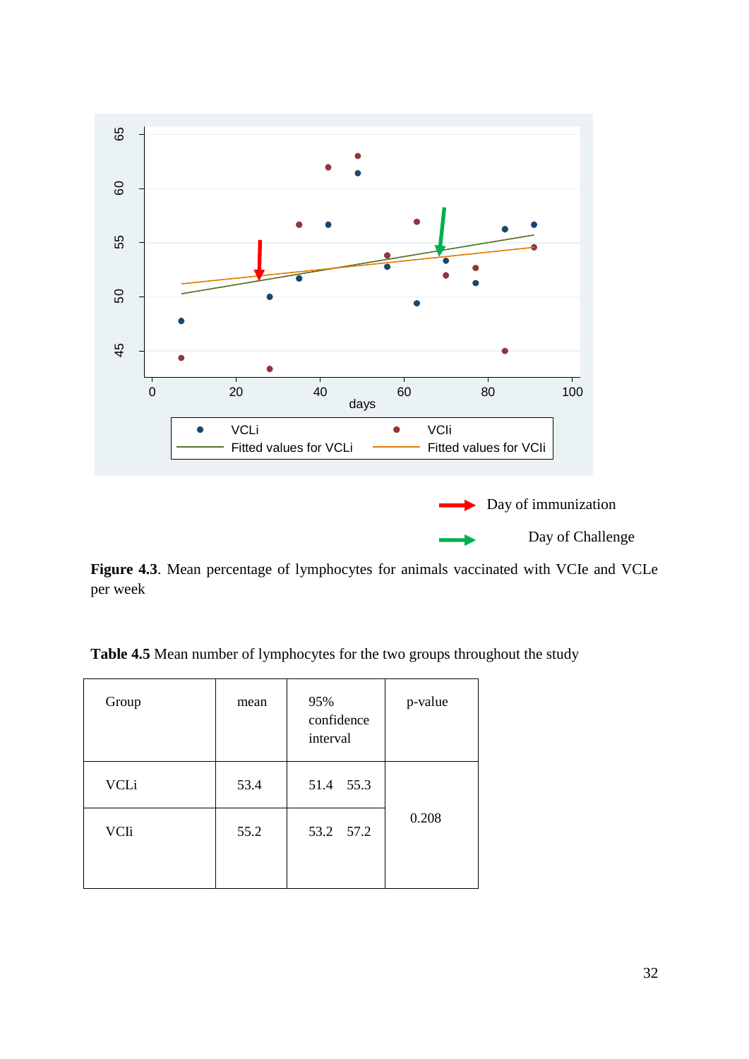**Figure 4.3**. Mean percentage of lymphocytes for animals vaccinated with VCIe and VCLe per week

**Table 4.5** Mean number of lymphocytes for the two groups throughout the study

| Group | mean | 95% confidence interval | p-value |
|---|---|---|---|
| VCLi | 53.4 | 51.4 55.3 | 0.208 |
| VCIi | 55.2 | 53.2 57.2 | |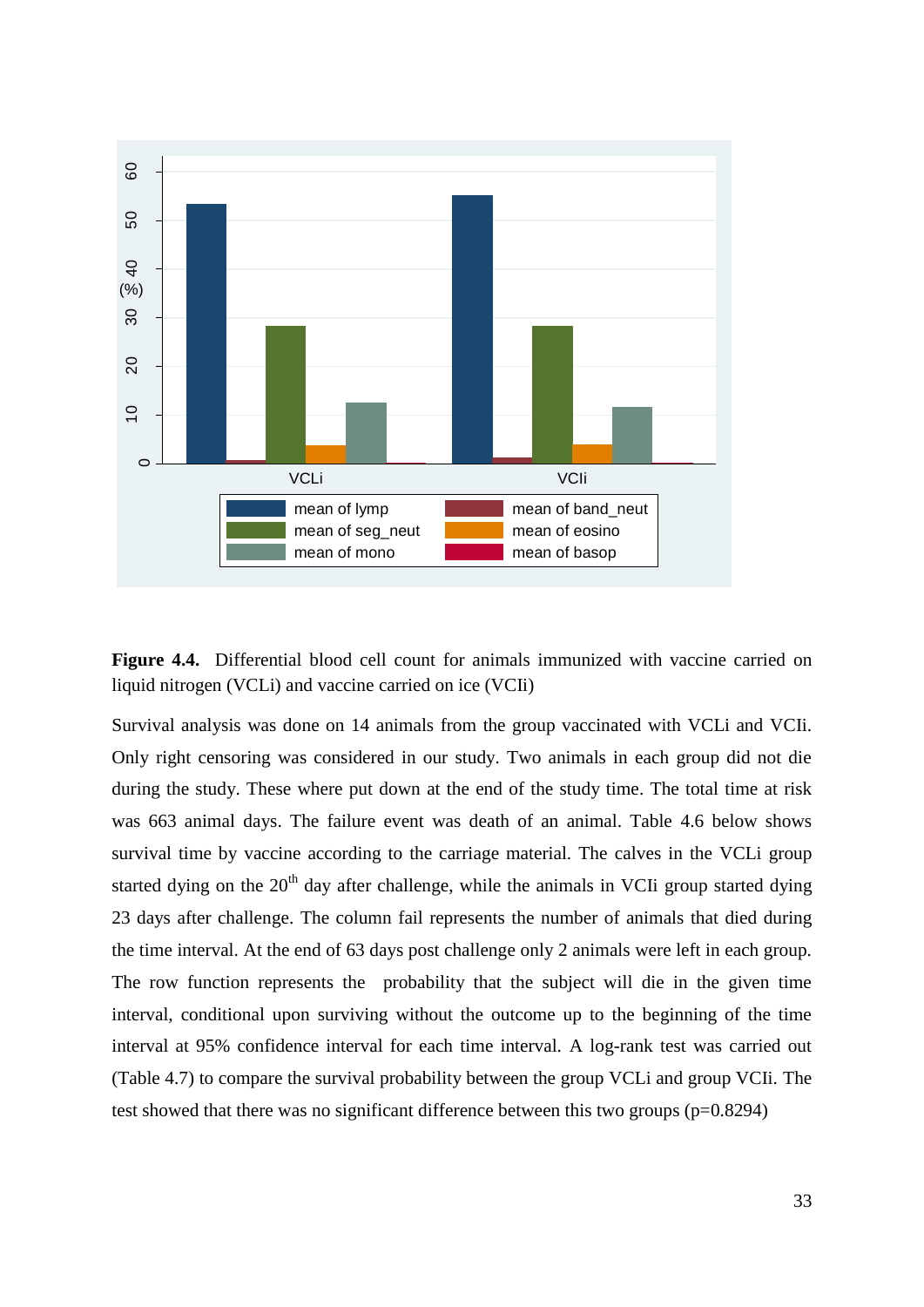**Figure 4.4.** Differential blood cell count for animals immunized with vaccine carried on liquid nitrogen (VCLi) and vaccine carried on ice (VCIi)

Survival analysis was done on 14 animals from the group vaccinated with VCLi and VCIi. Only right censoring was considered in our study. Two animals in each group did not die during the study. These where put down at the end of the study time. The total time at risk was 663 animal days. The failure event was death of an animal. Table 4.6 below shows survival time by vaccine according to the carriage material. The calves in the VCLi group started dying on the 20th day after challenge, while the animals in VCIi group started dying 23 days after challenge. The column fail represents the number of animals that died during the time interval. At the end of 63 days post challenge only 2 animals were left in each group. The row function represents the probability that the subject will die in the given time interval, conditional upon surviving without the outcome up to the beginning of the time interval at 95% confidence interval for each time interval. A log-rank test was carried out (Table 4.7) to compare the survival probability between the group VCLi and group VCIi. The test showed that there was no significant difference between this two groups ($p=0.8294$)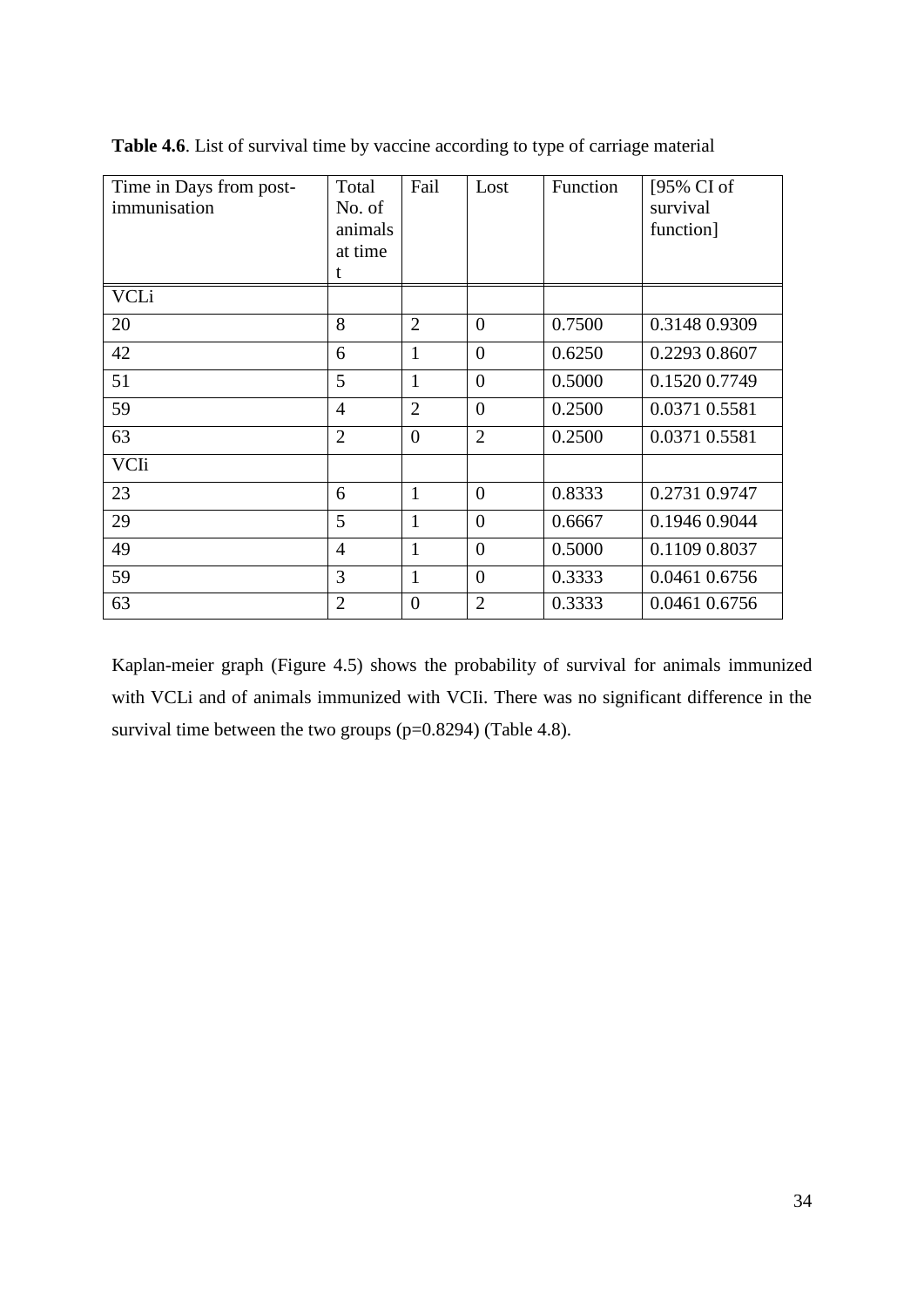**Table 4.6**. List of survival time by vaccine according to type of carriage material

| Time in Days from post-immunisation | Total No. of animals at time t | Fail | Lost | Function | [95% CI of survival function] |
|---|---|---|---|---|---|
| VCLi | | | | | |
| 20 | 8 | 2 | 0 | 0.7500 | 0.3148 0.9309 |
| 42 | 6 | 1 | 0 | 0.6250 | 0.2293 0.8607 |
| 51 | 5 | 1 | 0 | 0.5000 | 0.1520 0.7749 |
| 59 | 4 | 2 | 0 | 0.2500 | 0.0371 0.5581 |
| 63 | 2 | 0 | 2 | 0.2500 | 0.0371 0.5581 |
| VCIi | | | | | |
| 23 | 6 | 1 | 0 | 0.8333 | 0.2731 0.9747 |
| 29 | 5 | 1 | 0 | 0.6667 | 0.1946 0.9044 |
| 49 | 4 | 1 | 0 | 0.5000 | 0.1109 0.8037 |
| 59 | 3 | 1 | 0 | 0.3333 | 0.0461 0.6756 |
| 63 | 2 | 0 | 2 | 0.3333 | 0.0461 0.6756 |

Kaplan-meier graph (Figure 4.5) shows the probability of survival for animals immunized with VCLi and of animals immunized with VCIi. There was no significant difference in the survival time between the two groups (p=0.8294) (Table 4.8).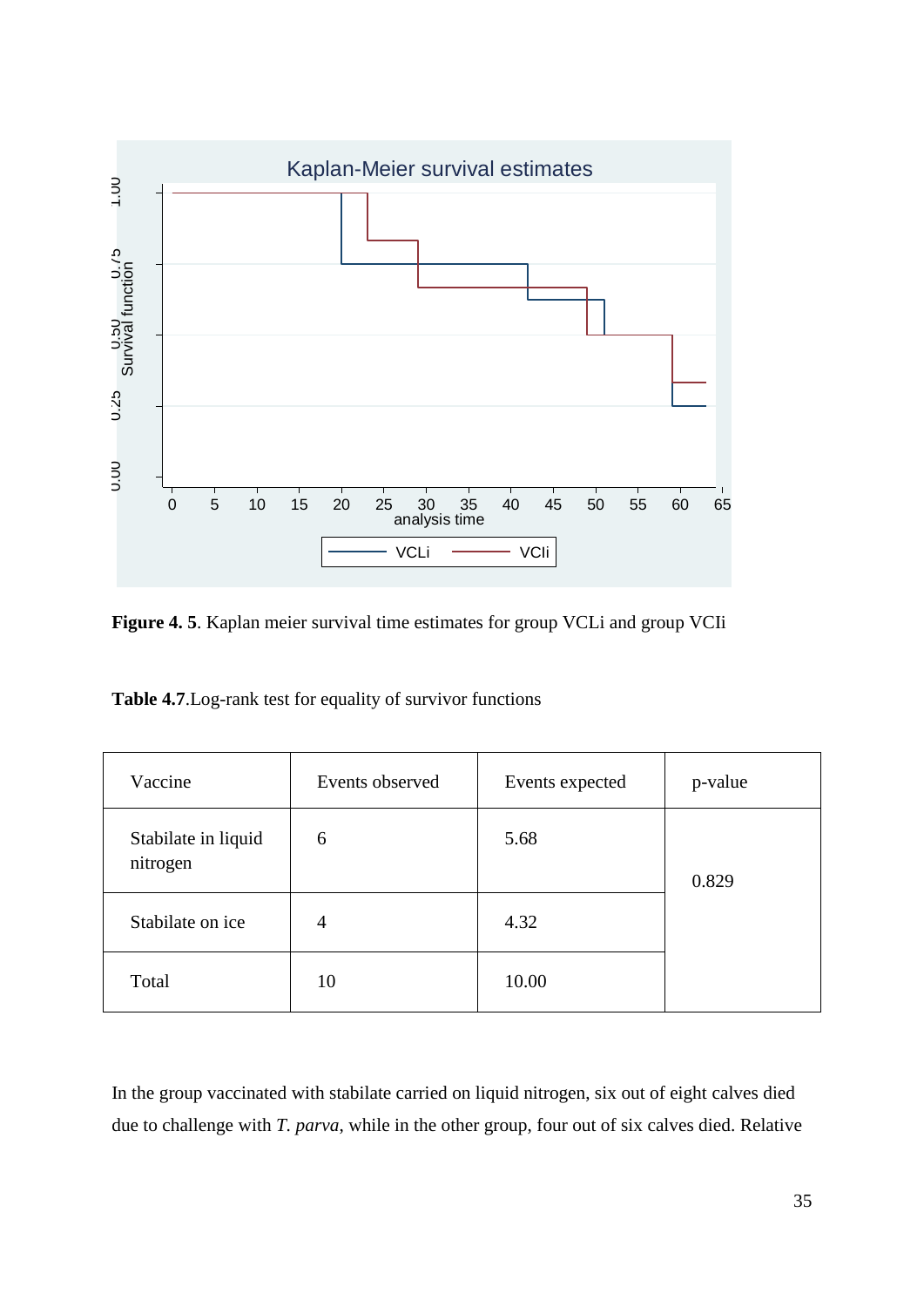**Figure 4. 5**. Kaplan meier survival time estimates for group VCLi and group VCIi

**Table 4.7**.Log-rank test for equality of survivor functions

| Vaccine | Events observed | Events expected | p-value |
|---|---|---|---|
| Stabilate in liquid nitrogen | 6 | 5.68 | 0.829 |
| Stabilate on ice | 4 | 4.32 | |
| Total | 10 | 10.00 | |

In the group vaccinated with stabilate carried on liquid nitrogen, six out of eight calves died due to challenge with *T. parva*, while in the other group, four out of six calves died. Relative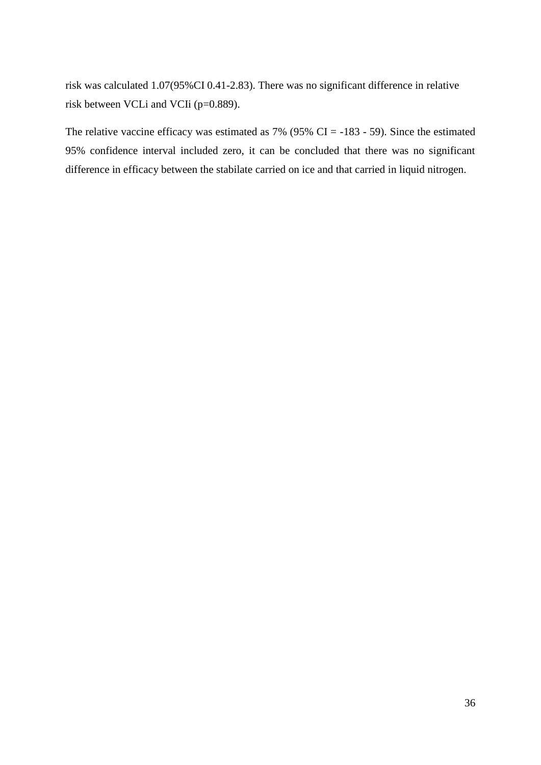risk was calculated 1.07(95%CI 0.41-2.83). There was no significant difference in relative risk between VCLi and VCIi ($p=0.889$).

The relative vaccine efficacy was estimated as 7% (95% CI = -183 - 59). Since the estimated 95% confidence interval included zero, it can be concluded that there was no significant difference in efficacy between the stabilate carried on ice and that carried in liquid nitrogen.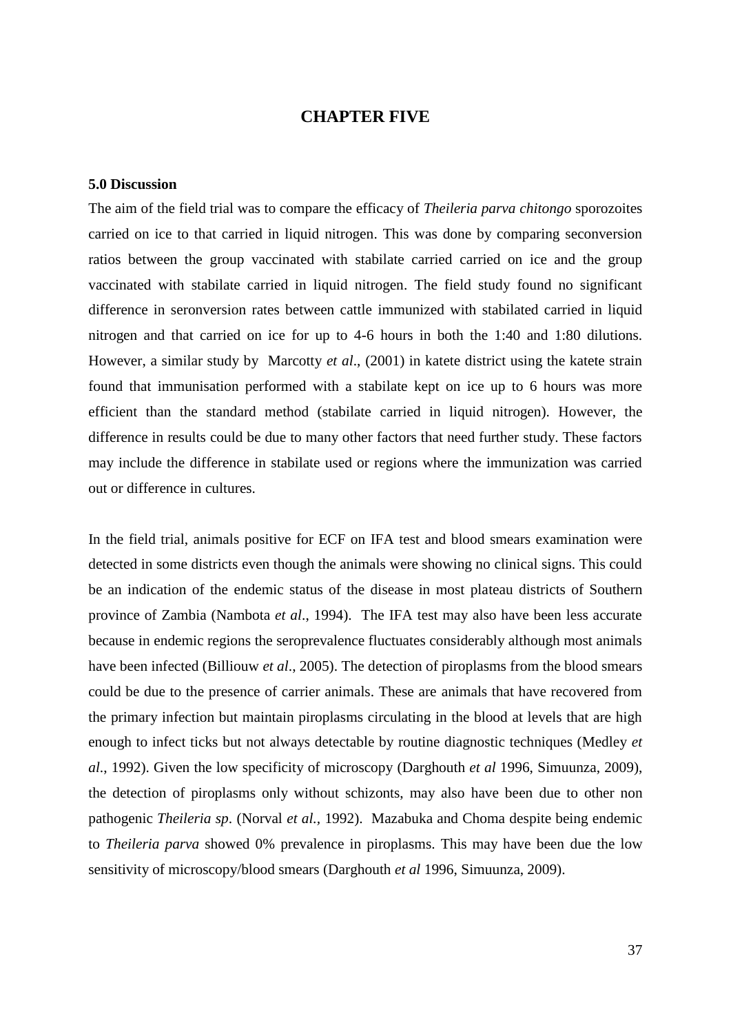# CHAPTER FIVE

### 5.0 Discussion

The aim of the field trial was to compare the efficacy of *Theileria parva chitongo* sporozoites carried on ice to that carried in liquid nitrogen. This was done by comparing seconversion ratios between the group vaccinated with stabilate carried carried on ice and the group vaccinated with stabilate carried in liquid nitrogen. The field study found no significant difference in seronversion rates between cattle immunized with stabilated carried in liquid nitrogen and that carried on ice for up to 4-6 hours in both the 1:40 and 1:80 dilutions. However, a similar study by Marcotty *et al*., (2001) in katete district using the katete strain found that immunisation performed with a stabilate kept on ice up to 6 hours was more efficient than the standard method (stabilate carried in liquid nitrogen). However, the difference in results could be due to many other factors that need further study. These factors may include the difference in stabilate used or regions where the immunization was carried out or difference in cultures.

In the field trial, animals positive for ECF on IFA test and blood smears examination were detected in some districts even though the animals were showing no clinical signs. This could be an indication of the endemic status of the disease in most plateau districts of Southern province of Zambia (Nambota *et al*., 1994). The IFA test may also have been less accurate because in endemic regions the seroprevalence fluctuates considerably although most animals have been infected (Billiouw *et al*., 2005). The detection of piroplasms from the blood smears could be due to the presence of carrier animals. These are animals that have recovered from the primary infection but maintain piroplasms circulating in the blood at levels that are high enough to infect ticks but not always detectable by routine diagnostic techniques (Medley *et al*., 1992). Given the low specificity of microscopy (Darghouth *et al* 1996, Simuunza, 2009), the detection of piroplasms only without schizonts, may also have been due to other non pathogenic *Theileria sp*. (Norval *et al.,* 1992). Mazabuka and Choma despite being endemic to *Theileria parva* showed 0% prevalence in piroplasms. This may have been due the low sensitivity of microscopy/blood smears (Darghouth *et al* 1996, Simuunza, 2009).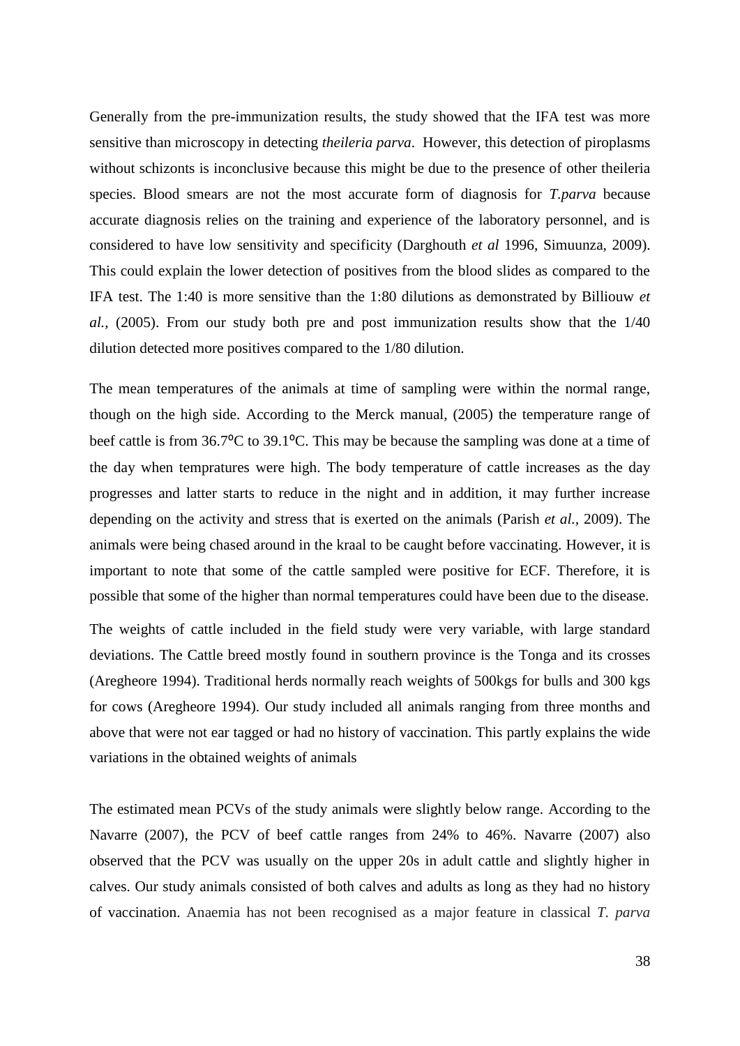Generally from the pre-immunization results, the study showed that the IFA test was more sensitive than microscopy in detecting *theileria parva*. However, this detection of piroplasms without schizonts is inconclusive because this might be due to the presence of other theileria species. Blood smears are not the most accurate form of diagnosis for *T.parva* because accurate diagnosis relies on the training and experience of the laboratory personnel, and is considered to have low sensitivity and specificity (Darghouth *et al* 1996, Simuunza, 2009). This could explain the lower detection of positives from the blood slides as compared to the IFA test. The 1:40 is more sensitive than the 1:80 dilutions as demonstrated by Billiouw *et al.,* (2005). From our study both pre and post immunization results show that the 1/40 dilution detected more positives compared to the 1/80 dilution.

The mean temperatures of the animals at time of sampling were within the normal range, though on the high side. According to the Merck manual, (2005) the temperature range of beef cattle is from 36.7$^{o}$C to 39.1$^{o}$C. This may be because the sampling was done at a time of the day when tempratures were high. The body temperature of cattle increases as the day progresses and latter starts to reduce in the night and in addition, it may further increase depending on the activity and stress that is exerted on the animals (Parish *et al.,* 2009). The animals were being chased around in the kraal to be caught before vaccinating. However, it is important to note that some of the cattle sampled were positive for ECF. Therefore, it is possible that some of the higher than normal temperatures could have been due to the disease.

The weights of cattle included in the field study were very variable, with large standard deviations. The Cattle breed mostly found in southern province is the Tonga and its crosses (Aregheore 1994). Traditional herds normally reach weights of 500kgs for bulls and 300 kgs for cows (Aregheore 1994). Our study included all animals ranging from three months and above that were not ear tagged or had no history of vaccination. This partly explains the wide variations in the obtained weights of animals

The estimated mean PCVs of the study animals were slightly below range. According to the Navarre (2007), the PCV of beef cattle ranges from 24% to 46%. Navarre (2007) also observed that the PCV was usually on the upper 20s in adult cattle and slightly higher in calves. Our study animals consisted of both calves and adults as long as they had no history of vaccination. Anaemia has not been recognised as a major feature in classical *T. parva*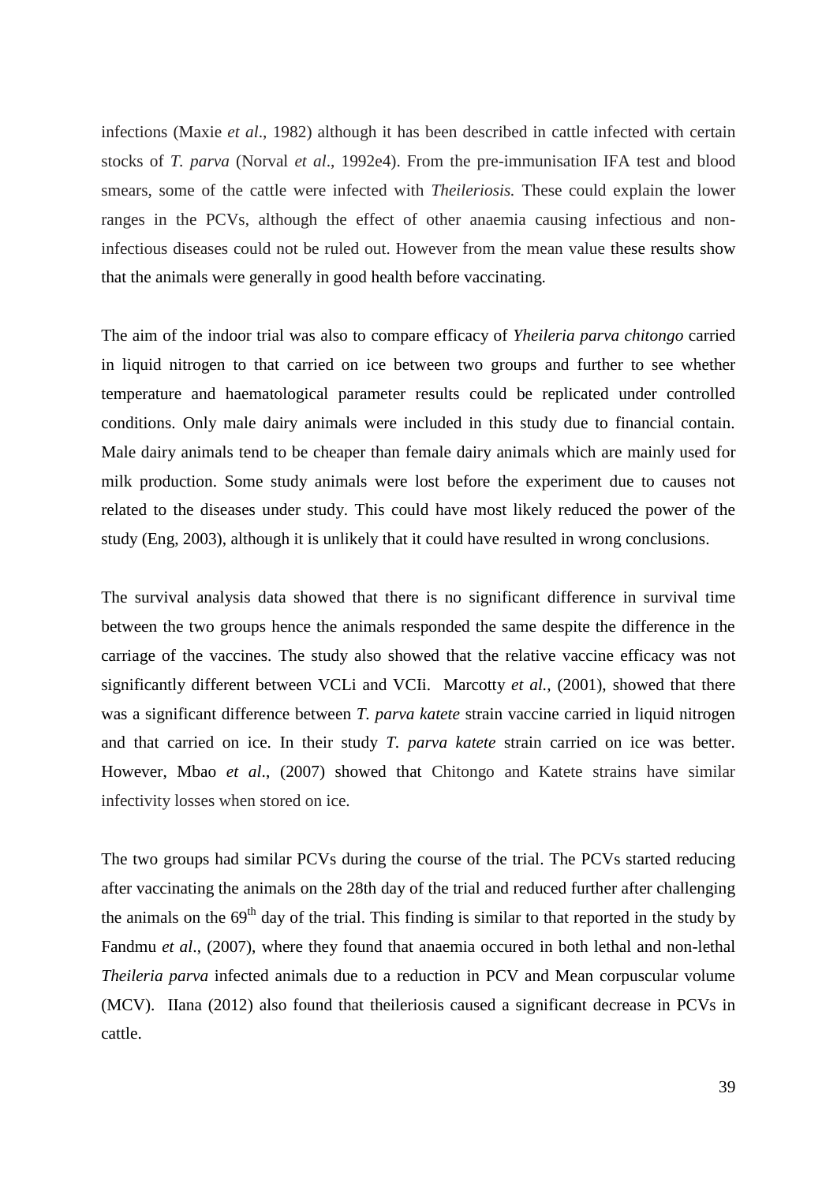infections (Maxie *et al*., 1982) although it has been described in cattle infected with certain stocks of *T. parva* (Norval *et al*., 1992e4). From the pre-immunisation IFA test and blood smears, some of the cattle were infected with *Theileriosis.* These could explain the lower ranges in the PCVs, although the effect of other anaemia causing infectious and non-infectious diseases could not be ruled out. However from the mean value these results show that the animals were generally in good health before vaccinating.

The aim of the indoor trial was also to compare efficacy of *Yheileria parva chitongo* carried in liquid nitrogen to that carried on ice between two groups and further to see whether temperature and haematological parameter results could be replicated under controlled conditions. Only male dairy animals were included in this study due to financial contain. Male dairy animals tend to be cheaper than female dairy animals which are mainly used for milk production. Some study animals were lost before the experiment due to causes not related to the diseases under study. This could have most likely reduced the power of the study (Eng, 2003), although it is unlikely that it could have resulted in wrong conclusions.

The survival analysis data showed that there is no significant difference in survival time between the two groups hence the animals responded the same despite the difference in the carriage of the vaccines. The study also showed that the relative vaccine efficacy was not significantly different between VCLi and VCIi. Marcotty *et al.,* (2001), showed that there was a significant difference between *T. parva katete* strain vaccine carried in liquid nitrogen and that carried on ice. In their study *T. parva katete* strain carried on ice was better. However, Mbao *et al*., (2007) showed that Chitongo and Katete strains have similar infectivity losses when stored on ice.

The two groups had similar PCVs during the course of the trial. The PCVs started reducing after vaccinating the animals on the 28th day of the trial and reduced further after challenging the animals on the 69$^{th}$ day of the trial. This finding is similar to that reported in the study by Fandmu *et al*., (2007), where they found that anaemia occured in both lethal and non-lethal *Theileria parva* infected animals due to a reduction in PCV and Mean corpuscular volume (MCV). IIana (2012) also found that theileriosis caused a significant decrease in PCVs in cattle.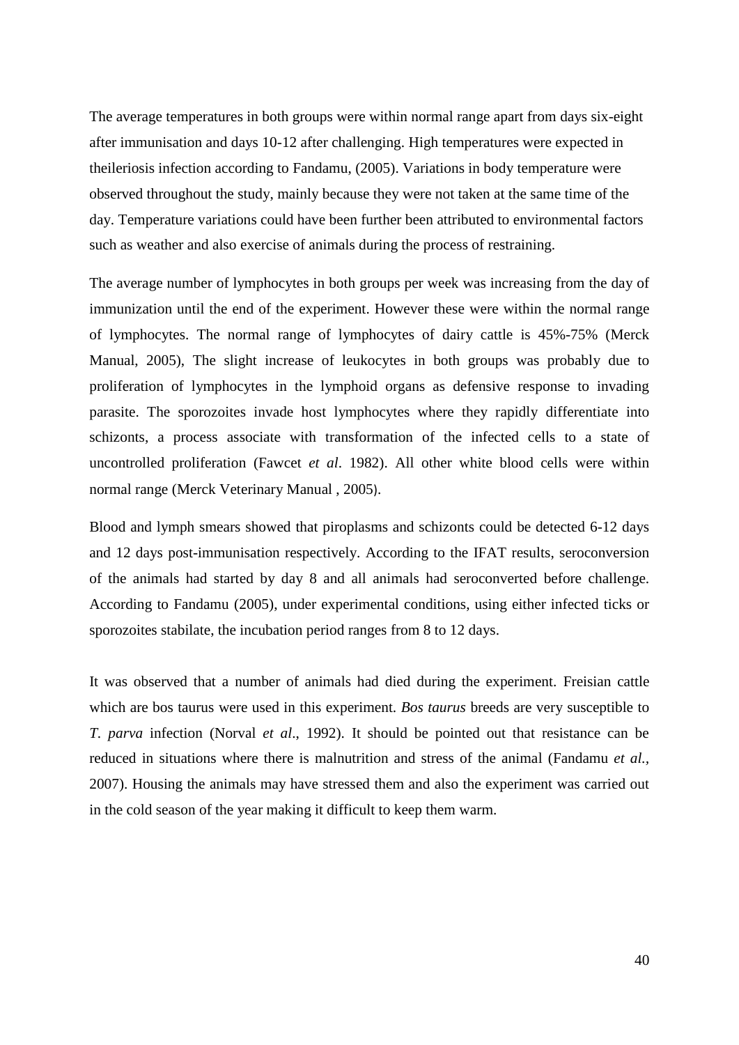The average temperatures in both groups were within normal range apart from days six-eight after immunisation and days 10-12 after challenging. High temperatures were expected in theileriosis infection according to Fandamu, (2005). Variations in body temperature were observed throughout the study, mainly because they were not taken at the same time of the day. Temperature variations could have been further been attributed to environmental factors such as weather and also exercise of animals during the process of restraining.

The average number of lymphocytes in both groups per week was increasing from the day of immunization until the end of the experiment. However these were within the normal range of lymphocytes. The normal range of lymphocytes of dairy cattle is 45%-75% (Merck Manual, 2005), The slight increase of leukocytes in both groups was probably due to proliferation of lymphocytes in the lymphoid organs as defensive response to invading parasite. The sporozoites invade host lymphocytes where they rapidly differentiate into schizonts, a process associate with transformation of the infected cells to a state of uncontrolled proliferation (Fawcet *et al*. 1982). All other white blood cells were within normal range (Merck Veterinary Manual , 2005).

Blood and lymph smears showed that piroplasms and schizonts could be detected 6-12 days and 12 days post-immunisation respectively. According to the IFAT results, seroconversion of the animals had started by day 8 and all animals had seroconverted before challenge. According to Fandamu (2005), under experimental conditions, using either infected ticks or sporozoites stabilate, the incubation period ranges from 8 to 12 days.

It was observed that a number of animals had died during the experiment. Freisian cattle which are bos taurus were used in this experiment. *Bos taurus* breeds are very susceptible to *T. parva* infection (Norval *et al*., 1992). It should be pointed out that resistance can be reduced in situations where there is malnutrition and stress of the animal (Fandamu *et al.*, 2007). Housing the animals may have stressed them and also the experiment was carried out in the cold season of the year making it difficult to keep them warm.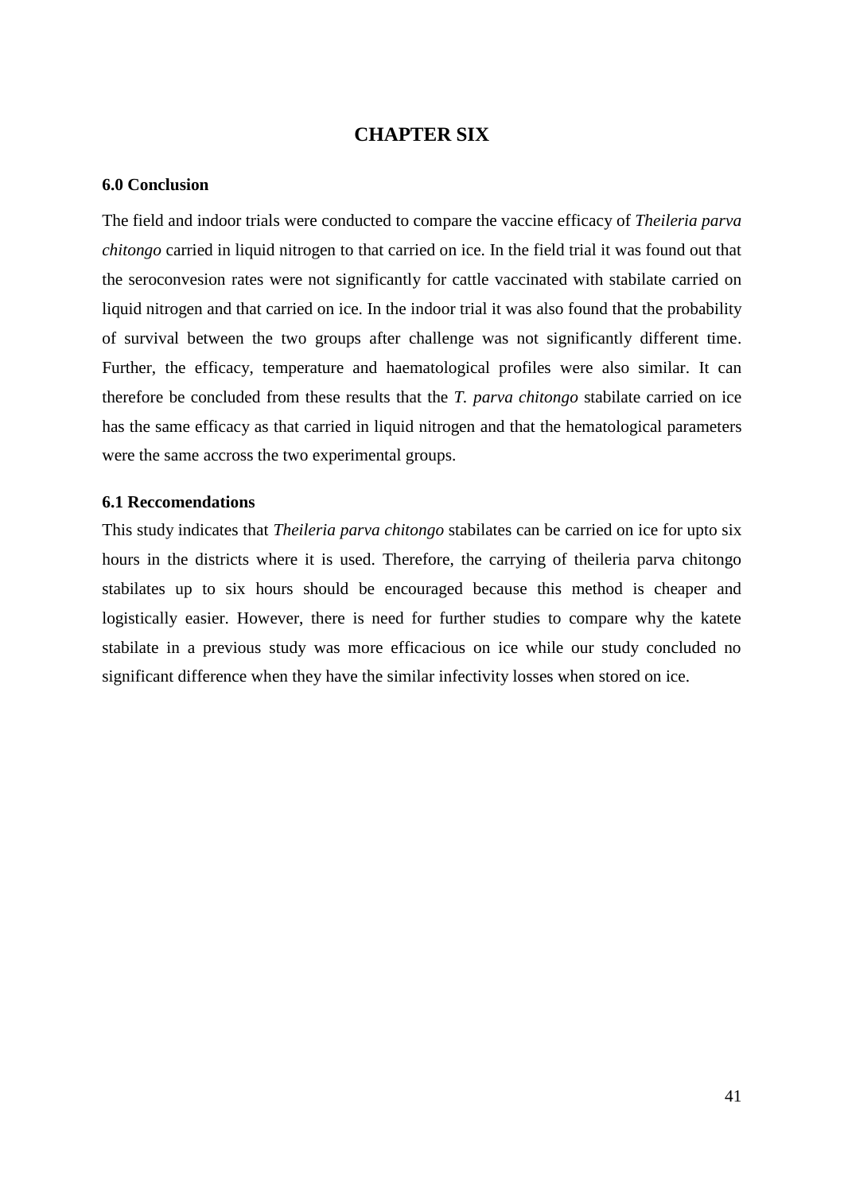# CHAPTER SIX

## 6.0 Conclusion

The field and indoor trials were conducted to compare the vaccine efficacy of *Theileria parva chitongo* carried in liquid nitrogen to that carried on ice. In the field trial it was found out that the seroconvesion rates were not significantly for cattle vaccinated with stabilate carried on liquid nitrogen and that carried on ice. In the indoor trial it was also found that the probability of survival between the two groups after challenge was not significantly different time. Further, the efficacy, temperature and haematological profiles were also similar. It can therefore be concluded from these results that the *T. parva chitongo* stabilate carried on ice has the same efficacy as that carried in liquid nitrogen and that the hematological parameters were the same accross the two experimental groups.

## 6.1 Reccomendations

This study indicates that *Theileria parva chitongo* stabilates can be carried on ice for upto six hours in the districts where it is used. Therefore, the carrying of theileria parva chitongo stabilates up to six hours should be encouraged because this method is cheaper and logistically easier. However, there is need for further studies to compare why the katete stabilate in a previous study was more efficacious on ice while our study concluded no significant difference when they have the similar infectivity losses when stored on ice.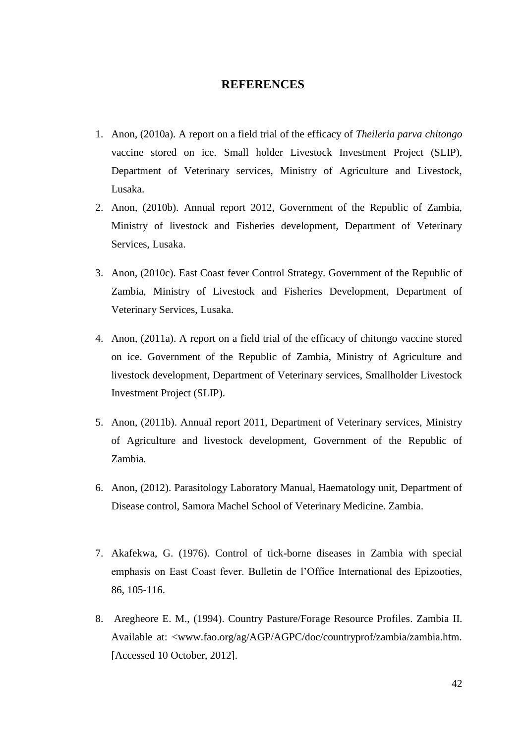# REFERENCES

1. Anon, (2010a). A report on a field trial of the efficacy of *Theileria parva chitongo* vaccine stored on ice. Small holder Livestock Investment Project (SLIP), Department of Veterinary services, Ministry of Agriculture and Livestock, Lusaka.
2. Anon, (2010b). Annual report 2012, Government of the Republic of Zambia, Ministry of livestock and Fisheries development, Department of Veterinary Services, Lusaka.
3. Anon, (2010c). East Coast fever Control Strategy. Government of the Republic of Zambia, Ministry of Livestock and Fisheries Development, Department of Veterinary Services, Lusaka.
4. Anon, (2011a). A report on a field trial of the efficacy of chitongo vaccine stored on ice. Government of the Republic of Zambia, Ministry of Agriculture and livestock development, Department of Veterinary services, Smallholder Livestock Investment Project (SLIP).
5. Anon, (2011b). Annual report 2011, Department of Veterinary services, Ministry of Agriculture and livestock development, Government of the Republic of Zambia.
6. Anon, (2012). Parasitology Laboratory Manual, Haematology unit, Department of Disease control, Samora Machel School of Veterinary Medicine. Zambia.
7. Akafekwa, G. (1976). Control of tick-borne diseases in Zambia with special emphasis on East Coast fever. Bulletin de l'Office International des Epizooties, 86, 105-116.
8. Aregheore E. M., (1994). Country Pasture/Forage Resource Profiles. Zambia II. Available at: <www.fao.org/ag/AGP/AGPC/doc/countryprof/zambia/zambia.htm. [Accessed 10 October, 2012].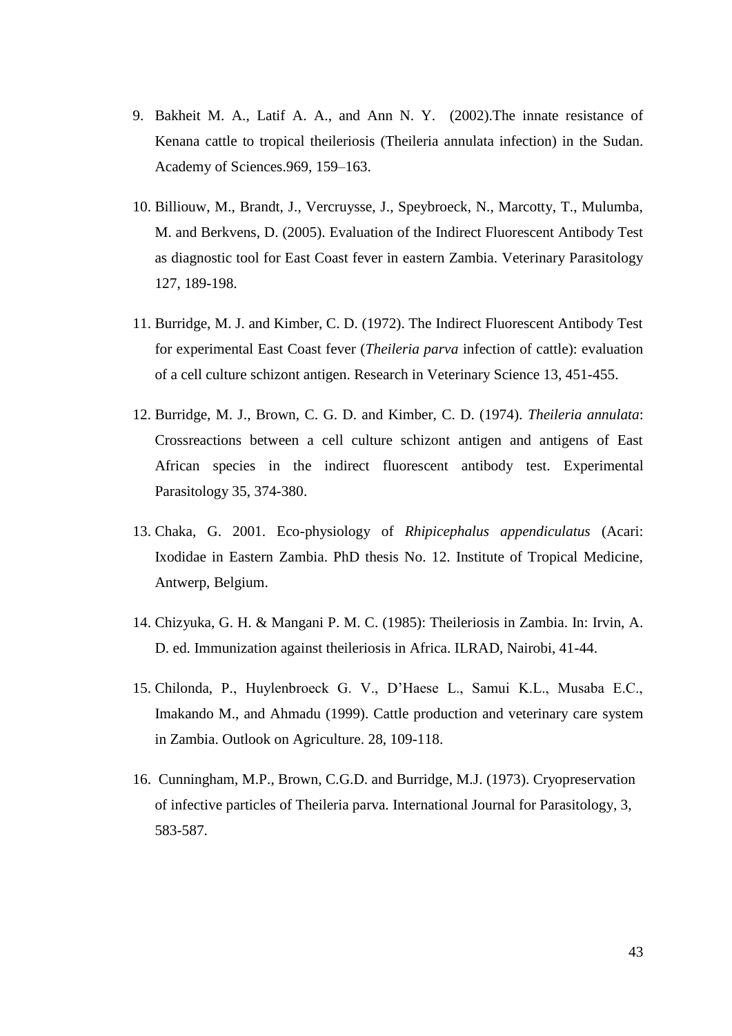9. Bakheit M. A., Latif A. A., and Ann N. Y. (2002).The innate resistance of Kenana cattle to tropical theileriosis (Theileria annulata infection) in the Sudan. Academy of Sciences.969, 159–163.

10. Billiouw, M., Brandt, J., Vercruysse, J., Speybroeck, N., Marcotty, T., Mulumba, M. and Berkvens, D. (2005). Evaluation of the Indirect Fluorescent Antibody Test as diagnostic tool for East Coast fever in eastern Zambia. Veterinary Parasitology 127, 189-198.

11. Burridge, M. J. and Kimber, C. D. (1972). The Indirect Fluorescent Antibody Test for experimental East Coast fever (*Theileria parva* infection of cattle): evaluation of a cell culture schizont antigen. Research in Veterinary Science 13, 451-455.

12. Burridge, M. J., Brown, C. G. D. and Kimber, C. D. (1974). *Theileria annulata*: Crossreactions between a cell culture schizont antigen and antigens of East African species in the indirect fluorescent antibody test. Experimental Parasitology 35, 374-380.

13. Chaka, G. 2001. Eco-physiology of *Rhipicephalus appendiculatus* (Acari: Ixodidae in Eastern Zambia. PhD thesis No. 12. Institute of Tropical Medicine, Antwerp, Belgium.

14. Chizyuka, G. H. & Mangani P. M. C. (1985): Theileriosis in Zambia. In: Irvin, A. D. ed. Immunization against theileriosis in Africa. ILRAD, Nairobi, 41-44.

15. Chilonda, P., Huylenbroeck G. V., D'Haese L., Samui K.L., Musaba E.C., Imakando M., and Ahmadu (1999). Cattle production and veterinary care system in Zambia. Outlook on Agriculture. 28, 109-118.

16. Cunningham, M.P., Brown, C.G.D. and Burridge, M.J. (1973). Cryopreservation of infective particles of Theileria parva. International Journal for Parasitology, 3, 583-587.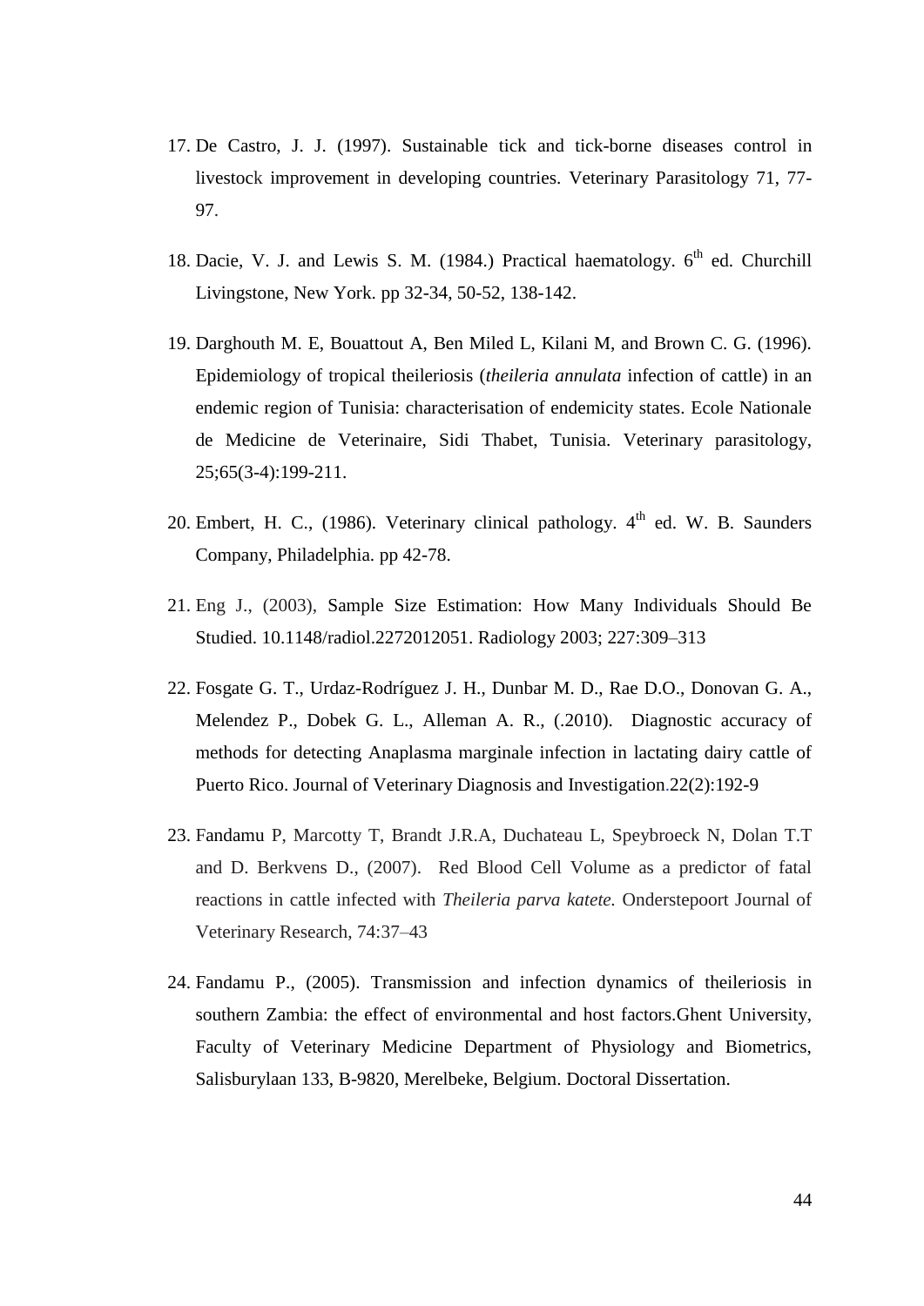17. De Castro, J. J. (1997). Sustainable tick and tick-borne diseases control in livestock improvement in developing countries. Veterinary Parasitology 71, 77-97.

18. Dacie, V. J. and Lewis S. M. (1984.) Practical haematology. 6th ed. Churchill Livingstone, New York. pp 32-34, 50-52, 138-142.

19. Darghouth M. E, Bouattout A, Ben Miled L, Kilani M, and Brown C. G. (1996). Epidemiology of tropical theileriosis (*theileria annulata* infection of cattle) in an endemic region of Tunisia: characterisation of endemicity states. Ecole Nationale de Medicine de Veterinaire, Sidi Thabet, Tunisia. Veterinary parasitology, 25;65(3-4):199-211.

20. Embert, H. C., (1986). Veterinary clinical pathology. 4th ed. W. B. Saunders Company, Philadelphia. pp 42-78.

21. Eng J., (2003), Sample Size Estimation: How Many Individuals Should Be Studied. 10.1148/radiol.2272012051. Radiology 2003; 227:309–313

22. Fosgate G. T., Urdaz-Rodríguez J. H., Dunbar M. D., Rae D.O., Donovan G. A., Melendez P., Dobek G. L., Alleman A. R., (.2010). Diagnostic accuracy of methods for detecting Anaplasma marginale infection in lactating dairy cattle of Puerto Rico. Journal of Veterinary Diagnosis and Investigation.22(2):192-9

23. Fandamu P, Marcotty T, Brandt J.R.A, Duchateau L, Speybroeck N, Dolan T.T and D. Berkvens D., (2007). Red Blood Cell Volume as a predictor of fatal reactions in cattle infected with *Theileria parva katete.* Onderstepoort Journal of Veterinary Research, 74:37–43

24. Fandamu P., (2005). Transmission and infection dynamics of theileriosis in southern Zambia: the effect of environmental and host factors.Ghent University, Faculty of Veterinary Medicine Department of Physiology and Biometrics, Salisburylaan 133, B-9820, Merelbeke, Belgium. Doctoral Dissertation.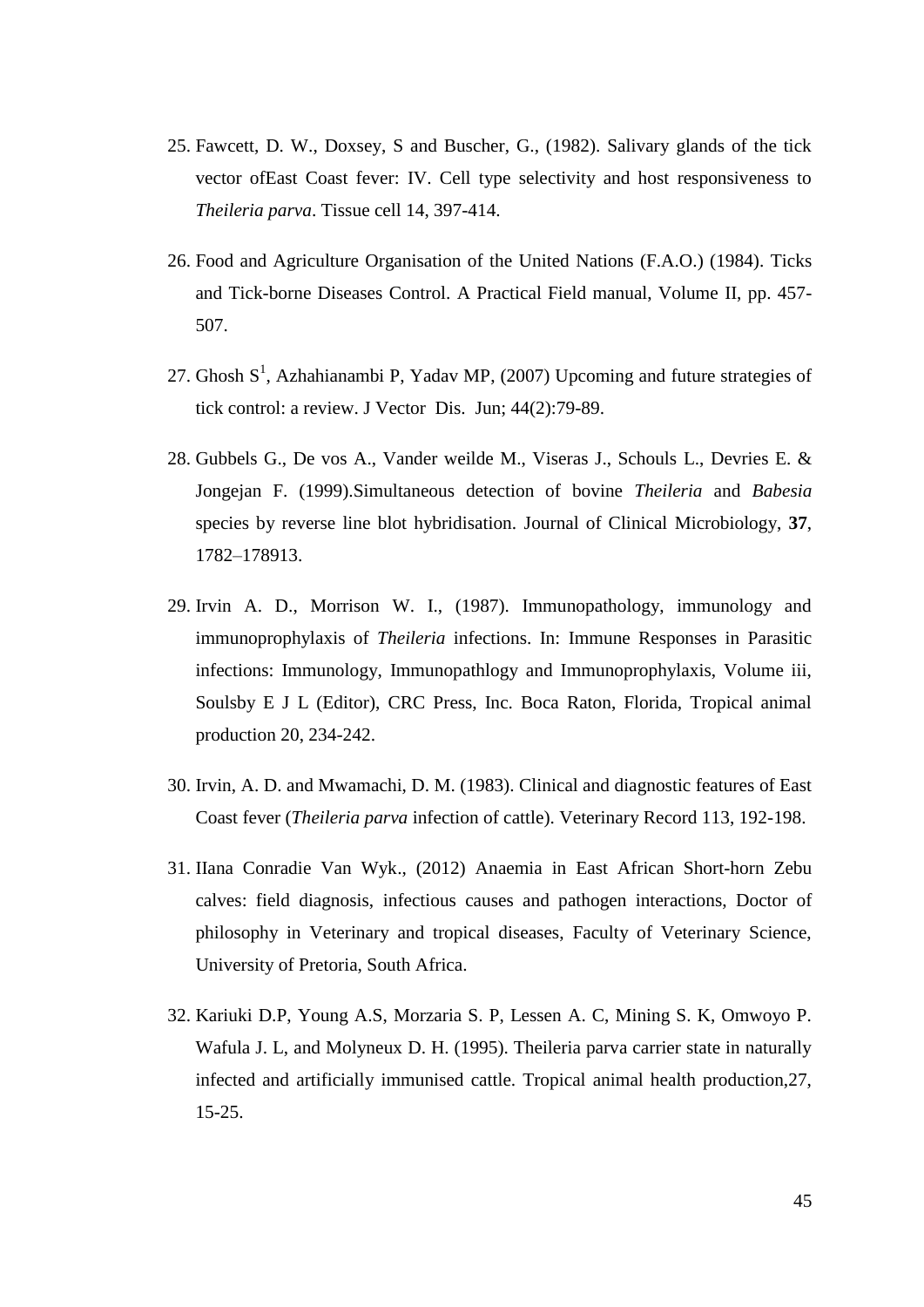25. Fawcett, D. W., Doxsey, S and Buscher, G., (1982). Salivary glands of the tick vector ofEast Coast fever: IV. Cell type selectivity and host responsiveness to *Theileria parva*. Tissue cell 14, 397-414.

26. Food and Agriculture Organisation of the United Nations (F.A.O.) (1984). Ticks and Tick-borne Diseases Control. A Practical Field manual, Volume II, pp. 457-507.

27. Ghosh S[1], Azhahianambi P, Yadav MP, (2007) Upcoming and future strategies of tick control: a review. J Vector Dis. Jun; 44(2):79-89.

28. Gubbels G., De vos A., Vander weilde M., Viseras J., Schouls L., Devries E. & Jongejan F. (1999).Simultaneous detection of bovine *Theileria* and *Babesia* species by reverse line blot hybridisation. Journal of Clinical Microbiology, **37**, 1782–178913.

29. Irvin A. D., Morrison W. I., (1987). Immunopathology, immunology and immunoprophylaxis of *Theileria* infections. In: Immune Responses in Parasitic infections: Immunology, Immunopathlogy and Immunoprophylaxis, Volume iii, Soulsby E J L (Editor), CRC Press, Inc. Boca Raton, Florida, Tropical animal production 20, 234-242.

30. Irvin, A. D. and Mwamachi, D. M. (1983). Clinical and diagnostic features of East Coast fever (*Theileria parva* infection of cattle). Veterinary Record 113, 192-198.

31. IIana Conradie Van Wyk., (2012) Anaemia in East African Short-horn Zebu calves: field diagnosis, infectious causes and pathogen interactions, Doctor of philosophy in Veterinary and tropical diseases, Faculty of Veterinary Science, University of Pretoria, South Africa.

32. Kariuki D.P, Young A.S, Morzaria S. P, Lessen A. C, Mining S. K, Omwoyo P. Wafula J. L, and Molyneux D. H. (1995). Theileria parva carrier state in naturally infected and artificially immunised cattle. Tropical animal health production,27, 15-25.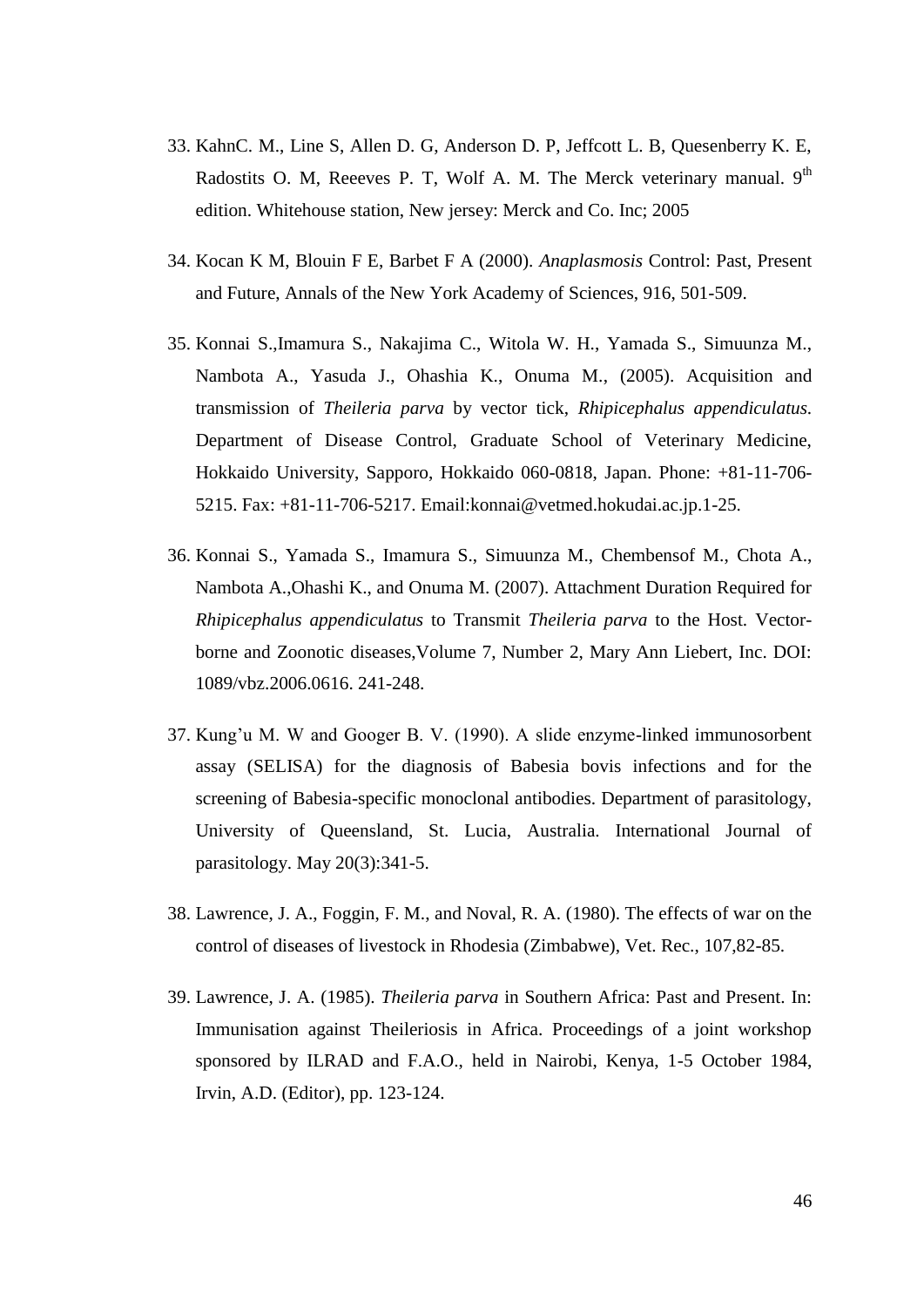33. KahnC. M., Line S, Allen D. G, Anderson D. P, Jeffcott L. B, Quesenberry K. E, Radostits O. M, Reeeves P. T, Wolf A. M. The Merck veterinary manual. 9$^{th}$ edition. Whitehouse station, New jersey: Merck and Co. Inc; 2005

34. Kocan K M, Blouin F E, Barbet F A (2000). *Anaplasmosis* Control: Past, Present and Future, Annals of the New York Academy of Sciences, 916, 501-509.

35. Konnai S.,Imamura S., Nakajima C., Witola W. H., Yamada S., Simuunza M., Nambota A., Yasuda J., Ohashia K., Onuma M., (2005). Acquisition and transmission of *Theileria parva* by vector tick, *Rhipicephalus appendiculatus.* Department of Disease Control, Graduate School of Veterinary Medicine, Hokkaido University, Sapporo, Hokkaido 060-0818, Japan. Phone: +81-11-706-5215. Fax: +81-11-706-5217. Email:konnai@vetmed.hokudai.ac.jp.1-25.

36. Konnai S., Yamada S., Imamura S., Simuunza M., Chembensof M., Chota A., Nambota A.,Ohashi K., and Onuma M. (2007). Attachment Duration Required for *Rhipicephalus appendiculatus* to Transmit *Theileria parva* to the Host. Vector-borne and Zoonotic diseases,Volume 7, Number 2, Mary Ann Liebert, Inc. DOI: 1089/vbz.2006.0616. 241-248.

37. Kung'u M. W and Googer B. V. (1990). A slide enzyme-linked immunosorbent assay (SELISA) for the diagnosis of Babesia bovis infections and for the screening of Babesia-specific monoclonal antibodies. Department of parasitology, University of Queensland, St. Lucia, Australia. International Journal of parasitology. May 20(3):341-5.

38. Lawrence, J. A., Foggin, F. M., and Noval, R. A. (1980). The effects of war on the control of diseases of livestock in Rhodesia (Zimbabwe), Vet. Rec., 107,82-85.

39. Lawrence, J. A. (1985). *Theileria parva* in Southern Africa: Past and Present. In: Immunisation against Theileriosis in Africa. Proceedings of a joint workshop sponsored by ILRAD and F.A.O., held in Nairobi, Kenya, 1-5 October 1984, Irvin, A.D. (Editor), pp. 123-124.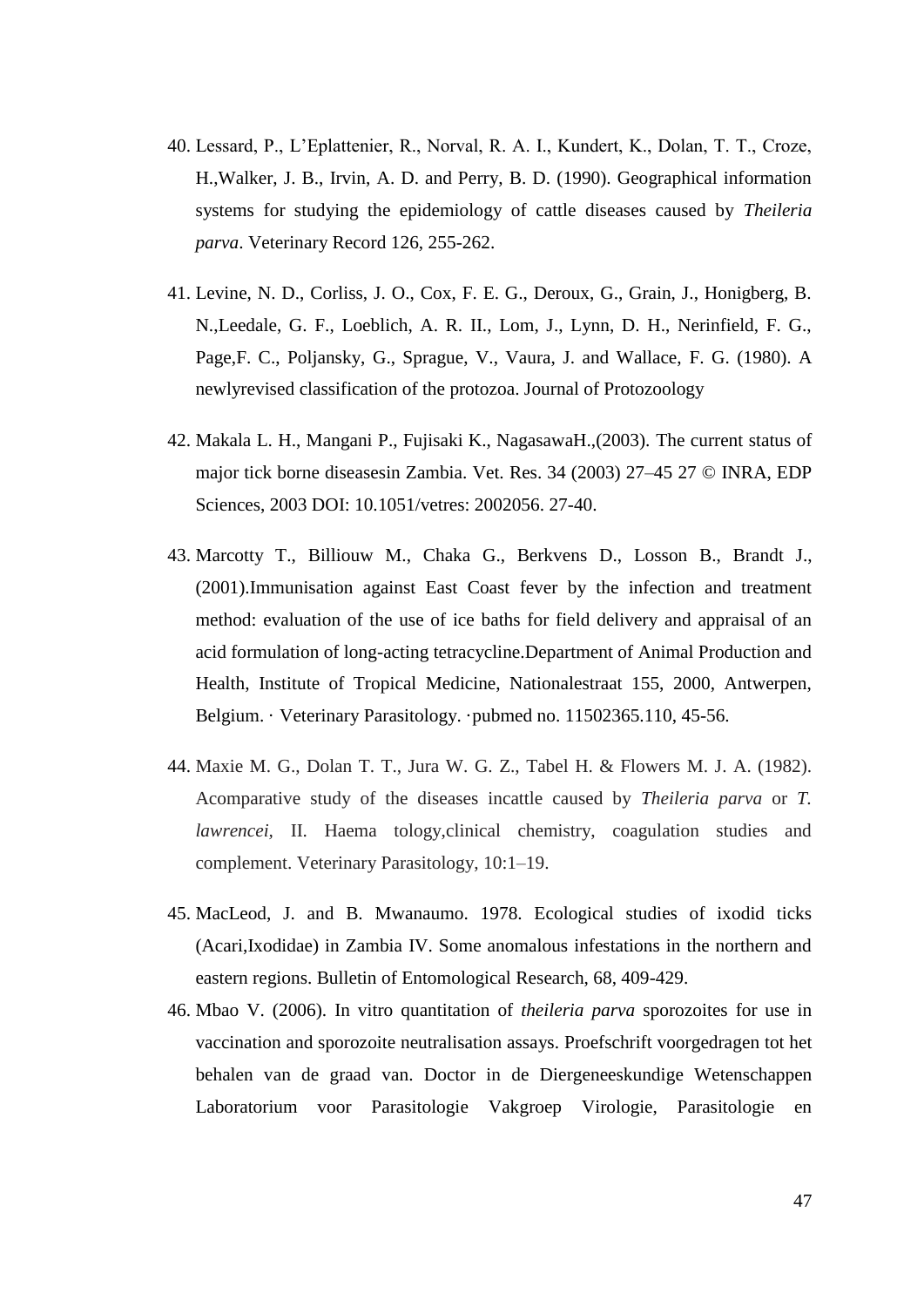40. Lessard, P., L'Eplattenier, R., Norval, R. A. I., Kundert, K., Dolan, T. T., Croze, H.,Walker, J. B., Irvin, A. D. and Perry, B. D. (1990). Geographical information systems for studying the epidemiology of cattle diseases caused by *Theileria parva*. Veterinary Record 126, 255-262.

41. Levine, N. D., Corliss, J. O., Cox, F. E. G., Deroux, G., Grain, J., Honigberg, B. N.,Leedale, G. F., Loeblich, A. R. II., Lom, J., Lynn, D. H., Nerinfield, F. G., Page,F. C., Poljansky, G., Sprague, V., Vaura, J. and Wallace, F. G. (1980). A newlyrevised classification of the protozoa. Journal of Protozoology

42. Makala L. H., Mangani P., Fujisaki K., NagasawaH.,(2003). The current status of major tick borne diseasesin Zambia. Vet. Res. 34 (2003) 27–45 27 © INRA, EDP Sciences, 2003 DOI: 10.1051/vetres: 2002056. 27-40.

43. Marcotty T., Billiouw M., Chaka G., Berkvens D., Losson B., Brandt J., (2001).Immunisation against East Coast fever by the infection and treatment method: evaluation of the use of ice baths for field delivery and appraisal of an acid formulation of long-acting tetracycline.Department of Animal Production and Health, Institute of Tropical Medicine, Nationalestraat 155, 2000, Antwerpen, Belgium. · Veterinary Parasitology. ·pubmed no. 11502365.110, 45-56.

44. Maxie M. G., Dolan T. T., Jura W. G. Z., Tabel H. & Flowers M. J. A. (1982). Acomparative study of the diseases incattle caused by *Theileria parva* or *T. lawrencei*, II. Haema tology,clinical chemistry, coagulation studies and complement. Veterinary Parasitology, 10:1–19.

45. MacLeod, J. and B. Mwanaumo. 1978. Ecological studies of ixodid ticks (Acari,Ixodidae) in Zambia IV. Some anomalous infestations in the northern and eastern regions. Bulletin of Entomological Research, 68, 409-429.

46. Mbao V. (2006). In vitro quantitation of *theileria parva* sporozoites for use in vaccination and sporozoite neutralisation assays. Proefschrift voorgedragen tot het behalen van de graad van. Doctor in de Diergeneeskundige Wetenschappen Laboratorium voor Parasitologie Vakgroep Virologie, Parasitologie en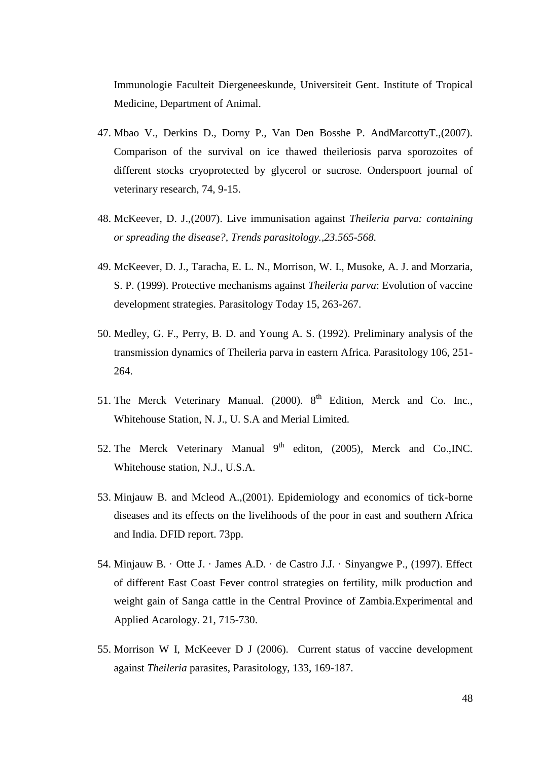Immunologie Faculteit Diergeneeskunde, Universiteit Gent. Institute of Tropical Medicine, Department of Animal.

47. Mbao V., Derkins D., Dorny P., Van Den Bosshe P. AndMarcottyT.,(2007). Comparison of the survival on ice thawed theileriosis parva sporozoites of different stocks cryoprotected by glycerol or sucrose. Onderspoort journal of veterinary research, 74, 9-15.

48. McKeever, D. J.,(2007). Live immunisation against *Theileria parva: containing or spreading the disease?, Trends parasitology.,23.565-568.*

49. McKeever, D. J., Taracha, E. L. N., Morrison, W. I., Musoke, A. J. and Morzaria, S. P. (1999). Protective mechanisms against *Theileria parva*: Evolution of vaccine development strategies. Parasitology Today 15, 263-267.

50. Medley, G. F., Perry, B. D. and Young A. S. (1992). Preliminary analysis of the transmission dynamics of Theileria parva in eastern Africa. Parasitology 106, 251-264.

51. The Merck Veterinary Manual. (2000). 8th Edition, Merck and Co. Inc., Whitehouse Station, N. J., U. S.A and Merial Limited.

52. The Merck Veterinary Manual 9th editon, (2005), Merck and Co.,INC. Whitehouse station, N.J., U.S.A.

53. Minjauw B. and Mcleod A.,(2001). Epidemiology and economics of tick-borne diseases and its effects on the livelihoods of the poor in east and southern Africa and India. DFID report. 73pp.

54. Minjauw B. · Otte J. · James A.D. · de Castro J.J. · Sinyangwe P., (1997). Effect of different East Coast Fever control strategies on fertility, milk production and weight gain of Sanga cattle in the Central Province of Zambia.Experimental and Applied Acarology. 21, 715-730.

55. Morrison W I, McKeever D J (2006). Current status of vaccine development against *Theileria* parasites, Parasitology, 133, 169-187.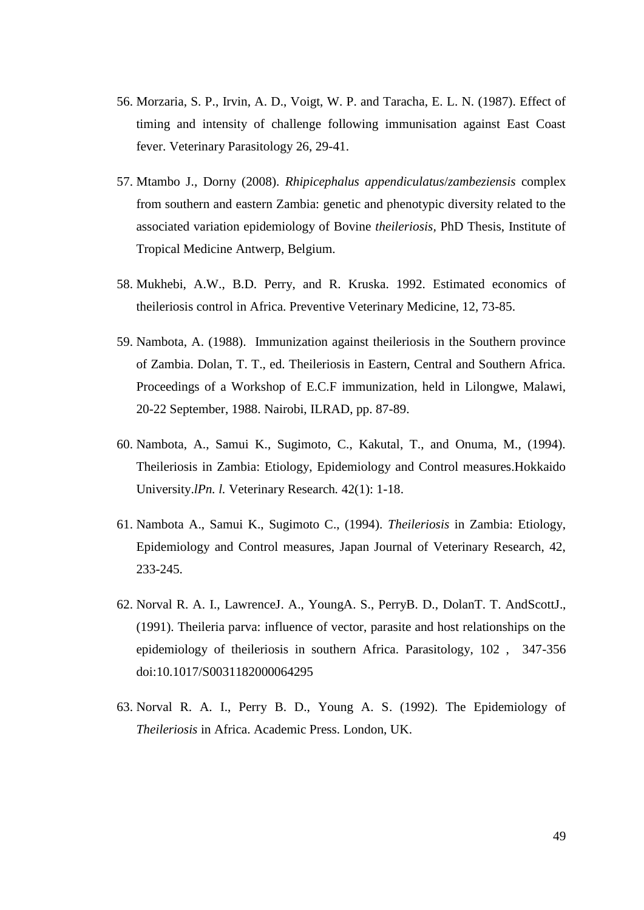56. Morzaria, S. P., Irvin, A. D., Voigt, W. P. and Taracha, E. L. N. (1987). Effect of timing and intensity of challenge following immunisation against East Coast fever. Veterinary Parasitology 26, 29-41.

57. Mtambo J., Dorny (2008). *Rhipicephalus appendiculatus*/*zambeziensis* complex from southern and eastern Zambia: genetic and phenotypic diversity related to the associated variation epidemiology of Bovine *theileriosis*, PhD Thesis, Institute of Tropical Medicine Antwerp, Belgium.

58. Mukhebi, A.W., B.D. Perry, and R. Kruska. 1992. Estimated economics of theileriosis control in Africa. Preventive Veterinary Medicine, 12, 73-85.

59. Nambota, A. (1988). Immunization against theileriosis in the Southern province of Zambia. Dolan, T. T., ed. Theileriosis in Eastern, Central and Southern Africa. Proceedings of a Workshop of E.C.F immunization, held in Lilongwe, Malawi, 20-22 September, 1988. Nairobi, ILRAD, pp. 87-89.

60. Nambota, A., Samui K., Sugimoto, C., Kakutal, T., and Onuma, M., (1994). Theileriosis in Zambia: Etiology, Epidemiology and Control measures.Hokkaido University.*lPn. l.* Veterinary Research*.* 42(1): 1-18.

61. Nambota A., Samui K., Sugimoto C., (1994). *Theileriosis* in Zambia: Etiology, Epidemiology and Control measures, Japan Journal of Veterinary Research, 42, 233-245.

62. Norval R. A. I., LawrenceJ. A., YoungA. S., PerryB. D., DolanT. T. AndScottJ., (1991). Theileria parva: influence of vector, parasite and host relationships on the epidemiology of theileriosis in southern Africa. Parasitology, 102 , 347-356 doi:10.1017/S0031182000064295

63. Norval R. A. I., Perry B. D., Young A. S. (1992). The Epidemiology of *Theileriosis* in Africa. Academic Press. London, UK.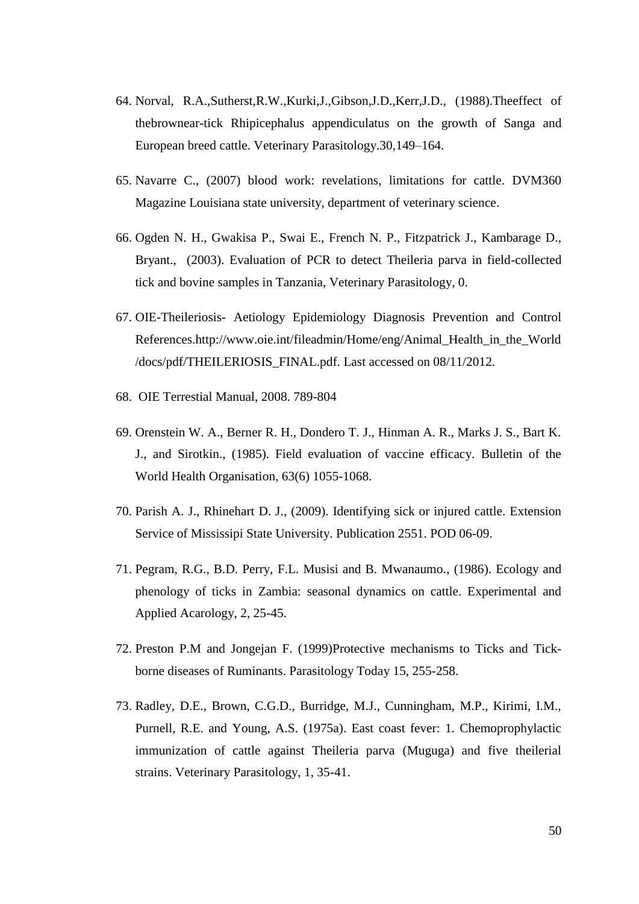64. Norval, R.A.,Sutherst,R.W.,Kurki,J.,Gibson,J.D.,Kerr,J.D., (1988).Theeffect of thebrownear-tick Rhipicephalus appendiculatus on the growth of Sanga and European breed cattle. Veterinary Parasitology.30,149–164.

65. Navarre C., (2007) blood work: revelations, limitations for cattle. DVM360 Magazine Louisiana state university, department of veterinary science.

66. Ogden N. H., Gwakisa P., Swai E., French N. P., Fitzpatrick J., Kambarage D., Bryant., (2003). Evaluation of PCR to detect Theileria parva in field-collected tick and bovine samples in Tanzania, Veterinary Parasitology, 0.

67. OIE-Theileriosis- Aetiology Epidemiology Diagnosis Prevention and Control References.http://www.oie.int/fileadmin/Home/eng/Animal_Health_in_the_World /docs/pdf/THEILERIOSIS_FINAL.pdf. Last accessed on 08/11/2012.

68. OIE Terrestial Manual, 2008. 789-804

69. Orenstein W. A., Berner R. H., Dondero T. J., Hinman A. R., Marks J. S., Bart K. J., and Sirotkin., (1985). Field evaluation of vaccine efficacy. Bulletin of the World Health Organisation, 63(6) 1055-1068.

70. Parish A. J., Rhinehart D. J., (2009). Identifying sick or injured cattle. Extension Service of Mississipi State University. Publication 2551. POD 06-09.

71. Pegram, R.G., B.D. Perry, F.L. Musisi and B. Mwanaumo., (1986). Ecology and phenology of ticks in Zambia: seasonal dynamics on cattle. Experimental and Applied Acarology, 2, 25-45.

72. Preston P.M and Jongejan F. (1999)Protective mechanisms to Ticks and Tick-borne diseases of Ruminants. Parasitology Today 15, 255-258.

73. Radley, D.E., Brown, C.G.D., Burridge, M.J., Cunningham, M.P., Kirimi, I.M., Purnell, R.E. and Young, A.S. (1975a). East coast fever: 1. Chemoprophylactic immunization of cattle against Theileria parva (Muguga) and five theilerial strains. Veterinary Parasitology, 1, 35-41.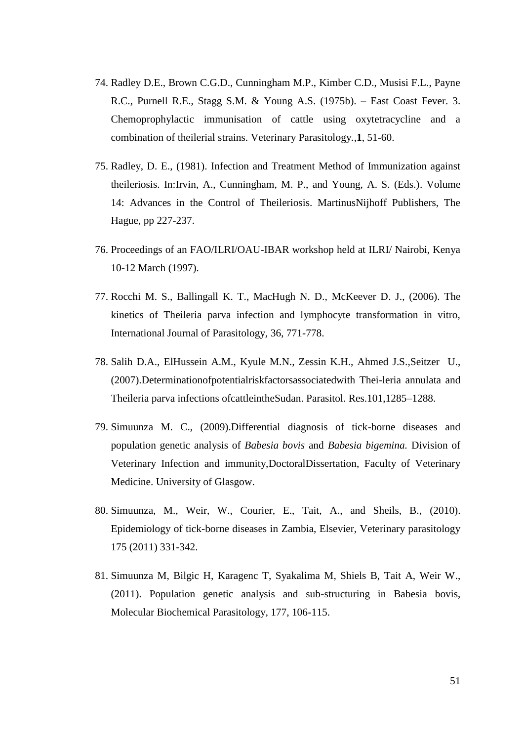74. Radley D.E., Brown C.G.D., Cunningham M.P., Kimber C.D., Musisi F.L., Payne R.C., Purnell R.E., Stagg S.M. & Young A.S. (1975b). – East Coast Fever. 3. Chemoprophylactic immunisation of cattle using oxytetracycline and a combination of theilerial strains. Veterinary Parasitology.,**1**, 51-60.

75. Radley, D. E., (1981). Infection and Treatment Method of Immunization against theileriosis. In:Irvin, A., Cunningham, M. P., and Young, A. S. (Eds.). Volume 14: Advances in the Control of Theileriosis. MartinusNijhoff Publishers, The Hague, pp 227-237.

76. Proceedings of an FAO/ILRI/OAU-IBAR workshop held at ILRI/ Nairobi, Kenya 10-12 March (1997).

77. Rocchi M. S., Ballingall K. T., MacHugh N. D., McKeever D. J., (2006). The kinetics of Theileria parva infection and lymphocyte transformation in vitro, International Journal of Parasitology, 36, 771-778.

78. Salih D.A., ElHussein A.M., Kyule M.N., Zessin K.H., Ahmed J.S.,Seitzer U., (2007).Determinationofpotentialriskfactorsassociatedwith Thei-leria annulata and Theileria parva infections ofcattleintheSudan. Parasitol. Res.101,1285–1288.

79. Simuunza M. C., (2009).Differential diagnosis of tick-borne diseases and population genetic analysis of *Babesia bovis* and *Babesia bigemina.* Division of Veterinary Infection and immunity,DoctoralDissertation, Faculty of Veterinary Medicine. University of Glasgow.

80. Simuunza, M., Weir, W., Courier, E., Tait, A., and Sheils, B., (2010). Epidemiology of tick-borne diseases in Zambia, Elsevier, Veterinary parasitology 175 (2011) 331-342.

81. Simuunza M, Bilgic H, Karagenc T, Syakalima M, Shiels B, Tait A, Weir W., (2011). Population genetic analysis and sub-structuring in Babesia bovis, Molecular Biochemical Parasitology, 177, 106-115.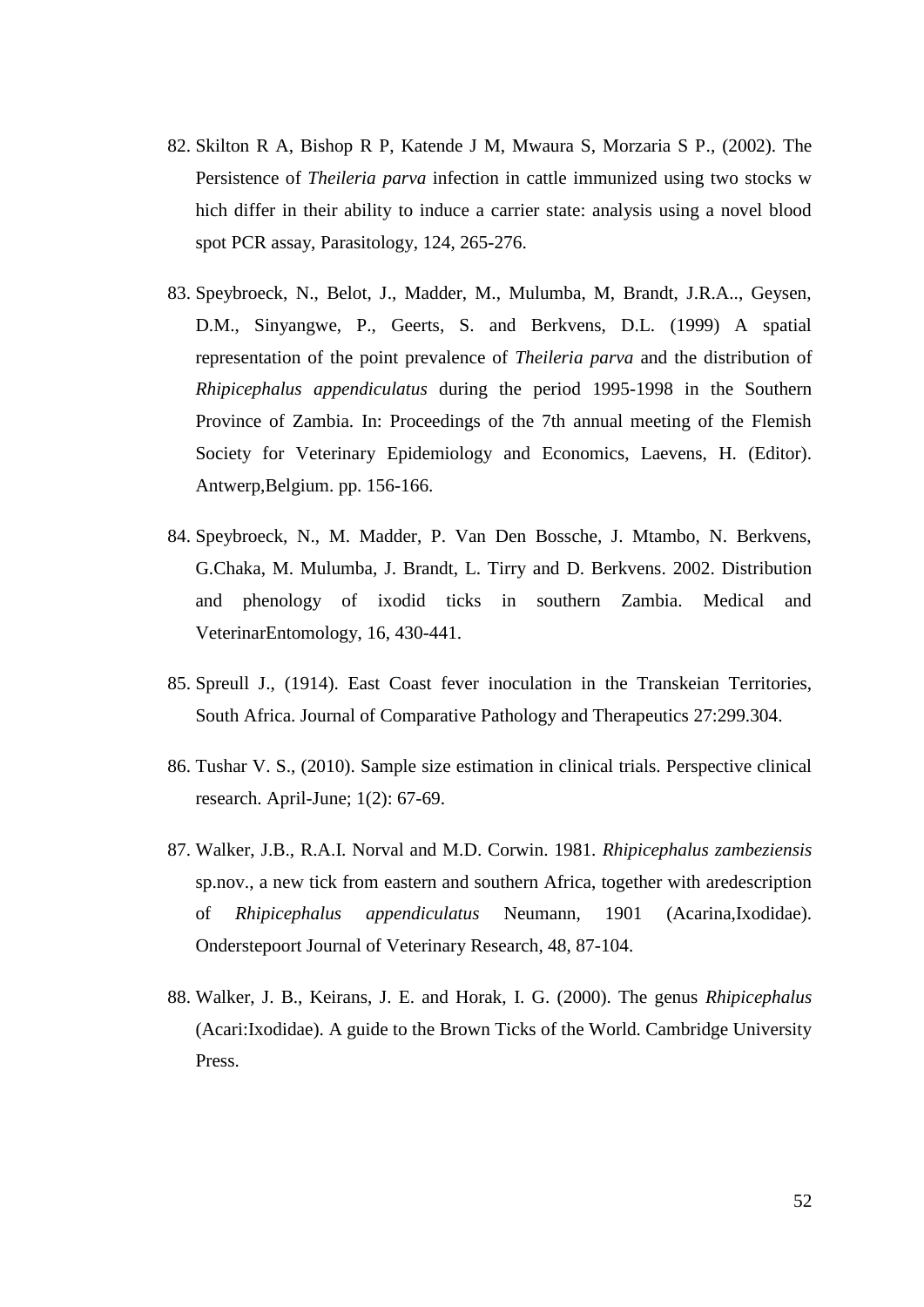82. Skilton R A, Bishop R P, Katende J M, Mwaura S, Morzaria S P., (2002). The Persistence of *Theileria parva* infection in cattle immunized using two stocks w hich differ in their ability to induce a carrier state: analysis using a novel blood spot PCR assay, Parasitology, 124, 265-276.

83. Speybroeck, N., Belot, J., Madder, M., Mulumba, M, Brandt, J.R.A.., Geysen, D.M., Sinyangwe, P., Geerts, S. and Berkvens, D.L. (1999) A spatial representation of the point prevalence of *Theileria parva* and the distribution of *Rhipicephalus appendiculatus* during the period 1995-1998 in the Southern Province of Zambia. In: Proceedings of the 7th annual meeting of the Flemish Society for Veterinary Epidemiology and Economics, Laevens, H. (Editor). Antwerp,Belgium. pp. 156-166.

84. Speybroeck, N., M. Madder, P. Van Den Bossche, J. Mtambo, N. Berkvens, G.Chaka, M. Mulumba, J. Brandt, L. Tirry and D. Berkvens. 2002. Distribution and phenology of ixodid ticks in southern Zambia. Medical and VeterinarEntomology, 16, 430-441.

85. Spreull J., (1914). East Coast fever inoculation in the Transkeian Territories, South Africa. Journal of Comparative Pathology and Therapeutics 27:299.304.

86. Tushar V. S., (2010). Sample size estimation in clinical trials. Perspective clinical research. April-June; 1(2): 67-69.

87. Walker, J.B., R.A.I. Norval and M.D. Corwin. 1981. *Rhipicephalus zambeziensis* sp.nov., a new tick from eastern and southern Africa, together with aredescription of *Rhipicephalus appendiculatus* Neumann, 1901 (Acarina,Ixodidae). Onderstepoort Journal of Veterinary Research, 48, 87-104.

88. Walker, J. B., Keirans, J. E. and Horak, I. G. (2000). The genus *Rhipicephalus* (Acari:Ixodidae). A guide to the Brown Ticks of the World. Cambridge University Press.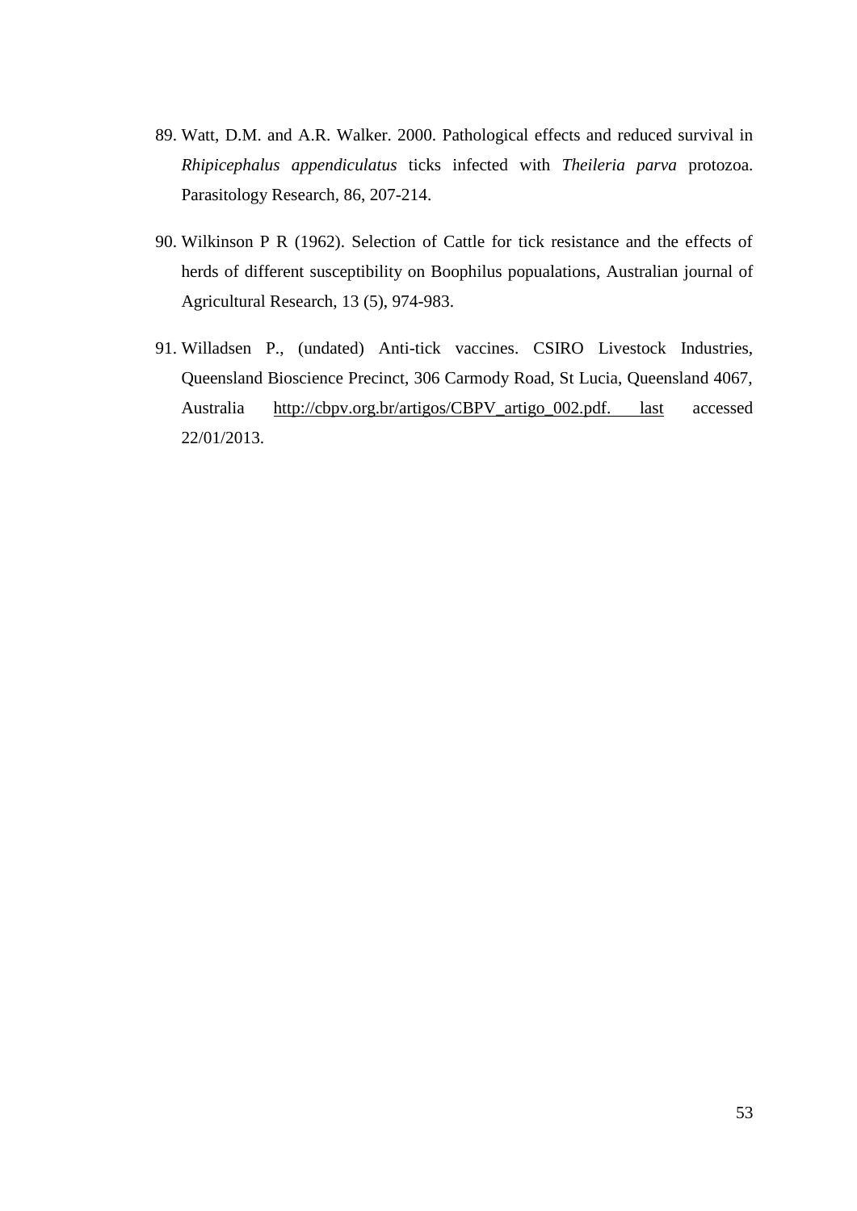89. Watt, D.M. and A.R. Walker. 2000. Pathological effects and reduced survival in *Rhipicephalus appendiculatus* ticks infected with *Theileria parva* protozoa. Parasitology Research, 86, 207-214.

90. Wilkinson P R (1962). Selection of Cattle for tick resistance and the effects of herds of different susceptibility on Boophilus popualations, Australian journal of Agricultural Research, 13 (5), 974-983.

91. Willadsen P., (undated) Anti-tick vaccines. CSIRO Livestock Industries, Queensland Bioscience Precinct, 306 Carmody Road, St Lucia, Queensland 4067, Australia http://cbpv.org.br/artigos/CBPV_artigo_002.pdf. last accessed 22/01/2013.